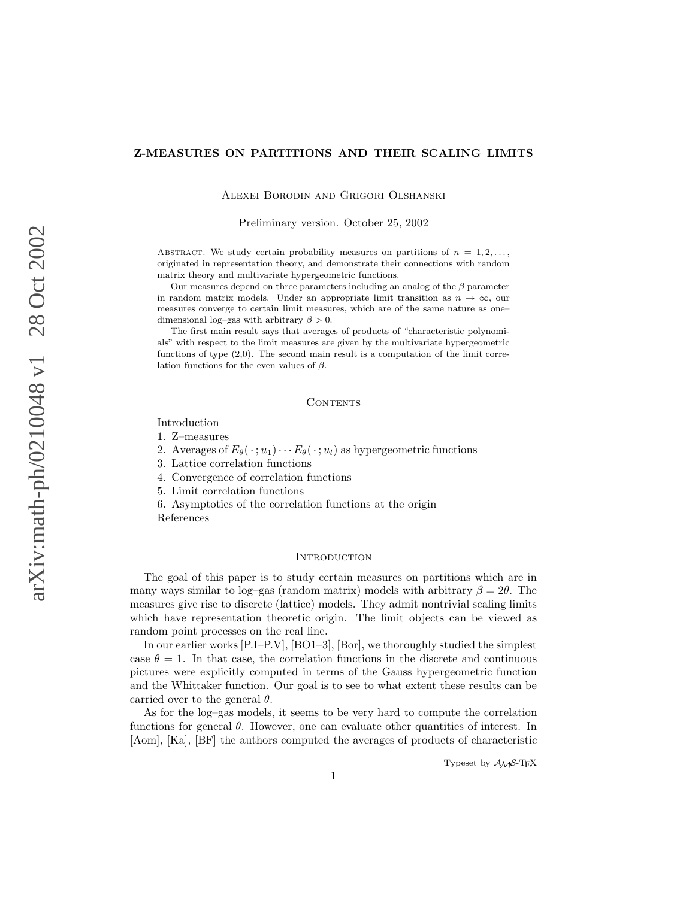# Z-MEASURES ON PARTITIONS AND THEIR SCALING LIMITS

Alexei Borodin and Grigori Olshanski

Preliminary version. October 25, 2002

Abstract. We study certain probability measures on partitions of $n = 1, 2, \dots$, originated in representation theory, and demonstrate their connections with random matrix theory and multivariate hypergeometric functions.

Our measures depend on three parameters including an analog of the $\beta$ parameter in random matrix models. Under an appropriate limit transition as $n \to \infty$, our measures converge to certain limit measures, which are of the same nature as one–dimensional log–gas with arbitrary $\beta > 0$.

The first main result says that averages of products of "characteristic polynomials" with respect to the limit measures are given by the multivariate hypergeometric functions of type (2,0). The second main result is a computation of the limit correlation functions for the even values of $\beta$.

## Contents

Introduction
1. Z–measures
2. Averages of $E_\theta(\,\cdot\,; u_1) \cdots E_\theta(\,\cdot\,; u_l)$ as hypergeometric functions
3. Lattice correlation functions
4. Convergence of correlation functions
5. Limit correlation functions
6. Asymptotics of the correlation functions at the origin

References

## Introduction

The goal of this paper is to study certain measures on partitions which are in many ways similar to log–gas (random matrix) models with arbitrary $\beta = 2\theta$. The measures give rise to discrete (lattice) models. They admit nontrivial scaling limits which have representation theoretic origin. The limit objects can be viewed as random point processes on the real line.

In our earlier works [P.I–P.V], [BO1–3], [Bor], we thoroughly studied the simplest case $\theta = 1$. In that case, the correlation functions in the discrete and continuous pictures were explicitly computed in terms of the Gauss hypergeometric function and the Whittaker function. Our goal is to see to what extent these results can be carried over to the general $\theta$.

As for the log–gas models, it seems to be very hard to compute the correlation functions for general $\theta$. However, one can evaluate other quantities of interest. In [Aom], [Ka], [BF] the authors computed the averages of products of characteristic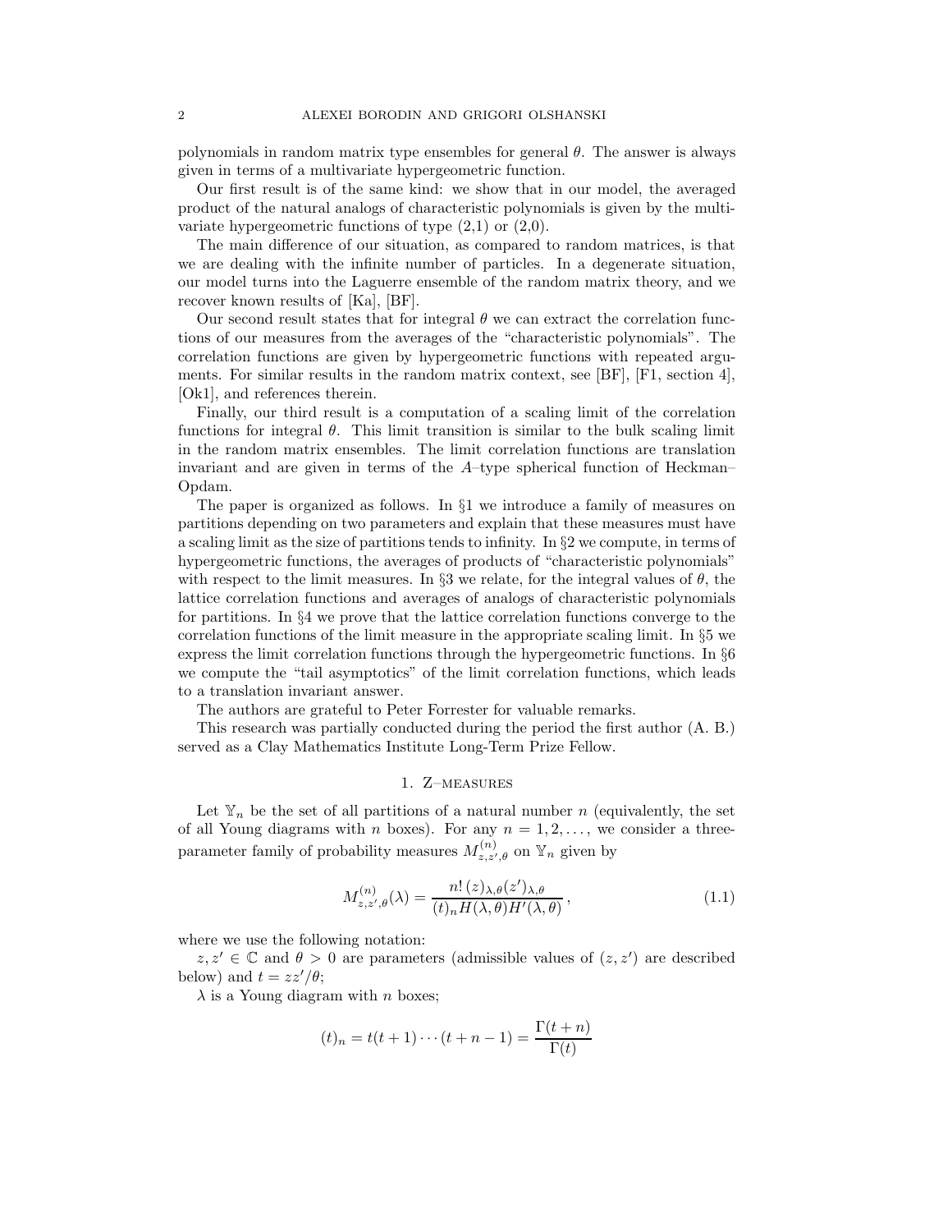polynomials in random matrix type ensembles for general $\theta$. The answer is always given in terms of a multivariate hypergeometric function.

Our first result is of the same kind: we show that in our model, the averaged product of the natural analogs of characteristic polynomials is given by the multivariate hypergeometric functions of type (2,1) or (2,0).

The main difference of our situation, as compared to random matrices, is that we are dealing with the infinite number of particles. In a degenerate situation, our model turns into the Laguerre ensemble of the random matrix theory, and we recover known results of [Ka], [BF].

Our second result states that for integral $\theta$ we can extract the correlation functions of our measures from the averages of the "characteristic polynomials". The correlation functions are given by hypergeometric functions with repeated arguments. For similar results in the random matrix context, see [BF], [F1, section 4], [Ok1], and references therein.

Finally, our third result is a computation of a scaling limit of the correlation functions for integral $\theta$. This limit transition is similar to the bulk scaling limit in the random matrix ensembles. The limit correlation functions are translation invariant and are given in terms of the $A$–type spherical function of Heckman–Opdam.

The paper is organized as follows. In §1 we introduce a family of measures on partitions depending on two parameters and explain that these measures must have a scaling limit as the size of partitions tends to infinity. In §2 we compute, in terms of hypergeometric functions, the averages of products of "characteristic polynomials" with respect to the limit measures. In §3 we relate, for the integral values of $\theta$, the lattice correlation functions and averages of analogs of characteristic polynomials for partitions. In §4 we prove that the lattice correlation functions converge to the correlation functions of the limit measure in the appropriate scaling limit. In §5 we express the limit correlation functions through the hypergeometric functions. In §6 we compute the "tail asymptotics" of the limit correlation functions, which leads to a translation invariant answer.

The authors are grateful to Peter Forrester for valuable remarks.

This research was partially conducted during the period the first author (A. B.) served as a Clay Mathematics Institute Long-Term Prize Fellow.

## 1. Z–measures

Let $\mathbb{Y}_n$ be the set of all partitions of a natural number $n$ (equivalently, the set of all Young diagrams with $n$ boxes). For any $n = 1, 2, \dots,$ we consider a three-parameter family of probability measures $M^{(n)}_{z,z',\theta}$ on $\mathbb{Y}_n$ given by

$$M^{(n)}_{z,z',\theta}(\lambda) = \frac{n!\,(z)_{\lambda,\theta}(z')_{\lambda,\theta}}{(t)_n H(\lambda,\theta) H'(\lambda,\theta)}\,, \tag{1.1}$$

where we use the following notation:

$z, z' \in \mathbb{C}$ and $\theta > 0$ are parameters (admissible values of $(z, z')$ are described below) and $t = zz'/\theta$;

$\lambda$ is a Young diagram with $n$ boxes;

$$(t)_n = t(t+1)\cdots(t+n-1) = \frac{\Gamma(t+n)}{\Gamma(t)}$$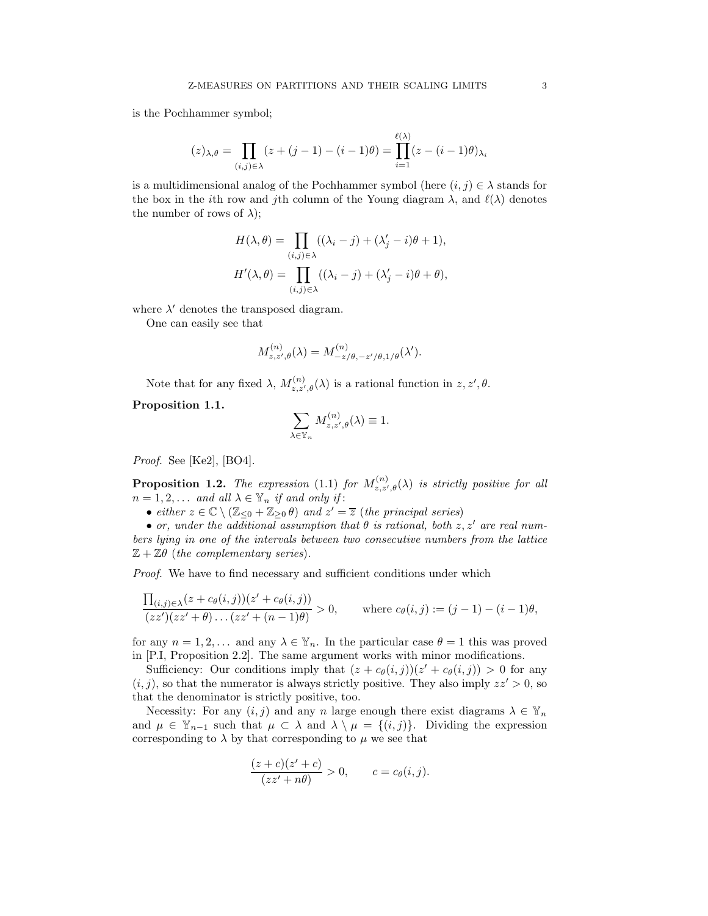is the Pochhammer symbol;

$$(z)_{\lambda,\theta} = \prod_{(i,j)\in\lambda} (z + (j-1) - (i-1)\theta) = \prod_{i=1}^{\ell(\lambda)} (z - (i-1)\theta)_{\lambda_i}$$

is a multidimensional analog of the Pochhammer symbol (here $(i,j) \in \lambda$ stands for the box in the $i$th row and $j$th column of the Young diagram $\lambda$, and $\ell(\lambda)$ denotes the number of rows of $\lambda$);

$$H(\lambda, \theta) = \prod_{(i,j)\in\lambda} ((\lambda_i - j) + (\lambda'_j - i)\theta + 1),$$

$$H'(\lambda, \theta) = \prod_{(i,j)\in\lambda} ((\lambda_i - j) + (\lambda'_j - i)\theta + \theta),$$

where $\lambda'$ denotes the transposed diagram.

One can easily see that

$$M^{(n)}_{z,z',\theta}(\lambda) = M^{(n)}_{-z/\theta,-z'/\theta,1/\theta}(\lambda').$$

Note that for any fixed $\lambda$, $M^{(n)}_{z,z',\theta}(\lambda)$ is a rational function in $z, z', \theta$.

**Proposition 1.1.**

$$\sum_{\lambda\in\mathbb{Y}_n} M^{(n)}_{z,z',\theta}(\lambda) \equiv 1.$$

*Proof.* See [Ke2], [BO4].

**Proposition 1.2.** *The expression* (1.1) *for* $M^{(n)}_{z,z',\theta}(\lambda)$ *is strictly positive for all* $n = 1, 2, \dots$ *and all* $\lambda \in \mathbb{Y}_n$ *if and only if:*

- *either* $z \in \mathbb{C} \setminus (\mathbb{Z}_{\le 0} + \mathbb{Z}_{\ge 0}\,\theta)$ *and* $z' = \overline{z}$ *(the principal series)*
- *or, under the additional assumption that* $\theta$ *is rational, both* $z, z'$ *are real numbers lying in one of the intervals between two consecutive numbers from the lattice* $\mathbb{Z} + \mathbb{Z}\theta$ *(the complementary series).*

*Proof.* We have to find necessary and sufficient conditions under which

$$\frac{\prod_{(i,j)\in\lambda}(z + c_\theta(i,j))(z' + c_\theta(i,j))}{(zz')(zz'+\theta)\dots(zz'+(n-1)\theta)} > 0, \qquad \text{where } c_\theta(i,j) := (j-1) - (i-1)\theta,$$

for any $n = 1, 2, \dots$ and any $\lambda \in \mathbb{Y}_n$. In the particular case $\theta = 1$ this was proved in [P.I, Proposition 2.2]. The same argument works with minor modifications.

Sufficiency: Our conditions imply that $(z + c_\theta(i,j))(z' + c_\theta(i,j)) > 0$ for any $(i,j)$, so that the numerator is always strictly positive. They also imply $zz' > 0$, so that the denominator is strictly positive, too.

Necessity: For any $(i,j)$ and any $n$ large enough there exist diagrams $\lambda \in \mathbb{Y}_n$ and $\mu \in \mathbb{Y}_{n-1}$ such that $\mu \subset \lambda$ and $\lambda \setminus \mu = \{(i,j)\}$. Dividing the expression corresponding to $\lambda$ by that corresponding to $\mu$ we see that

$$\frac{(z+c)(z'+c)}{(zz'+n\theta)} > 0, \qquad c = c_\theta(i,j).$$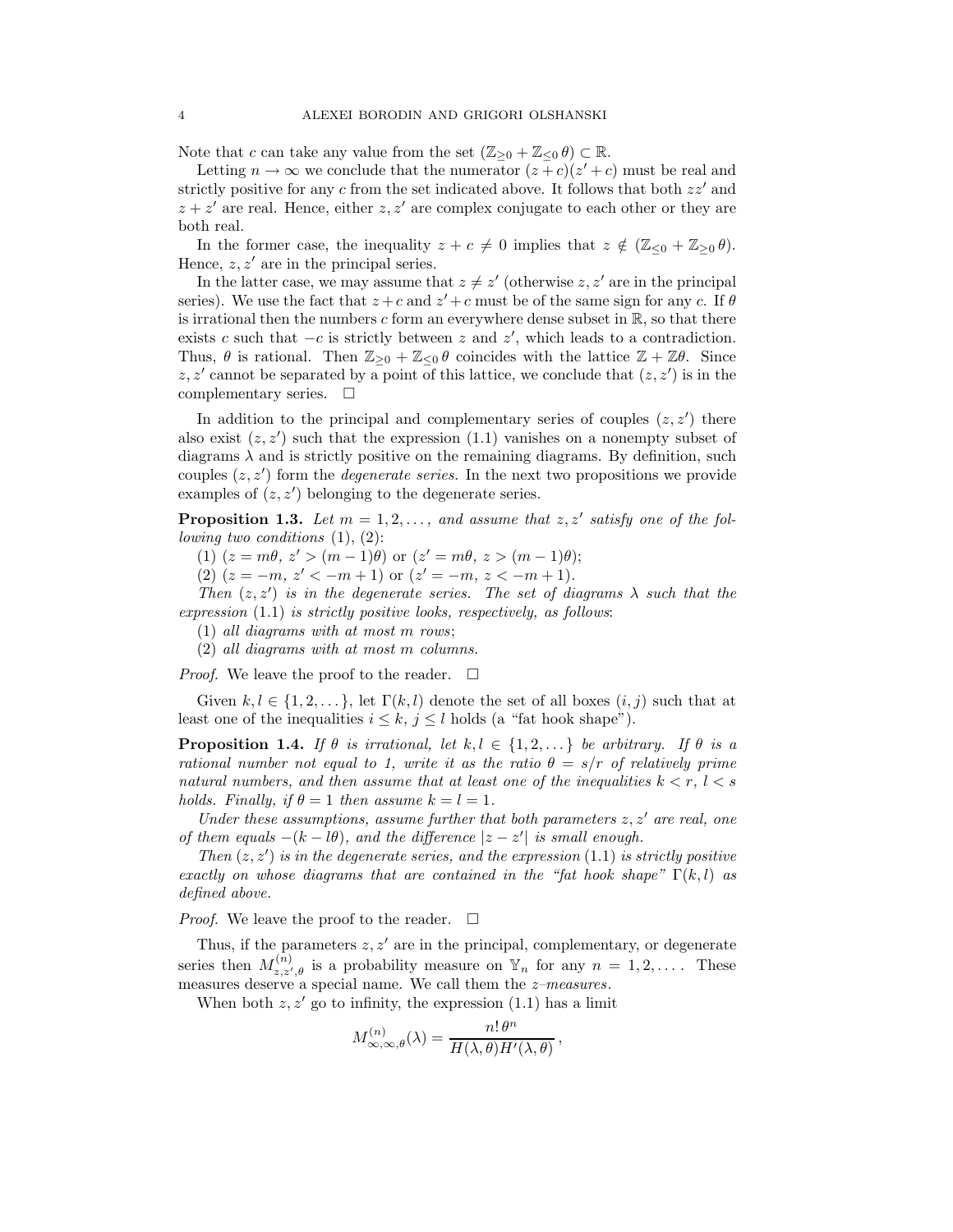Note that $c$ can take any value from the set $(\mathbb{Z}_{\ge 0} + \mathbb{Z}_{\le 0}\,\theta) \subset \mathbb{R}$.

Letting $n \to \infty$ we conclude that the numerator $(z+c)(z'+c)$ must be real and strictly positive for any $c$ from the set indicated above. It follows that both $zz'$ and $z+z'$ are real. Hence, either $z, z'$ are complex conjugate to each other or they are both real.

In the former case, the inequality $z + c \neq 0$ implies that $z \notin (\mathbb{Z}_{\le 0} + \mathbb{Z}_{\ge 0}\,\theta)$. Hence, $z, z'$ are in the principal series.

In the latter case, we may assume that $z \neq z'$ (otherwise $z, z'$ are in the principal series). We use the fact that $z+c$ and $z'+c$ must be of the same sign for any $c$. If $\theta$ is irrational then the numbers $c$ form an everywhere dense subset in $\mathbb{R}$, so that there exists $c$ such that $-c$ is strictly between $z$ and $z'$, which leads to a contradiction. Thus, $\theta$ is rational. Then $\mathbb{Z}_{\ge 0} + \mathbb{Z}_{\le 0}\,\theta$ coincides with the lattice $\mathbb{Z} + \mathbb{Z}\theta$. Since $z, z'$ cannot be separated by a point of this lattice, we conclude that $(z, z')$ is in the complementary series. $\square$

In addition to the principal and complementary series of couples $(z, z')$ there also exist $(z, z')$ such that the expression (1.1) vanishes on a nonempty subset of diagrams $\lambda$ and is strictly positive on the remaining diagrams. By definition, such couples $(z, z')$ form the *degenerate series*. In the next two propositions we provide examples of $(z, z')$ belonging to the degenerate series.

**Proposition 1.3.** *Let $m = 1, 2, \dots,$ and assume that $z, z'$ satisfy one of the following two conditions* (1), (2):

(1) $(z = m\theta,\ z' > (m-1)\theta)$ or $(z' = m\theta,\ z > (m-1)\theta)$;

(2) $(z = -m,\ z' < -m+1)$ or $(z' = -m,\ z < -m+1)$.

*Then $(z, z')$ is in the degenerate series. The set of diagrams $\lambda$ such that the expression* (1.1) *is strictly positive looks, respectively, as follows*:

(1) *all diagrams with at most $m$ rows*;

(2) *all diagrams with at most $m$ columns.*

*Proof.* We leave the proof to the reader. $\square$

Given $k, l \in \{1, 2, \dots\}$, let $\Gamma(k, l)$ denote the set of all boxes $(i, j)$ such that at least one of the inequalities $i \le k$, $j \le l$ holds (a "fat hook shape").

**Proposition 1.4.** *If $\theta$ is irrational, let $k, l \in \{1, 2, \dots\}$ be arbitrary. If $\theta$ is a rational number not equal to 1, write it as the ratio $\theta = s/r$ of relatively prime natural numbers, and then assume that at least one of the inequalities $k < r$, $l < s$ holds. Finally, if $\theta = 1$ then assume $k = l = 1$.*

*Under these assumptions, assume further that both parameters $z, z'$ are real, one of them equals $-(k - l\theta)$, and the difference $|z - z'|$ is small enough.*

*Then $(z, z')$ is in the degenerate series, and the expression* (1.1) *is strictly positive exactly on whose diagrams that are contained in the "fat hook shape" $\Gamma(k, l)$ as defined above.*

*Proof.* We leave the proof to the reader. $\square$

Thus, if the parameters $z, z'$ are in the principal, complementary, or degenerate series then $M^{(n)}_{z,z',\theta}$ is a probability measure on $\mathbb{Y}_n$ for any $n = 1, 2, \dots$. These measures deserve a special name. We call them the *z–measures*.

When both $z, z'$ go to infinity, the expression (1.1) has a limit

$$M^{(n)}_{\infty,\infty,\theta}(\lambda) = \frac{n!\,\theta^n}{H(\lambda,\theta)H'(\lambda,\theta)}\,,$$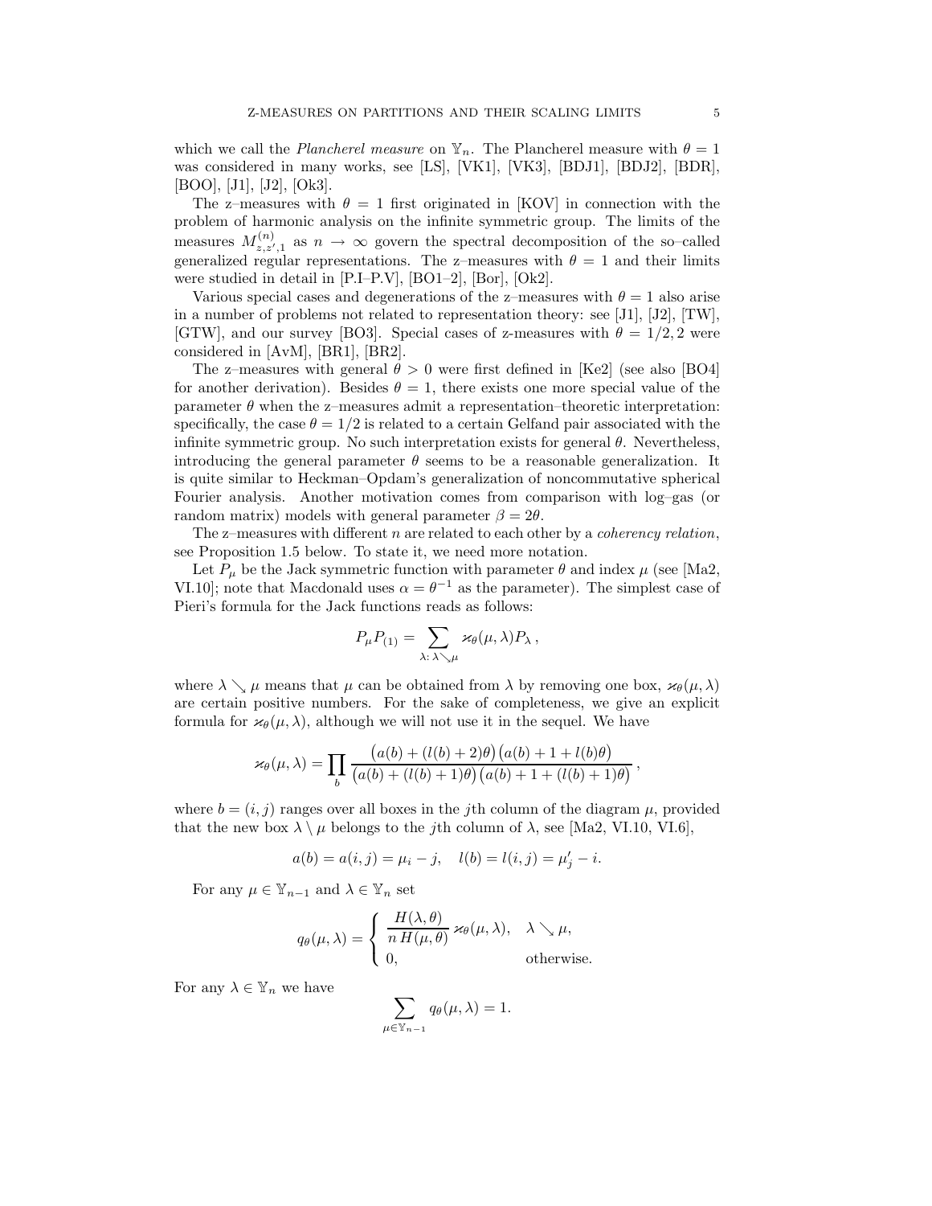which we call the *Plancherel measure* on $\mathbb{Y}_n$. The Plancherel measure with $\theta = 1$ was considered in many works, see [LS], [VK1], [VK3], [BDJ1], [BDJ2], [BDR], [BOO], [J1], [J2], [Ok3].

The z–measures with $\theta = 1$ first originated in [KOV] in connection with the problem of harmonic analysis on the infinite symmetric group. The limits of the measures $M^{(n)}_{z,z',1}$ as $n \to \infty$ govern the spectral decomposition of the so–called generalized regular representations. The z–measures with $\theta = 1$ and their limits were studied in detail in [P.I–P.V], [BO1–2], [Bor], [Ok2].

Various special cases and degenerations of the z–measures with $\theta = 1$ also arise in a number of problems not related to representation theory: see [J1], [J2], [TW], [GTW], and our survey [BO3]. Special cases of z-measures with $\theta = 1/2, 2$ were considered in [AvM], [BR1], [BR2].

The z–measures with general $\theta > 0$ were first defined in [Ke2] (see also [BO4] for another derivation). Besides $\theta = 1$, there exists one more special value of the parameter $\theta$ when the z–measures admit a representation–theoretic interpretation: specifically, the case $\theta = 1/2$ is related to a certain Gelfand pair associated with the infinite symmetric group. No such interpretation exists for general $\theta$. Nevertheless, introducing the general parameter $\theta$ seems to be a reasonable generalization. It is quite similar to Heckman–Opdam's generalization of noncommutative spherical Fourier analysis. Another motivation comes from comparison with log–gas (or random matrix) models with general parameter $\beta = 2\theta$.

The z–measures with different $n$ are related to each other by a *coherency relation*, see Proposition 1.5 below. To state it, we need more notation.

Let $P_\mu$ be the Jack symmetric function with parameter $\theta$ and index $\mu$ (see [Ma2, VI.10]; note that Macdonald uses $\alpha = \theta^{-1}$ as the parameter). The simplest case of Pieri's formula for the Jack functions reads as follows:

$$P_\mu P_{(1)} = \sum_{\lambda:\, \lambda \searrow \mu} \varkappa_\theta(\mu, \lambda) P_\lambda\,,$$

where $\lambda \searrow \mu$ means that $\mu$ can be obtained from $\lambda$ by removing one box, $\varkappa_\theta(\mu, \lambda)$ are certain positive numbers. For the sake of completeness, we give an explicit formula for $\varkappa_\theta(\mu, \lambda)$, although we will not use it in the sequel. We have

$$\varkappa_\theta(\mu, \lambda) = \prod_b \frac{\big(a(b) + (l(b) + 2)\theta\big)\big(a(b) + 1 + l(b)\theta\big)}{\big(a(b) + (l(b) + 1)\theta\big)\big(a(b) + 1 + (l(b) + 1)\theta\big)}\,,$$

where $b = (i, j)$ ranges over all boxes in the $j$th column of the diagram $\mu$, provided that the new box $\lambda \setminus \mu$ belongs to the $j$th column of $\lambda$, see [Ma2, VI.10, VI.6],

$$a(b) = a(i, j) = \mu_i - j, \quad l(b) = l(i, j) = \mu'_j - i.$$

For any $\mu \in \mathbb{Y}_{n-1}$ and $\lambda \in \mathbb{Y}_n$ set

$$q_\theta(\mu, \lambda) = \begin{cases} \dfrac{H(\lambda, \theta)}{n\, H(\mu, \theta)}\, \varkappa_\theta(\mu, \lambda), & \lambda \searrow \mu, \\ 0, & \text{otherwise.} \end{cases}$$

For any $\lambda \in \mathbb{Y}_n$ we have

$$\sum_{\mu \in \mathbb{Y}_{n-1}} q_\theta(\mu, \lambda) = 1.$$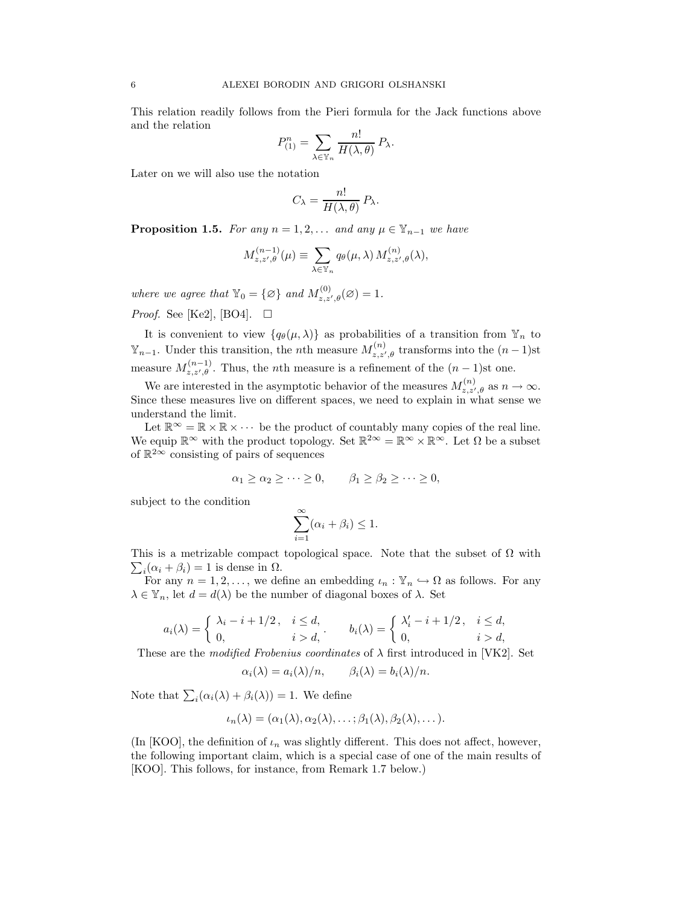This relation readily follows from the Pieri formula for the Jack functions above and the relation

$$P^n_{(1)} = \sum_{\lambda\in\mathbb{Y}_n} \frac{n!}{H(\lambda,\theta)}\, P_\lambda.$$

Later on we will also use the notation

$$C_\lambda = \frac{n!}{H(\lambda,\theta)}\, P_\lambda.$$

**Proposition 1.5.** *For any $n = 1, 2, \dots$ and any $\mu \in \mathbb{Y}_{n-1}$ we have*

$$M^{(n-1)}_{z,z',\theta}(\mu) \equiv \sum_{\lambda\in\mathbb{Y}_n} q_\theta(\mu,\lambda)\, M^{(n)}_{z,z',\theta}(\lambda),$$

*where we agree that $\mathbb{Y}_0 = \{\varnothing\}$ and $M^{(0)}_{z,z',\theta}(\varnothing) = 1$.*

*Proof.* See [Ke2], [BO4]. □

It is convenient to view $\{q_\theta(\mu,\lambda)\}$ as probabilities of a transition from $\mathbb{Y}_n$ to $\mathbb{Y}_{n-1}$. Under this transition, the $n$th measure $M^{(n)}_{z,z',\theta}$ transforms into the $(n-1)$st measure $M^{(n-1)}_{z,z',\theta}$. Thus, the $n$th measure is a refinement of the $(n-1)$st one.

We are interested in the asymptotic behavior of the measures $M^{(n)}_{z,z',\theta}$ as $n \to \infty$. Since these measures live on different spaces, we need to explain in what sense we understand the limit.

Let $\mathbb{R}^\infty = \mathbb{R}\times\mathbb{R}\times\cdots$ be the product of countably many copies of the real line. We equip $\mathbb{R}^\infty$ with the product topology. Set $\mathbb{R}^{2\infty} = \mathbb{R}^\infty\times\mathbb{R}^\infty$. Let $\Omega$ be a subset of $\mathbb{R}^{2\infty}$ consisting of pairs of sequences

$$\alpha_1 \ge \alpha_2 \ge \cdots \ge 0, \qquad \beta_1 \ge \beta_2 \ge \cdots \ge 0,$$

subject to the condition

$$\sum_{i=1}^{\infty}(\alpha_i + \beta_i) \le 1.$$

This is a metrizable compact topological space. Note that the subset of $\Omega$ with $\sum_i(\alpha_i+\beta_i) = 1$ is dense in $\Omega$.

For any $n = 1, 2, \dots$, we define an embedding $\iota_n : \mathbb{Y}_n \hookrightarrow \Omega$ as follows. For any $\lambda \in \mathbb{Y}_n$, let $d = d(\lambda)$ be the number of diagonal boxes of $\lambda$. Set

$$a_i(\lambda) = \begin{cases} \lambda_i - i + 1/2\,, & i \le d, \\ 0, & i > d, \end{cases}. \qquad b_i(\lambda) = \begin{cases} \lambda'_i - i + 1/2\,, & i \le d, \\ 0, & i > d, \end{cases}$$

These are the *modified Frobenius coordinates* of $\lambda$ first introduced in [VK2]. Set

$$\alpha_i(\lambda) = a_i(\lambda)/n, \qquad \beta_i(\lambda) = b_i(\lambda)/n.$$

Note that $\sum_i(\alpha_i(\lambda) + \beta_i(\lambda)) = 1$. We define

$$\iota_n(\lambda) = (\alpha_1(\lambda), \alpha_2(\lambda), \dots; \beta_1(\lambda), \beta_2(\lambda), \dots).$$

(In [KOO], the definition of $\iota_n$ was slightly different. This does not affect, however, the following important claim, which is a special case of one of the main results of [KOO]. This follows, for instance, from Remark 1.7 below.)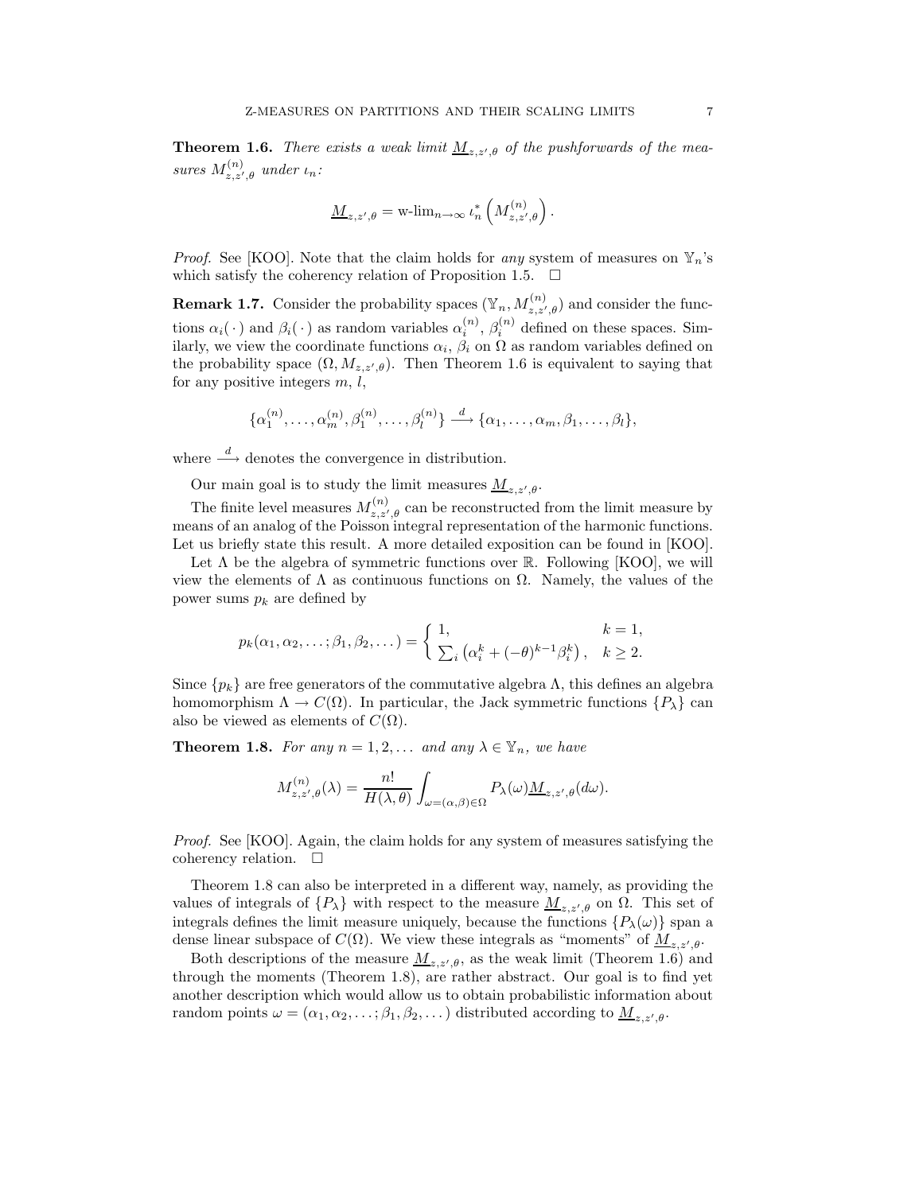**Theorem 1.6.** *There exists a weak limit $\underline{M}_{z,z',\theta}$ of the pushforwards of the measures $M^{(n)}_{z,z',\theta}$ under $\iota_n$:*

$$\underline{M}_{z,z',\theta} = \text{w-lim}_{n\to\infty}\, \iota_n^*\left(M^{(n)}_{z,z',\theta}\right).$$

*Proof.* See [KOO]. Note that the claim holds for *any* system of measures on $\mathbb{Y}_n$'s which satisfy the coherency relation of Proposition 1.5. $\square$

**Remark 1.7.** Consider the probability spaces $(\mathbb{Y}_n, M^{(n)}_{z,z',\theta})$ and consider the functions $\alpha_i(\,\cdot\,)$ and $\beta_i(\,\cdot\,)$ as random variables $\alpha_i^{(n)}$, $\beta_i^{(n)}$ defined on these spaces. Similarly, we view the coordinate functions $\alpha_i$, $\beta_i$ on $\Omega$ as random variables defined on the probability space $(\Omega, M_{z,z',\theta})$. Then Theorem 1.6 is equivalent to saying that for any positive integers $m$, $l$,

$$\{\alpha_1^{(n)},\dots,\alpha_m^{(n)},\beta_1^{(n)},\dots,\beta_l^{(n)}\} \xrightarrow{\;d\;} \{\alpha_1,\dots,\alpha_m,\beta_1,\dots,\beta_l\},$$

where $\xrightarrow{\;d\;}$ denotes the convergence in distribution.

Our main goal is to study the limit measures $\underline{M}_{z,z',\theta}$.

The finite level measures $M^{(n)}_{z,z',\theta}$ can be reconstructed from the limit measure by means of an analog of the Poisson integral representation of the harmonic functions. Let us briefly state this result. A more detailed exposition can be found in [KOO].

Let $\Lambda$ be the algebra of symmetric functions over $\mathbb{R}$. Following [KOO], we will view the elements of $\Lambda$ as continuous functions on $\Omega$. Namely, the values of the power sums $p_k$ are defined by

$$p_k(\alpha_1,\alpha_2,\dots;\beta_1,\beta_2,\dots) = \begin{cases} 1, & k=1,\\ \sum_i \left(\alpha_i^k + (-\theta)^{k-1}\beta_i^k\right), & k\ge 2.\end{cases}$$

Since $\{p_k\}$ are free generators of the commutative algebra $\Lambda$, this defines an algebra homomorphism $\Lambda \to C(\Omega)$. In particular, the Jack symmetric functions $\{P_\lambda\}$ can also be viewed as elements of $C(\Omega)$.

**Theorem 1.8.** *For any $n = 1, 2, \dots$ and any $\lambda \in \mathbb{Y}_n$, we have*

$$M^{(n)}_{z,z',\theta}(\lambda) = \frac{n!}{H(\lambda,\theta)} \int_{\omega=(\alpha,\beta)\in\Omega} P_\lambda(\omega)\underline{M}_{z,z',\theta}(d\omega).$$

*Proof.* See [KOO]. Again, the claim holds for any system of measures satisfying the coherency relation. $\square$

Theorem 1.8 can also be interpreted in a different way, namely, as providing the values of integrals of $\{P_\lambda\}$ with respect to the measure $\underline{M}_{z,z',\theta}$ on $\Omega$. This set of integrals defines the limit measure uniquely, because the functions $\{P_\lambda(\omega)\}$ span a dense linear subspace of $C(\Omega)$. We view these integrals as "moments" of $\underline{M}_{z,z',\theta}$.

Both descriptions of the measure $\underline{M}_{z,z',\theta}$, as the weak limit (Theorem 1.6) and through the moments (Theorem 1.8), are rather abstract. Our goal is to find yet another description which would allow us to obtain probabilistic information about random points $\omega = (\alpha_1, \alpha_2, \dots; \beta_1, \beta_2, \dots)$ distributed according to $\underline{M}_{z,z',\theta}$.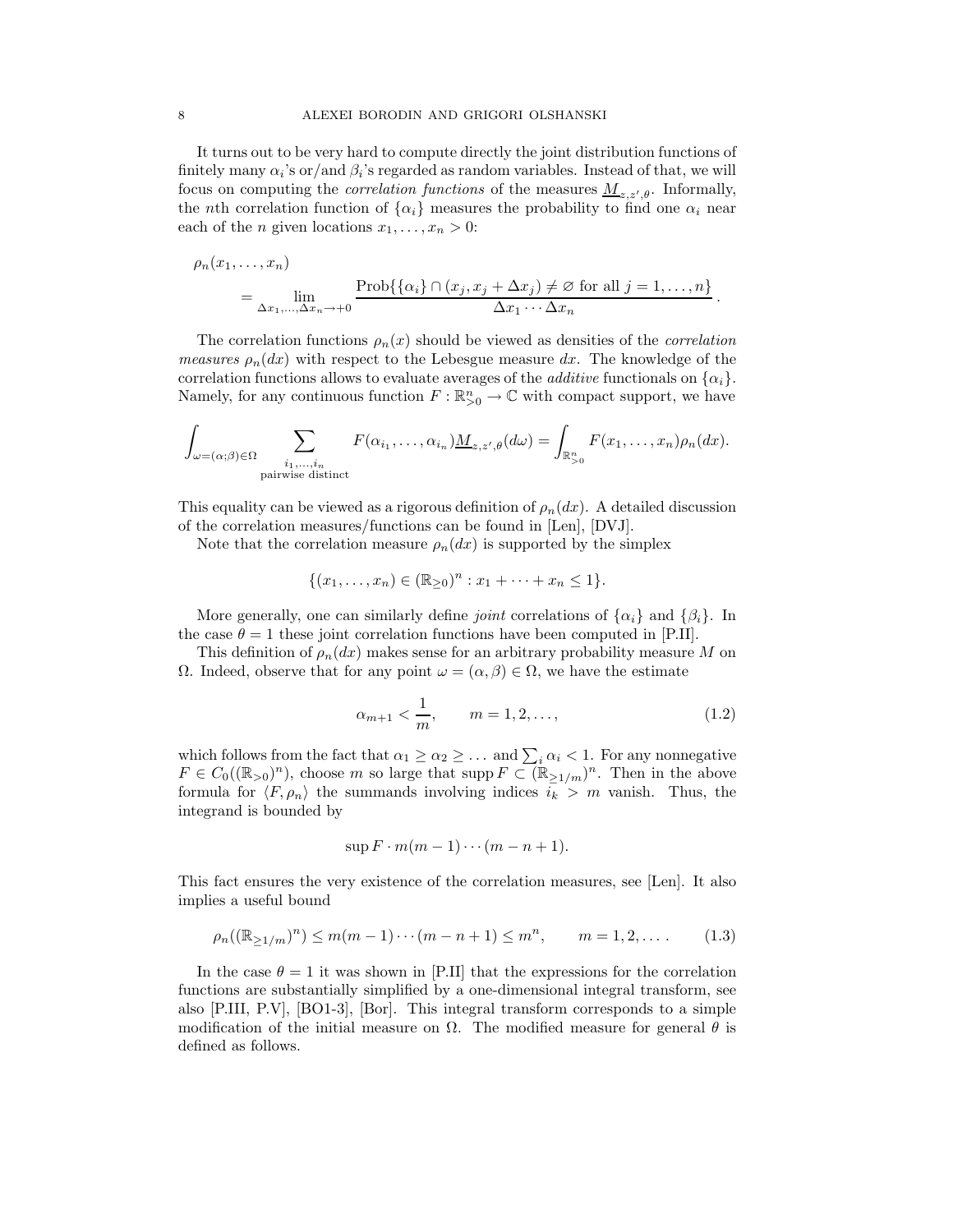It turns out to be very hard to compute directly the joint distribution functions of finitely many $\alpha_i$'s or/and $\beta_i$'s regarded as random variables. Instead of that, we will focus on computing the *correlation functions* of the measures $\underline{M}_{z,z',\theta}$. Informally, the $n$th correlation function of $\{\alpha_i\}$ measures the probability to find one $\alpha_i$ near each of the $n$ given locations $x_1, \dots, x_n > 0$:

$$
\rho_n(x_1, \dots, x_n) = \lim_{\Delta x_1, \dots, \Delta x_n \to +0} \frac{\operatorname{Prob}\{\{\alpha_i\} \cap (x_j, x_j + \Delta x_j) \neq \varnothing \text{ for all } j = 1, \dots, n\}}{\Delta x_1 \cdots \Delta x_n}.
$$

The correlation functions $\rho_n(x)$ should be viewed as densities of the *correlation measures* $\rho_n(dx)$ with respect to the Lebesgue measure $dx$. The knowledge of the correlation functions allows to evaluate averages of the *additive* functionals on $\{\alpha_i\}$. Namely, for any continuous function $F : \mathbb{R}^n_{>0} \to \mathbb{C}$ with compact support, we have

$$
\int_{\omega=(\alpha;\beta)\in\Omega} \sum_{\substack{i_1,\dots,i_n \\ \text{pairwise distinct}}} F(\alpha_{i_1}, \dots, \alpha_{i_n}) \underline{M}_{z,z',\theta}(d\omega) = \int_{\mathbb{R}^n_{>0}} F(x_1, \dots, x_n) \rho_n(dx).
$$

This equality can be viewed as a rigorous definition of $\rho_n(dx)$. A detailed discussion of the correlation measures/functions can be found in [Len], [DVJ].

Note that the correlation measure $\rho_n(dx)$ is supported by the simplex

$$
\{(x_1, \dots, x_n) \in (\mathbb{R}_{\geq 0})^n : x_1 + \dots + x_n \leq 1\}.
$$

More generally, one can similarly define *joint* correlations of $\{\alpha_i\}$ and $\{\beta_i\}$. In the case $\theta = 1$ these joint correlation functions have been computed in [P.II].

This definition of $\rho_n(dx)$ makes sense for an arbitrary probability measure $M$ on $\Omega$. Indeed, observe that for any point $\omega = (\alpha, \beta) \in \Omega$, we have the estimate

$$
\alpha_{m+1} < \frac{1}{m}, \qquad m = 1, 2, \dots, \tag{1.2}
$$

which follows from the fact that $\alpha_1 \geq \alpha_2 \geq \dots$ and $\sum_i \alpha_i < 1$. For any nonnegative $F \in C_0((\mathbb{R}_{>0})^n)$, choose $m$ so large that $\operatorname{supp} F \subset (\mathbb{R}_{\geq 1/m})^n$. Then in the above formula for $\langle F, \rho_n \rangle$ the summands involving indices $i_k > m$ vanish. Thus, the integrand is bounded by

$$
\sup F \cdot m(m-1) \cdots (m-n+1).
$$

This fact ensures the very existence of the correlation measures, see [Len]. It also implies a useful bound

$$
\rho_n((\mathbb{R}_{\geq 1/m})^n) \leq m(m-1) \cdots (m-n+1) \leq m^n, \qquad m = 1, 2, \dots. \tag{1.3}
$$

In the case $\theta = 1$ it was shown in [P.II] that the expressions for the correlation functions are substantially simplified by a one-dimensional integral transform, see also [P.III, P.V], [BO1-3], [Bor]. This integral transform corresponds to a simple modification of the initial measure on $\Omega$. The modified measure for general $\theta$ is defined as follows.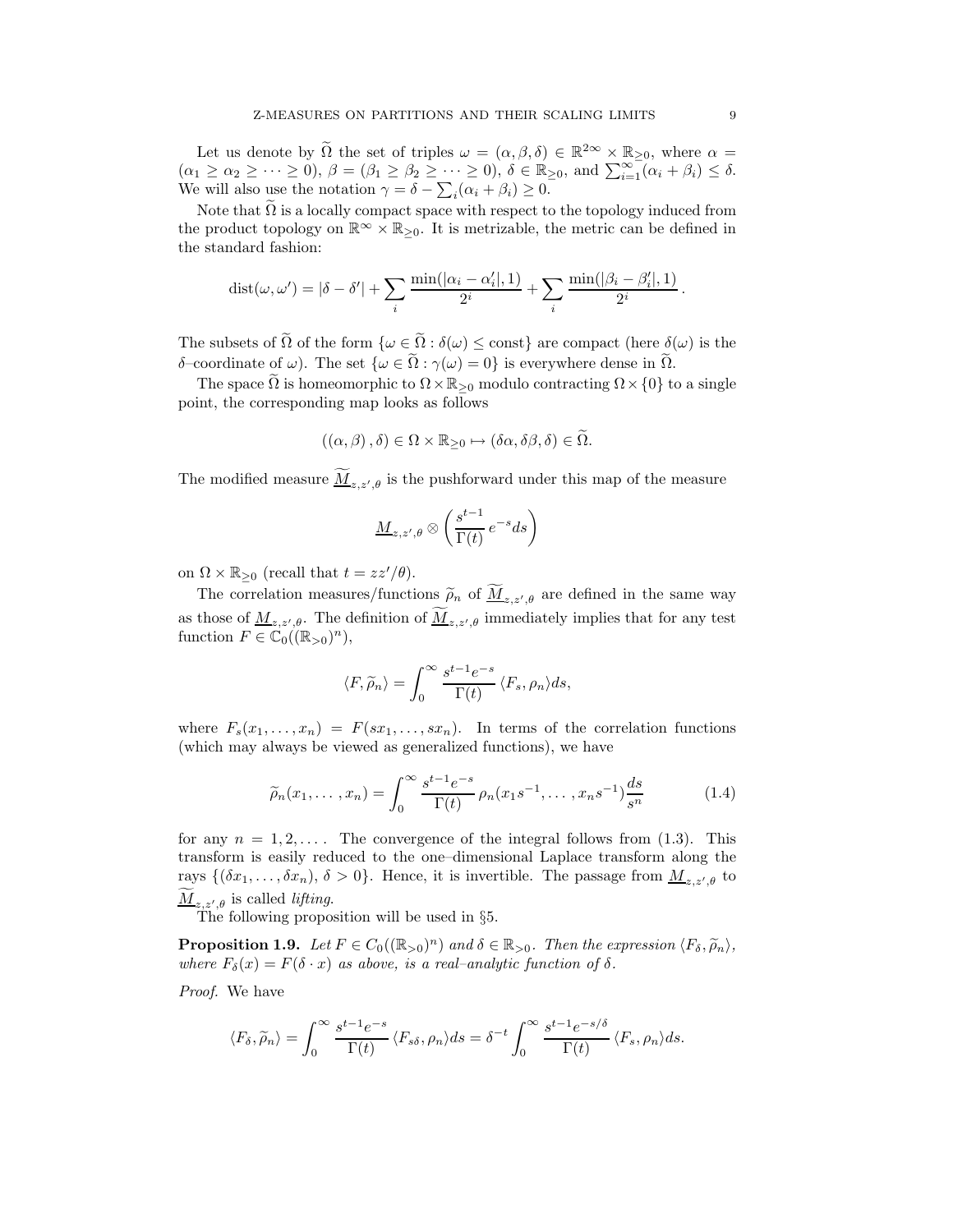Let us denote by $\widetilde{\Omega}$ the set of triples $\omega = (\alpha, \beta, \delta) \in \mathbb{R}^{2\infty} \times \mathbb{R}_{\geq 0}$, where $\alpha = (\alpha_1 \geq \alpha_2 \geq \cdots \geq 0)$, $\beta = (\beta_1 \geq \beta_2 \geq \cdots \geq 0)$, $\delta \in \mathbb{R}_{\geq 0}$, and $\sum_{i=1}^{\infty}(\alpha_i + \beta_i) \leq \delta$. We will also use the notation $\gamma = \delta - \sum_i (\alpha_i + \beta_i) \geq 0$.

Note that $\widetilde{\Omega}$ is a locally compact space with respect to the topology induced from the product topology on $\mathbb{R}^\infty \times \mathbb{R}_{\geq 0}$. It is metrizable, the metric can be defined in the standard fashion:

$$\operatorname{dist}(\omega, \omega') = |\delta - \delta'| + \sum_i \frac{\min(|\alpha_i - \alpha_i'|, 1)}{2^i} + \sum_i \frac{\min(|\beta_i - \beta_i'|, 1)}{2^i}.$$

The subsets of $\widetilde{\Omega}$ of the form $\{\omega \in \widetilde{\Omega} : \delta(\omega) \leq \text{const}\}$ are compact (here $\delta(\omega)$ is the $\delta$–coordinate of $\omega$). The set $\{\omega \in \widetilde{\Omega} : \gamma(\omega) = 0\}$ is everywhere dense in $\widetilde{\Omega}$.

The space $\widetilde{\Omega}$ is homeomorphic to $\Omega \times \mathbb{R}_{\geq 0}$ modulo contracting $\Omega \times \{0\}$ to a single point, the corresponding map looks as follows

$$((\alpha, \beta), \delta) \in \Omega \times \mathbb{R}_{\geq 0} \mapsto (\delta\alpha, \delta\beta, \delta) \in \widetilde{\Omega}.$$

The modified measure $\widetilde{\underline{M}}_{z,z',\theta}$ is the pushforward under this map of the measure

$$\underline{M}_{z,z',\theta} \otimes \left( \frac{s^{t-1}}{\Gamma(t)} e^{-s} ds \right)$$

on $\Omega \times \mathbb{R}_{\geq 0}$ (recall that $t = zz'/\theta$).

The correlation measures/functions $\widetilde{\rho}_n$ of $\widetilde{\underline{M}}_{z,z',\theta}$ are defined in the same way as those of $\underline{M}_{z,z',\theta}$. The definition of $\widetilde{\underline{M}}_{z,z',\theta}$ immediately implies that for any test function $F \in \mathbb{C}_0((\mathbb{R}_{>0})^n)$,

$$\langle F, \widetilde{\rho}_n \rangle = \int_0^\infty \frac{s^{t-1} e^{-s}}{\Gamma(t)} \langle F_s, \rho_n \rangle ds,$$

where $F_s(x_1, \dots, x_n) = F(sx_1, \dots, sx_n)$. In terms of the correlation functions (which may always be viewed as generalized functions), we have

$$\widetilde{\rho}_n(x_1, \dots, x_n) = \int_0^\infty \frac{s^{t-1} e^{-s}}{\Gamma(t)} \rho_n(x_1 s^{-1}, \dots, x_n s^{-1}) \frac{ds}{s^n} \tag{1.4}$$

for any $n = 1, 2, \dots$. The convergence of the integral follows from (1.3). This transform is easily reduced to the one–dimensional Laplace transform along the rays $\{(\delta x_1, \dots, \delta x_n), \delta > 0\}$. Hence, it is invertible. The passage from $\underline{M}_{z,z',\theta}$ to $\widetilde{\underline{M}}_{z,z',\theta}$ is called *lifting*.

The following proposition will be used in §5.

**Proposition 1.9.** *Let $F \in C_0((\mathbb{R}_{>0})^n)$ and $\delta \in \mathbb{R}_{>0}$. Then the expression $\langle F_\delta, \widetilde{\rho}_n \rangle$, where $F_\delta(x) = F(\delta \cdot x)$ as above, is a real–analytic function of $\delta$.*

*Proof.* We have

$$\langle F_\delta, \widetilde{\rho}_n \rangle = \int_0^\infty \frac{s^{t-1} e^{-s}}{\Gamma(t)} \langle F_{s\delta}, \rho_n \rangle ds = \delta^{-t} \int_0^\infty \frac{s^{t-1} e^{-s/\delta}}{\Gamma(t)} \langle F_s, \rho_n \rangle ds.$$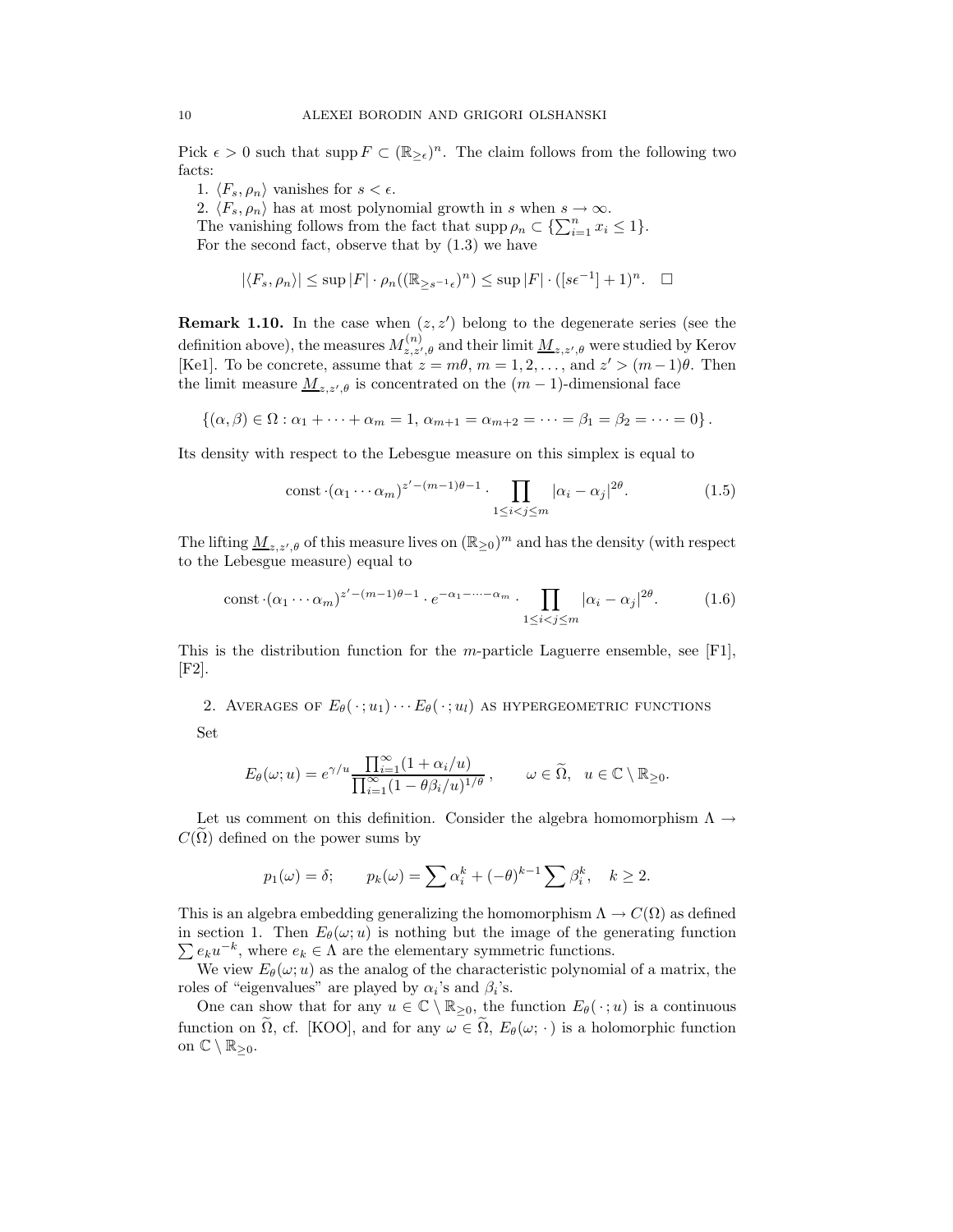Pick $\epsilon > 0$ such that $\operatorname{supp} F \subset (\mathbb{R}_{\ge \epsilon})^n$. The claim follows from the following two facts:

1. $\langle F_s, \rho_n \rangle$ vanishes for $s < \epsilon$.

2. $\langle F_s, \rho_n \rangle$ has at most polynomial growth in $s$ when $s \to \infty$.

The vanishing follows from the fact that $\operatorname{supp} \rho_n \subset \{\sum_{i=1}^n x_i \le 1\}$.

For the second fact, observe that by (1.3) we have

$$|\langle F_s, \rho_n \rangle| \le \sup |F| \cdot \rho_n((\mathbb{R}_{\ge s^{-1}\epsilon})^n) \le \sup |F| \cdot ([s\epsilon^{-1}] + 1)^n. \quad \square$$

**Remark 1.10.** In the case when $(z, z')$ belong to the degenerate series (see the definition above), the measures $M^{(n)}_{z,z',\theta}$ and their limit $\underline{M}_{z,z',\theta}$ were studied by Kerov [Ke1]. To be concrete, assume that $z = m\theta$, $m = 1, 2, \dots$, and $z' > (m-1)\theta$. Then the limit measure $\underline{M}_{z,z',\theta}$ is concentrated on the $(m-1)$-dimensional face

$$\{(\alpha, \beta) \in \Omega : \alpha_1 + \dots + \alpha_m = 1,\ \alpha_{m+1} = \alpha_{m+2} = \dots = \beta_1 = \beta_2 = \dots = 0\}.$$

Its density with respect to the Lebesgue measure on this simplex is equal to

$$\text{const} \cdot (\alpha_1 \cdots \alpha_m)^{z' - (m-1)\theta - 1} \cdot \prod_{1 \le i < j \le m} |\alpha_i - \alpha_j|^{2\theta}. \tag{1.5}$$

The lifting $\underline{M}_{z,z',\theta}$ of this measure lives on $(\mathbb{R}_{\ge 0})^m$ and has the density (with respect to the Lebesgue measure) equal to

$$\text{const} \cdot (\alpha_1 \cdots \alpha_m)^{z' - (m-1)\theta - 1} \cdot e^{-\alpha_1 - \dots - \alpha_m} \cdot \prod_{1 \le i < j \le m} |\alpha_i - \alpha_j|^{2\theta}. \tag{1.6}$$

This is the distribution function for the $m$-particle Laguerre ensemble, see [F1], [F2].

## 2. Averages of $E_\theta(\,\cdot\,; u_1) \cdots E_\theta(\,\cdot\,; u_l)$ as hypergeometric functions

Set

$$E_\theta(\omega; u) = e^{\gamma/u} \frac{\prod_{i=1}^\infty (1 + \alpha_i/u)}{\prod_{i=1}^\infty (1 - \theta\beta_i/u)^{1/\theta}}, \qquad \omega \in \widetilde{\Omega}, \quad u \in \mathbb{C} \setminus \mathbb{R}_{\ge 0}.$$

Let us comment on this definition. Consider the algebra homomorphism $\Lambda \to C(\widetilde{\Omega})$ defined on the power sums by

$$p_1(\omega) = \delta; \qquad p_k(\omega) = \sum \alpha_i^k + (-\theta)^{k-1} \sum \beta_i^k, \quad k \ge 2.$$

This is an algebra embedding generalizing the homomorphism $\Lambda \to C(\Omega)$ as defined in section 1. Then $E_\theta(\omega; u)$ is nothing but the image of the generating function $\sum e_k u^{-k}$, where $e_k \in \Lambda$ are the elementary symmetric functions.

We view $E_\theta(\omega; u)$ as the analog of the characteristic polynomial of a matrix, the roles of "eigenvalues" are played by $\alpha_i$'s and $\beta_i$'s.

One can show that for any $u \in \mathbb{C} \setminus \mathbb{R}_{\ge 0}$, the function $E_\theta(\,\cdot\,; u)$ is a continuous function on $\widetilde{\Omega}$, cf. [KOO], and for any $\omega \in \widetilde{\Omega}$, $E_\theta(\omega; \cdot\,)$ is a holomorphic function on $\mathbb{C} \setminus \mathbb{R}_{\ge 0}$.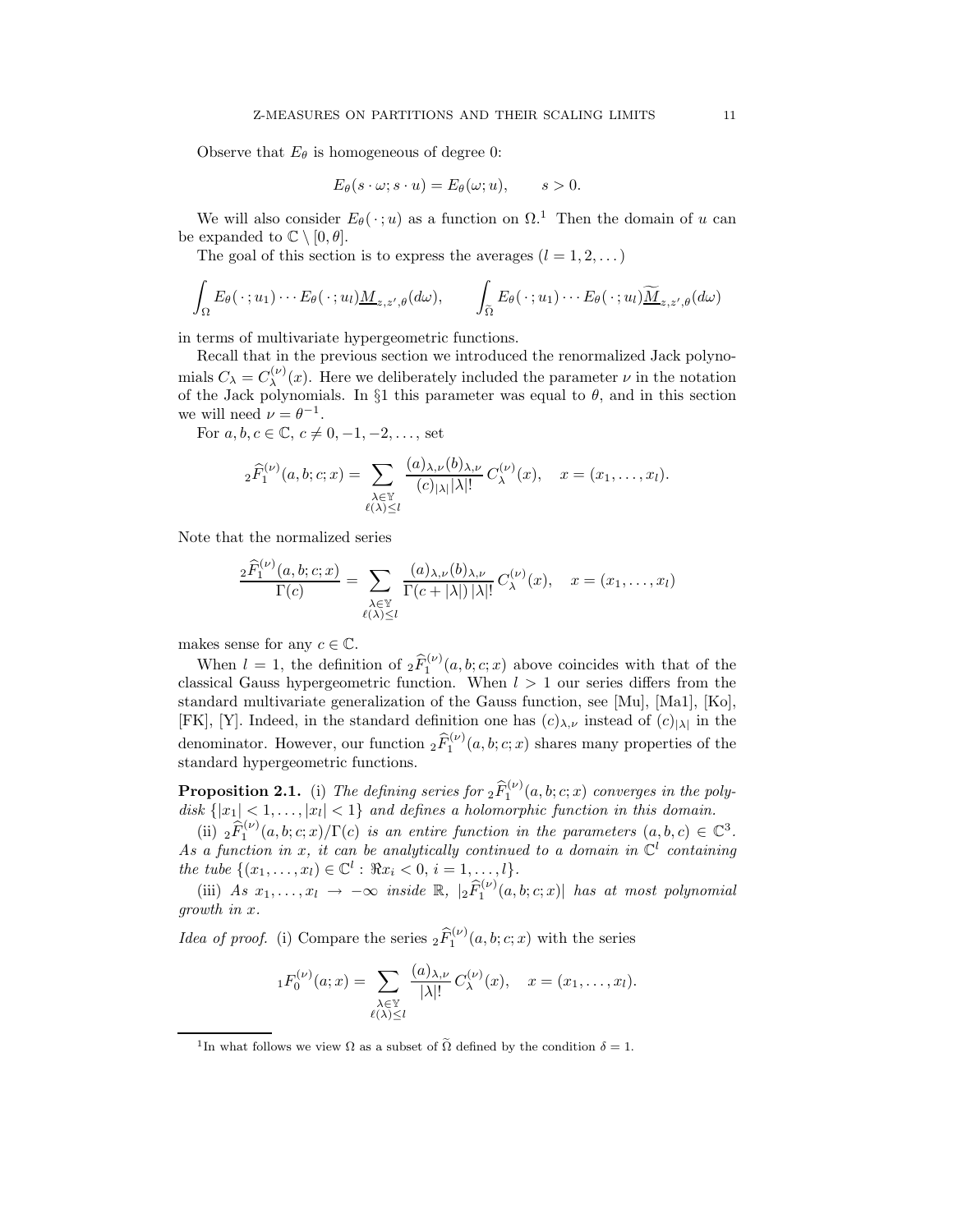Observe that $E_\theta$ is homogeneous of degree 0:

$$E_\theta(s\cdot\omega; s\cdot u) = E_\theta(\omega; u), \qquad s>0.$$

We will also consider $E_\theta(\,\cdot\,;u)$ as a function on $\Omega$.[1] Then the domain of $u$ can be expanded to $\mathbb{C}\setminus[0,\theta]$.

The goal of this section is to express the averages $(l=1,2,\dots)$

$$\int_\Omega E_\theta(\,\cdot\,;u_1)\cdots E_\theta(\,\cdot\,;u_l)\underline{M}_{z,z',\theta}(d\omega), \qquad \int_{\widetilde\Omega} E_\theta(\,\cdot\,;u_1)\cdots E_\theta(\,\cdot\,;u_l)\widetilde{\underline{M}}_{z,z',\theta}(d\omega)$$

in terms of multivariate hypergeometric functions.

Recall that in the previous section we introduced the renormalized Jack polynomials $C_\lambda = C_\lambda^{(\nu)}(x)$. Here we deliberately included the parameter $\nu$ in the notation of the Jack polynomials. In §1 this parameter was equal to $\theta$, and in this section we will need $\nu=\theta^{-1}$.

For $a,b,c\in\mathbb{C}$, $c\ne 0,-1,-2,\dots$, set

$${}_2\widehat{F}_1^{(\nu)}(a,b;c;x) = \sum_{\substack{\lambda\in\mathbb{Y}\\ \ell(\lambda)\le l}} \frac{(a)_{\lambda,\nu}(b)_{\lambda,\nu}}{(c)_{|\lambda|}|\lambda|!}\, C_\lambda^{(\nu)}(x), \quad x=(x_1,\dots,x_l).$$

Note that the normalized series

$$\frac{{}_2\widehat{F}_1^{(\nu)}(a,b;c;x)}{\Gamma(c)} = \sum_{\substack{\lambda\in\mathbb{Y}\\ \ell(\lambda)\le l}} \frac{(a)_{\lambda,\nu}(b)_{\lambda,\nu}}{\Gamma(c+|\lambda|)\,|\lambda|!}\, C_\lambda^{(\nu)}(x), \quad x=(x_1,\dots,x_l)$$

makes sense for any $c\in\mathbb{C}$.

When $l=1$, the definition of ${}_2\widehat{F}_1^{(\nu)}(a,b;c;x)$ above coincides with that of the classical Gauss hypergeometric function. When $l>1$ our series differs from the standard multivariate generalization of the Gauss function, see [Mu], [Ma1], [Ko], [FK], [Y]. Indeed, in the standard definition one has $(c)_{\lambda,\nu}$ instead of $(c)_{|\lambda|}$ in the denominator. However, our function ${}_2\widehat{F}_1^{(\nu)}(a,b;c;x)$ shares many properties of the standard hypergeometric functions.

**Proposition 2.1.** (i) *The defining series for ${}_2\widehat{F}_1^{(\nu)}(a,b;c;x)$ converges in the polydisk $\{|x_1|<1,\dots,|x_l|<1\}$ and defines a holomorphic function in this domain.*

(ii) *${}_2\widehat{F}_1^{(\nu)}(a,b;c;x)/\Gamma(c)$ is an entire function in the parameters $(a,b,c)\in\mathbb{C}^3$. As a function in $x$, it can be analytically continued to a domain in $\mathbb{C}^l$ containing the tube $\{(x_1,\dots,x_l)\in\mathbb{C}^l : \Re x_i<0,\ i=1,\dots,l\}$.*

(iii) *As $x_1,\dots,x_l\to-\infty$ inside $\mathbb{R}$, $|{}_2\widehat{F}_1^{(\nu)}(a,b;c;x)|$ has at most polynomial growth in $x$.*

*Idea of proof.* (i) Compare the series ${}_2\widehat{F}_1^{(\nu)}(a,b;c;x)$ with the series

$${}_1F_0^{(\nu)}(a;x) = \sum_{\substack{\lambda\in\mathbb{Y}\\ \ell(\lambda)\le l}} \frac{(a)_{\lambda,\nu}}{|\lambda|!}\, C_\lambda^{(\nu)}(x), \quad x=(x_1,\dots,x_l).$$

[1] In what follows we view $\Omega$ as a subset of $\widetilde\Omega$ defined by the condition $\delta=1$.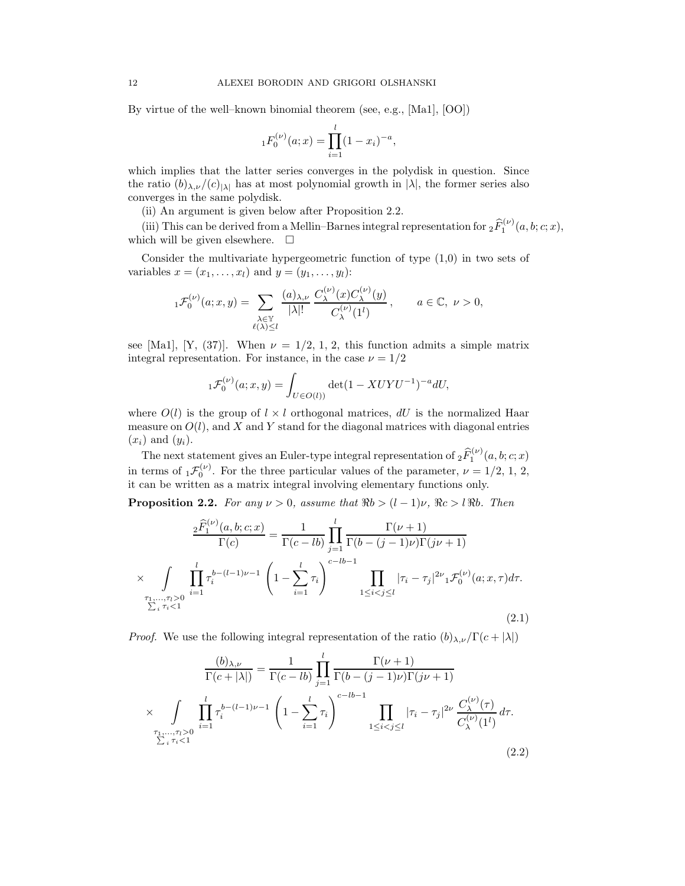By virtue of the well–known binomial theorem (see, e.g., [Ma1], [OO])

$$
{}_1F_0^{(\nu)}(a;x) = \prod_{i=1}^{l}(1-x_i)^{-a},
$$

which implies that the latter series converges in the polydisk in question. Since the ratio $(b)_{\lambda,\nu}/(c)_{|\lambda|}$ has at most polynomial growth in $|\lambda|$, the former series also converges in the same polydisk.

(ii) An argument is given below after Proposition 2.2.

(iii) This can be derived from a Mellin–Barnes integral representation for ${}_2\widehat{F}_1^{(\nu)}(a,b;c;x)$, which will be given elsewhere. $\square$

Consider the multivariate hypergeometric function of type (1,0) in two sets of variables $x=(x_1,\dots,x_l)$ and $y=(y_1,\dots,y_l)$:

$$
{}_1\mathcal{F}_0^{(\nu)}(a;x,y) = \sum_{\substack{\lambda\in\mathbb{Y}\\ \ell(\lambda)\le l}} \frac{(a)_{\lambda,\nu}}{|\lambda|!}\,\frac{C_\lambda^{(\nu)}(x)C_\lambda^{(\nu)}(y)}{C_\lambda^{(\nu)}(1^l)}\,, \qquad a\in\mathbb{C},\ \nu>0,
$$

see [Ma1], [Y, (37)]. When $\nu=1/2,\,1,\,2$, this function admits a simple matrix integral representation. For instance, in the case $\nu=1/2$

$$
{}_1\mathcal{F}_0^{(\nu)}(a;x,y) = \int_{U\in O(l))} \det(1-XUYU^{-1})^{-a}dU,
$$

where $O(l)$ is the group of $l\times l$ orthogonal matrices, $dU$ is the normalized Haar measure on $O(l)$, and $X$ and $Y$ stand for the diagonal matrices with diagonal entries $(x_i)$ and $(y_i)$.

The next statement gives an Euler-type integral representation of ${}_2\widehat{F}_1^{(\nu)}(a,b;c;x)$ in terms of ${}_1\mathcal{F}_0^{(\nu)}$. For the three particular values of the parameter, $\nu=1/2,\,1,\,2$, it can be written as a matrix integral involving elementary functions only.

**Proposition 2.2.** *For any $\nu>0$, assume that $\Re b>(l-1)\nu$, $\Re c>l\,\Re b$. Then*

$$
\begin{aligned}
\frac{{}_2\widehat{F}_1^{(\nu)}(a,b;c;x)}{\Gamma(c)} &= \frac{1}{\Gamma(c-lb)}\prod_{j=1}^{l}\frac{\Gamma(\nu+1)}{\Gamma(b-(j-1)\nu)\Gamma(j\nu+1)}\\
\times \int\limits_{\substack{\tau_1,\dots,\tau_l>0\\ \sum_i\tau_i<1}} &\prod_{i=1}^{l}\tau_i^{\,b-(l-1)\nu-1}\left(1-\sum_{i=1}^{l}\tau_i\right)^{c-lb-1}\prod_{1\le i<j\le l}|\tau_i-\tau_j|^{2\nu}\,{}_1\mathcal{F}_0^{(\nu)}(a;x,\tau)d\tau.
\end{aligned}
\tag{2.1}
$$

*Proof.* We use the following integral representation of the ratio $(b)_{\lambda,\nu}/\Gamma(c+|\lambda|)$

$$
\begin{aligned}
\frac{(b)_{\lambda,\nu}}{\Gamma(c+|\lambda|)} &= \frac{1}{\Gamma(c-lb)}\prod_{j=1}^{l}\frac{\Gamma(\nu+1)}{\Gamma(b-(j-1)\nu)\Gamma(j\nu+1)}\\
\times \int\limits_{\substack{\tau_1,\dots,\tau_l>0\\ \sum_i\tau_i<1}} &\prod_{i=1}^{l}\tau_i^{\,b-(l-1)\nu-1}\left(1-\sum_{i=1}^{l}\tau_i\right)^{c-lb-1}\prod_{1\le i<j\le l}|\tau_i-\tau_j|^{2\nu}\,\frac{C_\lambda^{(\nu)}(\tau)}{C_\lambda^{(\nu)}(1^l)}\,d\tau.
\end{aligned}
\tag{2.2}
$$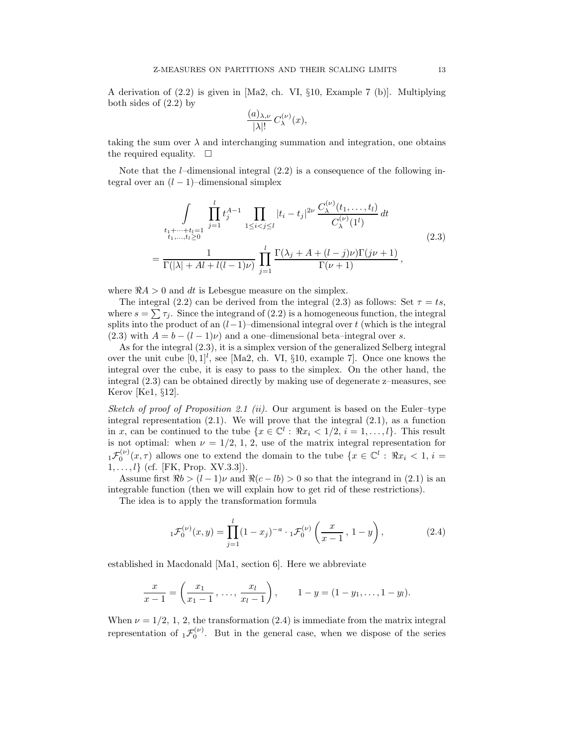A derivation of (2.2) is given in [Ma2, ch. VI, §10, Example 7 (b)]. Multiplying both sides of (2.2) by

$$\frac{(a)_{\lambda,\nu}}{|\lambda|!}\, C_\lambda^{(\nu)}(x),$$

taking the sum over $\lambda$ and interchanging summation and integration, one obtains the required equality. $\square$

Note that the $l$–dimensional integral (2.2) is a consequence of the following integral over an $(l-1)$–dimensional simplex

$$\begin{aligned}
&\int\limits_{\substack{t_1+\dots+t_l=1\\ t_1,\dots,t_l\ge 0}} \prod_{j=1}^{l} t_j^{A-1} \prod_{1\le i<j\le l} |t_i-t_j|^{2\nu}\, \frac{C_\lambda^{(\nu)}(t_1,\dots,t_l)}{C_\lambda^{(\nu)}(1^l)}\, dt \\
&= \frac{1}{\Gamma(|\lambda|+Al+l(l-1)\nu)} \prod_{j=1}^{l} \frac{\Gamma(\lambda_j+A+(l-j)\nu)\Gamma(j\nu+1)}{\Gamma(\nu+1)}\,,
\end{aligned}\tag{2.3}$$

where $\Re A>0$ and $dt$ is Lebesgue measure on the simplex.

The integral (2.2) can be derived from the integral (2.3) as follows: Set $\tau=ts$, where $s=\sum\tau_j$. Since the integrand of (2.2) is a homogeneous function, the integral splits into the product of an $(l-1)$–dimensional integral over $t$ (which is the integral (2.3) with $A=b-(l-1)\nu$) and a one–dimensional beta–integral over $s$.

As for the integral (2.3), it is a simplex version of the generalized Selberg integral over the unit cube $[0,1]^l$, see [Ma2, ch. VI, §10, example 7]. Once one knows the integral over the cube, it is easy to pass to the simplex. On the other hand, the integral (2.3) can be obtained directly by making use of degenerate z–measures, see Kerov [Ke1, §12].

*Sketch of proof of Proposition 2.1 (ii).* Our argument is based on the Euler–type integral representation (2.1). We will prove that the integral (2.1), as a function in $x$, can be continued to the tube $\{x\in\mathbb{C}^l:\ \Re x_i<1/2,\ i=1,\dots,l\}$. This result is not optimal: when $\nu=1/2,\,1,\,2$, use of the matrix integral representation for ${}_1\mathcal{F}_0^{(\nu)}(x,\tau)$ allows one to extend the domain to the tube $\{x\in\mathbb{C}^l:\ \Re x_i<1,\ i=1,\dots,l\}$ (cf. [FK, Prop. XV.3.3]).

Assume first $\Re b>(l-1)\nu$ and $\Re(c-lb)>0$ so that the integrand in (2.1) is an integrable function (then we will explain how to get rid of these restrictions).

The idea is to apply the transformation formula

$${}_1\mathcal{F}_0^{(\nu)}(x,y)=\prod_{j=1}^{l}(1-x_j)^{-a}\cdot {}_1\mathcal{F}_0^{(\nu)}\left(\frac{x}{x-1}\,,\,1-y\right),\tag{2.4}$$

established in Macdonald [Ma1, section 6]. Here we abbreviate

$$\frac{x}{x-1}=\left(\frac{x_1}{x_1-1}\,,\,\dots,\,\frac{x_l}{x_l-1}\right),\qquad 1-y=(1-y_1,\dots,1-y_l).$$

When $\nu=1/2,\,1,\,2$, the transformation (2.4) is immediate from the matrix integral representation of ${}_1\mathcal{F}_0^{(\nu)}$. But in the general case, when we dispose of the series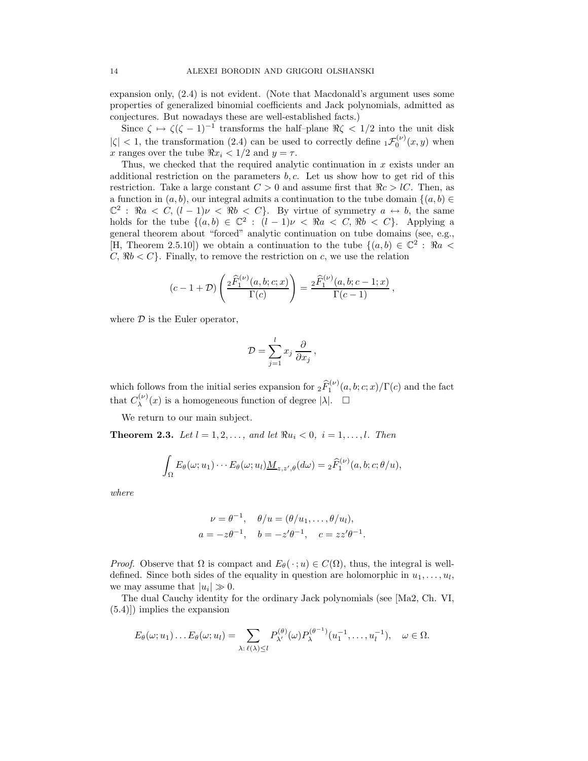expansion only, (2.4) is not evident. (Note that Macdonald's argument uses some properties of generalized binomial coefficients and Jack polynomials, admitted as conjectures. But nowadays these are well-established facts.)

Since $\zeta \mapsto \zeta(\zeta-1)^{-1}$ transforms the half–plane $\Re\zeta < 1/2$ into the unit disk $|\zeta| < 1$, the transformation (2.4) can be used to correctly define ${}_1\mathcal{F}_0^{(\nu)}(x,y)$ when $x$ ranges over the tube $\Re x_i < 1/2$ and $y = \tau$.

Thus, we checked that the required analytic continuation in $x$ exists under an additional restriction on the parameters $b, c$. Let us show how to get rid of this restriction. Take a large constant $C > 0$ and assume first that $\Re c > lC$. Then, as a function in $(a,b)$, our integral admits a continuation to the tube domain $\{(a,b) \in \mathbb{C}^2 : \Re a < C, (l-1)\nu < \Re b < C\}$. By virtue of symmetry $a \leftrightarrow b$, the same holds for the tube $\{(a,b) \in \mathbb{C}^2 : (l-1)\nu < \Re a < C, \Re b < C\}$. Applying a general theorem about "forced" analytic continuation on tube domains (see, e.g., [H, Theorem 2.5.10]) we obtain a continuation to the tube $\{(a,b) \in \mathbb{C}^2 : \Re a < C, \Re b < C\}$. Finally, to remove the restriction on $c$, we use the relation

$$(c-1+\mathcal{D})\left(\frac{{}_2\widehat{F}_1^{(\nu)}(a,b;c;x)}{\Gamma(c)}\right) = \frac{{}_2\widehat{F}_1^{(\nu)}(a,b;c-1;x)}{\Gamma(c-1)}\,,$$

where $\mathcal{D}$ is the Euler operator,

$$\mathcal{D} = \sum_{j=1}^{l} x_j \frac{\partial}{\partial x_j}\,,$$

which follows from the initial series expansion for ${}_2\widehat{F}_1^{(\nu)}(a,b;c;x)/\Gamma(c)$ and the fact that $C_\lambda^{(\nu)}(x)$ is a homogeneous function of degree $|\lambda|$. $\square$

We return to our main subject.

**Theorem 2.3.** *Let $l = 1, 2, \dots,$ and let $\Re u_i < 0$, $i = 1, \dots, l$. Then*

$$\int_\Omega E_\theta(\omega; u_1) \cdots E_\theta(\omega; u_l) \underline{M}_{z,z',\theta}(d\omega) = {}_2\widehat{F}_1^{(\nu)}(a,b;c;\theta/u),$$

*where*

$$\nu = \theta^{-1}, \quad \theta/u = (\theta/u_1, \dots, \theta/u_l),$$
$$a = -z\theta^{-1}, \quad b = -z'\theta^{-1}, \quad c = zz'\theta^{-1}.$$

*Proof.* Observe that $\Omega$ is compact and $E_\theta(\,\cdot\,; u) \in C(\Omega)$, thus, the integral is well-defined. Since both sides of the equality in question are holomorphic in $u_1, \dots, u_l$, we may assume that $|u_i| \gg 0$.

The dual Cauchy identity for the ordinary Jack polynomials (see [Ma2, Ch. VI, (5.4)]) implies the expansion

$$E_\theta(\omega; u_1) \dots E_\theta(\omega; u_l) = \sum_{\lambda:\, \ell(\lambda) \le l} P_{\lambda'}^{(\theta)}(\omega) P_\lambda^{(\theta^{-1})}(u_1^{-1}, \dots, u_l^{-1}), \quad \omega \in \Omega.$$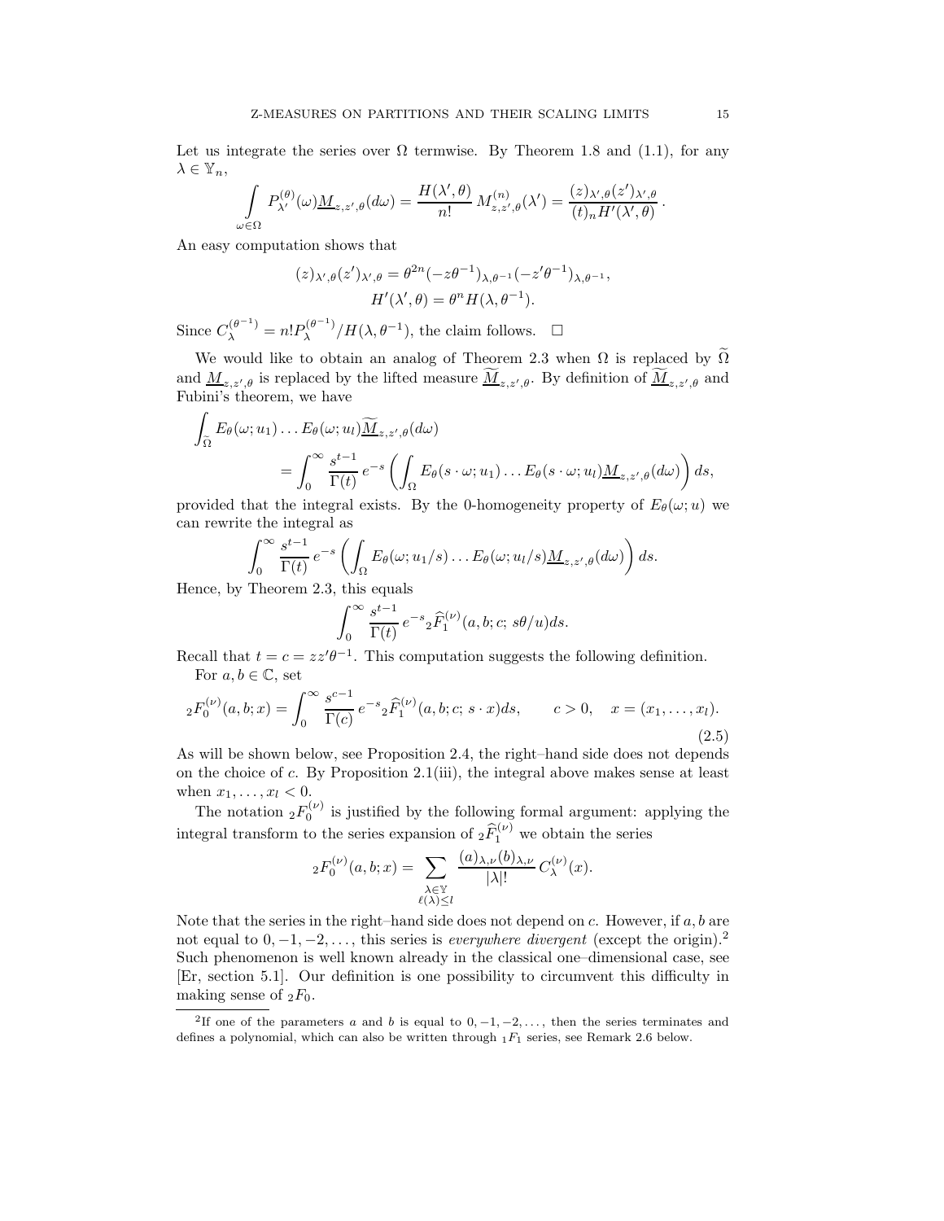Let us integrate the series over $\Omega$ termwise. By Theorem 1.8 and (1.1), for any $\lambda \in \mathbb{Y}_n$,

$$\int\limits_{\omega\in\Omega} P^{(\theta)}_{\lambda'}(\omega)\underline{M}_{z,z',\theta}(d\omega) = \frac{H(\lambda',\theta)}{n!}\, M^{(n)}_{z,z',\theta}(\lambda') = \frac{(z)_{\lambda',\theta}(z')_{\lambda',\theta}}{(t)_n H'(\lambda',\theta)}\,.$$

An easy computation shows that

$$(z)_{\lambda',\theta}(z')_{\lambda',\theta} = \theta^{2n}(-z\theta^{-1})_{\lambda,\theta^{-1}}(-z'\theta^{-1})_{\lambda,\theta^{-1}},$$
$$H'(\lambda',\theta) = \theta^n H(\lambda,\theta^{-1}).$$

Since $C^{(\theta^{-1})}_\lambda = n! P^{(\theta^{-1})}_\lambda / H(\lambda,\theta^{-1})$, the claim follows. $\square$

We would like to obtain an analog of Theorem 2.3 when $\Omega$ is replaced by $\widetilde{\Omega}$ and $\underline{M}_{z,z',\theta}$ is replaced by the lifted measure $\widetilde{\underline{M}}_{z,z',\theta}$. By definition of $\widetilde{\underline{M}}_{z,z',\theta}$ and Fubini's theorem, we have

$$\int_{\widetilde{\Omega}} E_\theta(\omega;u_1)\dots E_\theta(\omega;u_l)\widetilde{\underline{M}}_{z,z',\theta}(d\omega)$$
$$= \int_0^\infty \frac{s^{t-1}}{\Gamma(t)}\, e^{-s}\left(\int_\Omega E_\theta(s\cdot\omega;u_1)\dots E_\theta(s\cdot\omega;u_l)\underline{M}_{z,z',\theta}(d\omega)\right)ds,$$

provided that the integral exists. By the 0-homogeneity property of $E_\theta(\omega;u)$ we can rewrite the integral as

$$\int_0^\infty \frac{s^{t-1}}{\Gamma(t)}\, e^{-s}\left(\int_\Omega E_\theta(\omega;u_1/s)\dots E_\theta(\omega;u_l/s)\underline{M}_{z,z',\theta}(d\omega)\right)ds.$$

Hence, by Theorem 2.3, this equals

$$\int_0^\infty \frac{s^{t-1}}{\Gamma(t)}\, e^{-s}{}_2\widehat{F}^{(\nu)}_1(a,b;c;\, s\theta/u)ds.$$

Recall that $t = c = zz'\theta^{-1}$. This computation suggests the following definition.

For $a, b \in \mathbb{C}$, set

$${}_2F^{(\nu)}_0(a,b;x) = \int_0^\infty \frac{s^{c-1}}{\Gamma(c)}\, e^{-s}{}_2\widehat{F}^{(\nu)}_1(a,b;c;\, s\cdot x)ds, \qquad c>0, \quad x=(x_1,\dots,x_l). \tag{2.5}$$

As will be shown below, see Proposition 2.4, the right–hand side does not depends on the choice of $c$. By Proposition 2.1(iii), the integral above makes sense at least when $x_1,\dots,x_l<0$.

The notation ${}_2F^{(\nu)}_0$ is justified by the following formal argument: applying the integral transform to the series expansion of ${}_2\widehat{F}^{(\nu)}_1$ we obtain the series

$${}_2F^{(\nu)}_0(a,b;x) = \sum_{\substack{\lambda\in\mathbb{Y}\\ \ell(\lambda)\le l}} \frac{(a)_{\lambda,\nu}(b)_{\lambda,\nu}}{|\lambda|!}\, C^{(\nu)}_\lambda(x).$$

Note that the series in the right–hand side does not depend on $c$. However, if $a, b$ are not equal to $0,-1,-2,\dots$, this series is *everywhere divergent* (except the origin).[2] Such phenomenon is well known already in the classical one–dimensional case, see [Er, section 5.1]. Our definition is one possibility to circumvent this difficulty in making sense of ${}_2F_0$.

[2]If one of the parameters $a$ and $b$ is equal to $0,-1,-2,\dots$, then the series terminates and defines a polynomial, which can also be written through ${}_1F_1$ series, see Remark 2.6 below.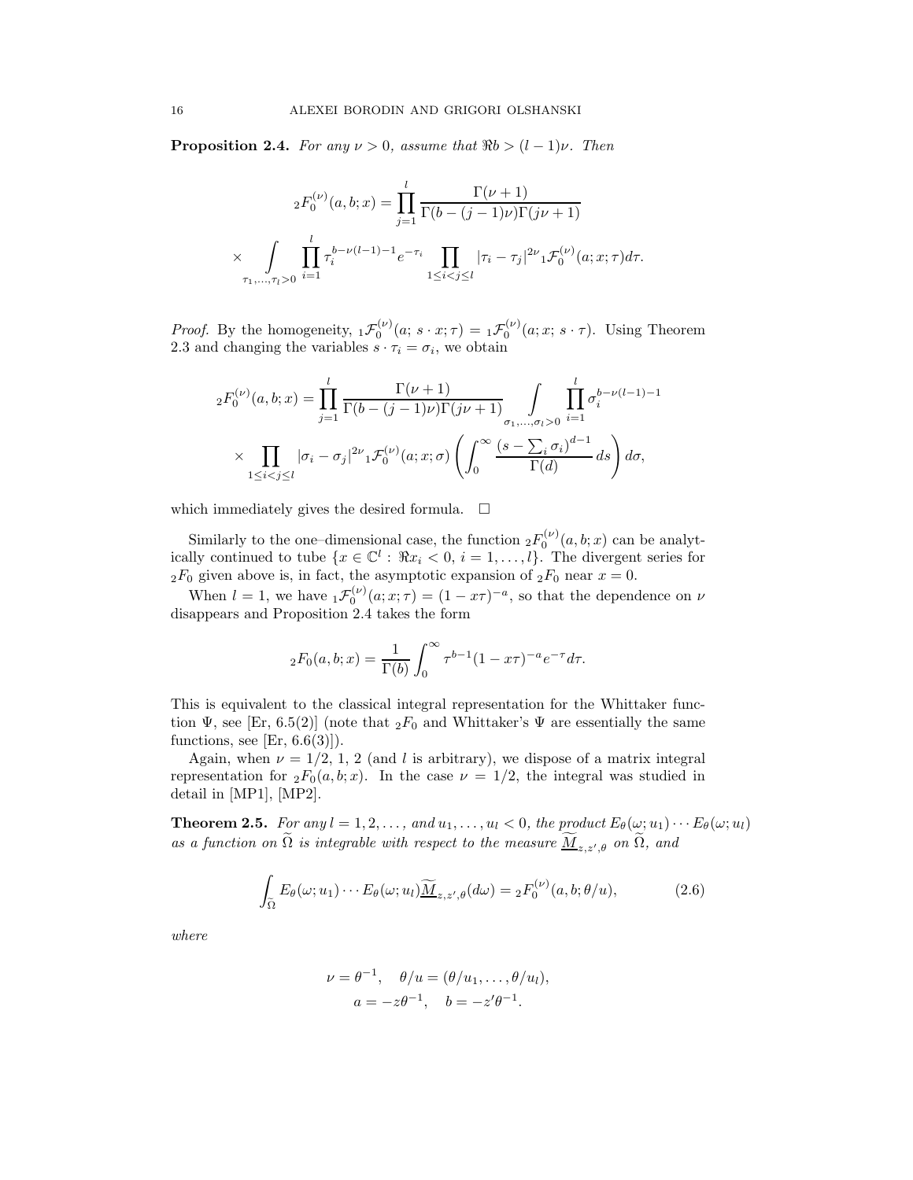**Proposition 2.4.** *For any $\nu > 0$, assume that $\Re b > (l-1)\nu$. Then*

$$
{}_2F_0^{(\nu)}(a,b;x) = \prod_{j=1}^{l} \frac{\Gamma(\nu+1)}{\Gamma(b-(j-1)\nu)\Gamma(j\nu+1)}
$$

$$
\times \int\limits_{\tau_1,\dots,\tau_l>0} \prod_{i=1}^{l} \tau_i^{b-\nu(l-1)-1} e^{-\tau_i} \prod_{1\le i<j\le l} |\tau_i - \tau_j|^{2\nu} {}_1\mathcal{F}_0^{(\nu)}(a;x;\tau)d\tau.
$$

*Proof.* By the homogeneity, ${}_1\mathcal{F}_0^{(\nu)}(a;\, s\cdot x;\tau) = {}_1\mathcal{F}_0^{(\nu)}(a;x;\, s\cdot\tau)$. Using Theorem 2.3 and changing the variables $s\cdot\tau_i = \sigma_i$, we obtain

$$
{}_2F_0^{(\nu)}(a,b;x) = \prod_{j=1}^{l} \frac{\Gamma(\nu+1)}{\Gamma(b-(j-1)\nu)\Gamma(j\nu+1)} \int\limits_{\sigma_1,\dots,\sigma_l>0} \prod_{i=1}^{l} \sigma_i^{b-\nu(l-1)-1}
$$

$$
\times \prod_{1\le i<j\le l} |\sigma_i - \sigma_j|^{2\nu} {}_1\mathcal{F}_0^{(\nu)}(a;x;\sigma) \left( \int_0^\infty \frac{\left(s - \sum_i \sigma_i\right)^{d-1}}{\Gamma(d)}\, ds \right) d\sigma,
$$

which immediately gives the desired formula. $\square$

Similarly to the one–dimensional case, the function ${}_2F_0^{(\nu)}(a,b;x)$ can be analytically continued to tube $\{x\in\mathbb{C}^l : \Re x_i < 0,\ i=1,\dots,l\}$. The divergent series for ${}_2F_0$ given above is, in fact, the asymptotic expansion of ${}_2F_0$ near $x=0$.

When $l=1$, we have ${}_1\mathcal{F}_0^{(\nu)}(a;x;\tau) = (1-x\tau)^{-a}$, so that the dependence on $\nu$ disappears and Proposition 2.4 takes the form

$$
{}_2F_0(a,b;x) = \frac{1}{\Gamma(b)} \int_0^\infty \tau^{b-1}(1-x\tau)^{-a} e^{-\tau} d\tau.
$$

This is equivalent to the classical integral representation for the Whittaker function $\Psi$, see [Er, 6.5(2)] (note that ${}_2F_0$ and Whittaker's $\Psi$ are essentially the same functions, see [Er, 6.6(3)]).

Again, when $\nu = 1/2$, 1, 2 (and $l$ is arbitrary), we dispose of a matrix integral representation for ${}_2F_0(a,b;x)$. In the case $\nu = 1/2$, the integral was studied in detail in [MP1], [MP2].

**Theorem 2.5.** *For any $l=1,2,\dots$, and $u_1,\dots,u_l<0$, the product $E_\theta(\omega;u_1)\cdots E_\theta(\omega;u_l)$ as a function on $\widetilde{\Omega}$ is integrable with respect to the measure $\underline{\widetilde{M}}_{z,z',\theta}$ on $\widetilde{\Omega}$, and*

$$
\int_{\widetilde{\Omega}} E_\theta(\omega;u_1)\cdots E_\theta(\omega;u_l)\underline{\widetilde{M}}_{z,z',\theta}(d\omega) = {}_2F_0^{(\nu)}(a,b;\theta/u), \tag{2.6}
$$

*where*

$$
\nu=\theta^{-1}, \quad \theta/u = (\theta/u_1,\dots,\theta/u_l),
$$
$$
a=-z\theta^{-1}, \quad b=-z'\theta^{-1}.
$$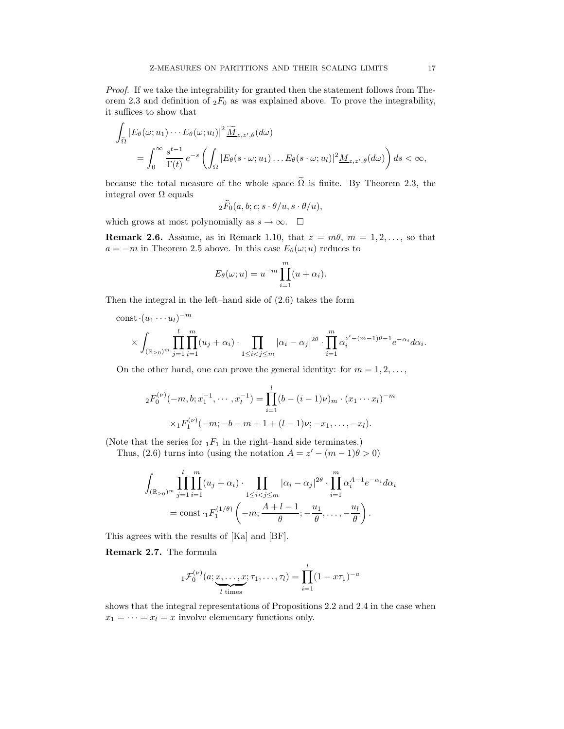*Proof.* If we take the integrability for granted then the statement follows from Theorem 2.3 and definition of ${}_2F_0$ as was explained above. To prove the integrability, it suffices to show that

$$
\begin{aligned}
\int_{\widetilde{\Omega}} & |E_\theta(\omega;u_1)\cdots E_\theta(\omega;u_l)|^2\, \widetilde{\underline{M}}_{z,z',\theta}(d\omega) \\
&= \int_0^\infty \frac{s^{t-1}}{\Gamma(t)}\, e^{-s} \left( \int_\Omega |E_\theta(s\cdot\omega;u_1)\dots E_\theta(s\cdot\omega;u_l)|^2 \underline{M}_{z,z',\theta}(d\omega)\right) ds < \infty,
\end{aligned}
$$

because the total measure of the whole space $\widetilde{\Omega}$ is finite. By Theorem 2.3, the integral over $\Omega$ equals

$$
{}_2\widehat{F}_0(a,b;c;s\cdot\theta/u, s\cdot\theta/u),
$$

which grows at most polynomially as $s\to\infty$. $\square$

**Remark 2.6.** Assume, as in Remark 1.10, that $z = m\theta$, $m = 1,2,\dots$, so that $a=-m$ in Theorem 2.5 above. In this case $E_\theta(\omega;u)$ reduces to

$$
E_\theta(\omega;u) = u^{-m}\prod_{i=1}^m (u+\alpha_i).
$$

Then the integral in the left–hand side of (2.6) takes the form

$$
\begin{aligned}
&\mathrm{const}\cdot(u_1\cdots u_l)^{-m} \\
&\times \int_{(\mathbb{R}_{\ge 0})^m} \prod_{j=1}^l\prod_{i=1}^m (u_j+\alpha_i)\cdot \prod_{1\le i<j\le m}|\alpha_i-\alpha_j|^{2\theta}\cdot \prod_{i=1}^m \alpha_i^{z'-(m-1)\theta-1} e^{-\alpha_i} d\alpha_i.
\end{aligned}
$$

On the other hand, one can prove the general identity: for $m=1,2,\dots$,

$$
\begin{aligned}
{}_2F_0^{(\nu)}(-m,b;x_1^{-1},\cdots,x_l^{-1}) &= \prod_{i=1}^l (b-(i-1)\nu)_m\cdot(x_1\cdots x_l)^{-m} \\
&\times {}_1F_1^{(\nu)}(-m;-b-m+1+(l-1)\nu;-x_1,\dots,-x_l).
\end{aligned}
$$

(Note that the series for ${}_1F_1$ in the right–hand side terminates.)

Thus, (2.6) turns into (using the notation $A = z'-(m-1)\theta > 0$)

$$
\begin{aligned}
\int_{(\mathbb{R}_{\ge 0})^m} & \prod_{j=1}^l\prod_{i=1}^m (u_j+\alpha_i)\cdot \prod_{1\le i<j\le m}|\alpha_i-\alpha_j|^{2\theta}\cdot \prod_{i=1}^m \alpha_i^{A-1}e^{-\alpha_i}d\alpha_i \\
&= \mathrm{const}\cdot {}_1F_1^{(1/\theta)}\left(-m;\frac{A+l-1}{\theta};-\frac{u_1}{\theta},\dots,-\frac{u_l}{\theta}\right).
\end{aligned}
$$

This agrees with the results of [Ka] and [BF].

**Remark 2.7.** The formula

$$
{}_1\mathcal{F}_0^{(\nu)}(a;\underbrace{x,\dots,x}_{l\text{ times}};\tau_1,\dots,\tau_l) = \prod_{i=1}^l (1-x\tau_1)^{-a}
$$

shows that the integral representations of Propositions 2.2 and 2.4 in the case when $x_1=\dots=x_l=x$ involve elementary functions only.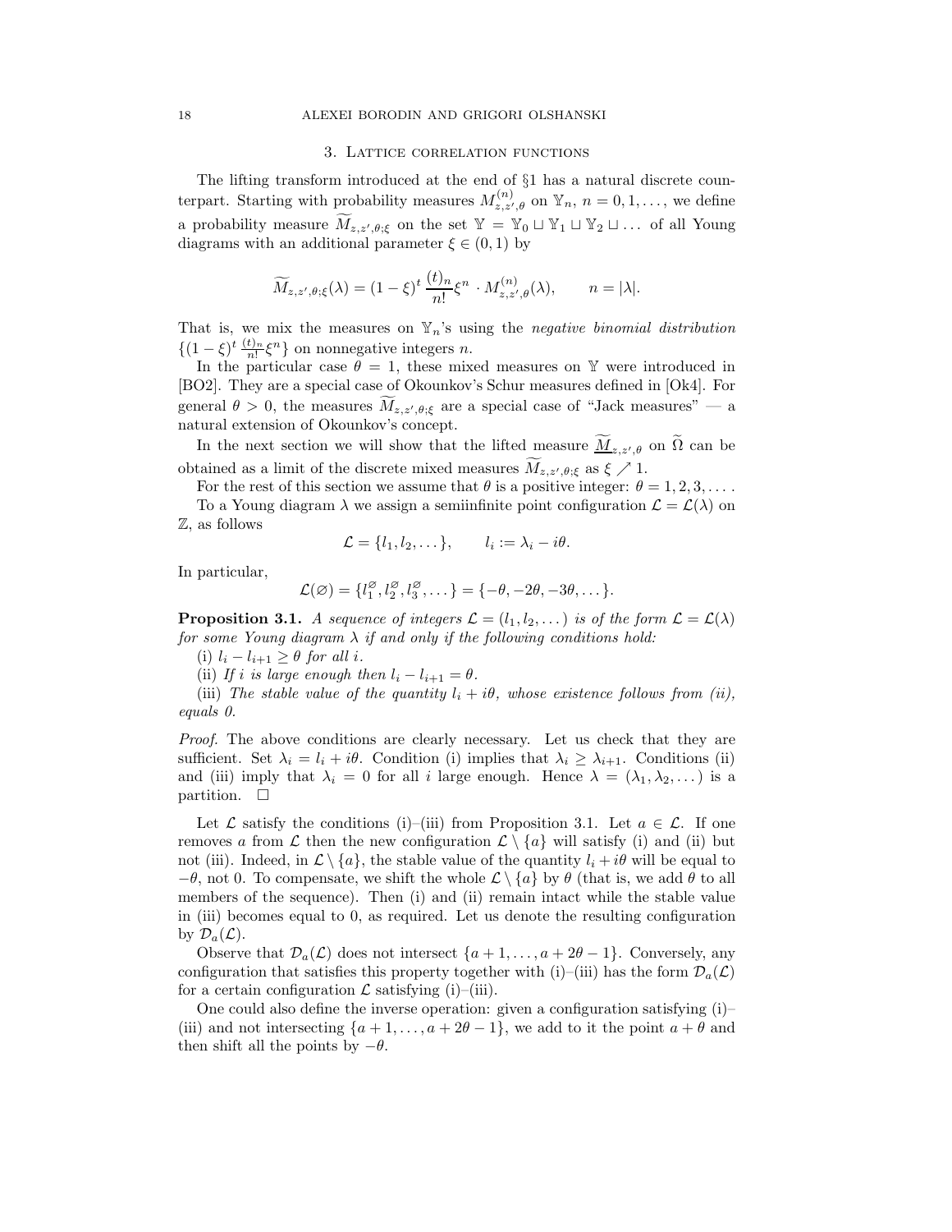## 3. Lattice correlation functions

The lifting transform introduced at the end of §1 has a natural discrete counterpart. Starting with probability measures $M^{(n)}_{z,z',\theta}$ on $\mathbb{Y}_n$, $n = 0, 1, \dots$, we define a probability measure $\widetilde{M}_{z,z',\theta;\xi}$ on the set $\mathbb{Y} = \mathbb{Y}_0 \sqcup \mathbb{Y}_1 \sqcup \mathbb{Y}_2 \sqcup \dots$ of all Young diagrams with an additional parameter $\xi \in (0, 1)$ by

$$\widetilde{M}_{z,z',\theta;\xi}(\lambda) = (1-\xi)^t \, \frac{(t)_n}{n!} \xi^n \cdot M^{(n)}_{z,z',\theta}(\lambda), \qquad n = |\lambda|.$$

That is, we mix the measures on $\mathbb{Y}_n$'s using the *negative binomial distribution* $\{(1-\xi)^t \frac{(t)_n}{n!}\xi^n\}$ on nonnegative integers $n$.

In the particular case $\theta = 1$, these mixed measures on $\mathbb{Y}$ were introduced in [BO2]. They are a special case of Okounkov's Schur measures defined in [Ok4]. For general $\theta > 0$, the measures $\widetilde{M}_{z,z',\theta;\xi}$ are a special case of "Jack measures" — a natural extension of Okounkov's concept.

In the next section we will show that the lifted measure $\underline{\widetilde{M}}_{z,z',\theta}$ on $\widetilde{\Omega}$ can be obtained as a limit of the discrete mixed measures $\widetilde{M}_{z,z',\theta;\xi}$ as $\xi \nearrow 1$.

For the rest of this section we assume that $\theta$ is a positive integer: $\theta = 1, 2, 3, \dots$.

To a Young diagram $\lambda$ we assign a semiinfinite point configuration $\mathcal{L} = \mathcal{L}(\lambda)$ on $\mathbb{Z}$, as follows

$$\mathcal{L} = \{l_1, l_2, \dots\}, \qquad l_i := \lambda_i - i\theta.$$

In particular,

$$\mathcal{L}(\varnothing) = \{l_1^{\varnothing}, l_2^{\varnothing}, l_3^{\varnothing}, \dots\} = \{-\theta, -2\theta, -3\theta, \dots\}.$$

**Proposition 3.1.** *A sequence of integers $\mathcal{L} = (l_1, l_2, \dots)$ is of the form $\mathcal{L} = \mathcal{L}(\lambda)$ for some Young diagram $\lambda$ if and only if the following conditions hold:*

(i) *$l_i - l_{i+1} \geq \theta$ for all $i$.*

(ii) *If $i$ is large enough then $l_i - l_{i+1} = \theta$.*

(iii) *The stable value of the quantity $l_i + i\theta$, whose existence follows from (ii), equals 0.*

*Proof.* The above conditions are clearly necessary. Let us check that they are sufficient. Set $\lambda_i = l_i + i\theta$. Condition (i) implies that $\lambda_i \geq \lambda_{i+1}$. Conditions (ii) and (iii) imply that $\lambda_i = 0$ for all $i$ large enough. Hence $\lambda = (\lambda_1, \lambda_2, \dots)$ is a partition. $\square$

Let $\mathcal{L}$ satisfy the conditions (i)–(iii) from Proposition 3.1. Let $a \in \mathcal{L}$. If one removes $a$ from $\mathcal{L}$ then the new configuration $\mathcal{L} \setminus \{a\}$ will satisfy (i) and (ii) but not (iii). Indeed, in $\mathcal{L} \setminus \{a\}$, the stable value of the quantity $l_i + i\theta$ will be equal to $-\theta$, not 0. To compensate, we shift the whole $\mathcal{L} \setminus \{a\}$ by $\theta$ (that is, we add $\theta$ to all members of the sequence). Then (i) and (ii) remain intact while the stable value in (iii) becomes equal to 0, as required. Let us denote the resulting configuration by $\mathcal{D}_a(\mathcal{L})$.

Observe that $\mathcal{D}_a(\mathcal{L})$ does not intersect $\{a + 1, \dots, a + 2\theta - 1\}$. Conversely, any configuration that satisfies this property together with (i)–(iii) has the form $\mathcal{D}_a(\mathcal{L})$ for a certain configuration $\mathcal{L}$ satisfying (i)–(iii).

One could also define the inverse operation: given a configuration satisfying (i)–(iii) and not intersecting $\{a + 1, \dots, a + 2\theta - 1\}$, we add to it the point $a + \theta$ and then shift all the points by $-\theta$.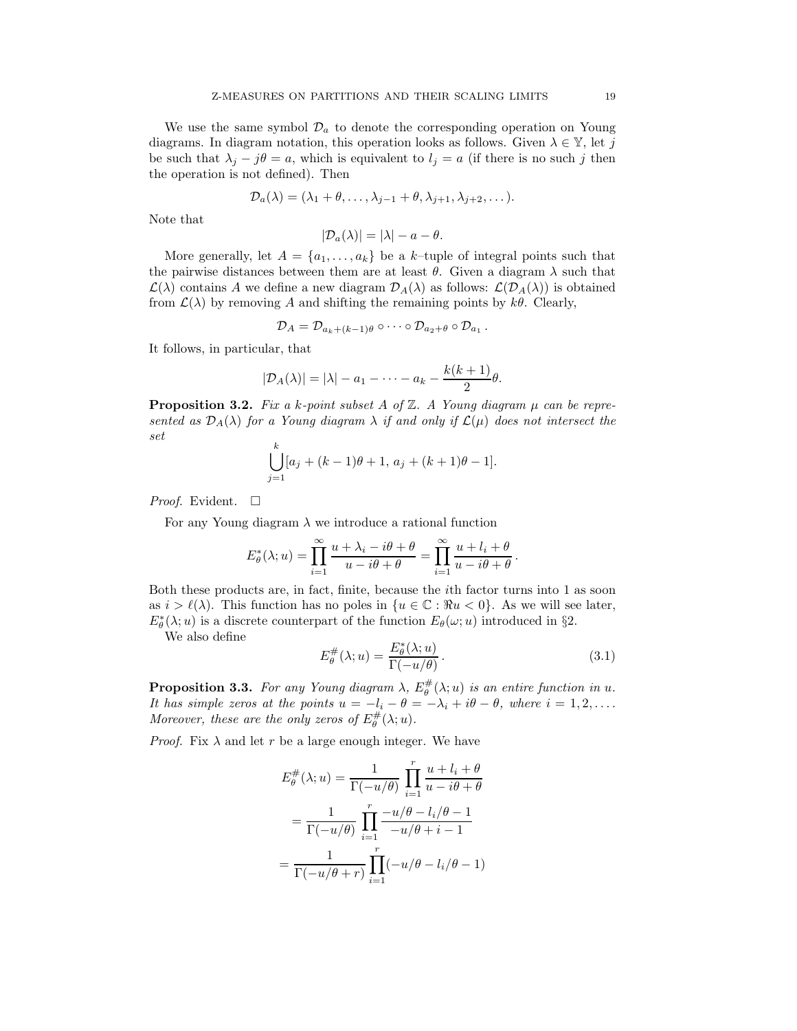We use the same symbol $\mathcal{D}_a$ to denote the corresponding operation on Young diagrams. In diagram notation, this operation looks as follows. Given $\lambda \in \mathbb{Y}$, let $j$ be such that $\lambda_j - j\theta = a$, which is equivalent to $l_j = a$ (if there is no such $j$ then the operation is not defined). Then

$$\mathcal{D}_a(\lambda) = (\lambda_1 + \theta, \dots, \lambda_{j-1} + \theta, \lambda_{j+1}, \lambda_{j+2}, \dots).$$

Note that

$$|\mathcal{D}_a(\lambda)| = |\lambda| - a - \theta.$$

More generally, let $A = \{a_1, \dots, a_k\}$ be a $k$–tuple of integral points such that the pairwise distances between them are at least $\theta$. Given a diagram $\lambda$ such that $\mathcal{L}(\lambda)$ contains $A$ we define a new diagram $\mathcal{D}_A(\lambda)$ as follows: $\mathcal{L}(\mathcal{D}_A(\lambda))$ is obtained from $\mathcal{L}(\lambda)$ by removing $A$ and shifting the remaining points by $k\theta$. Clearly,

$$\mathcal{D}_A = \mathcal{D}_{a_k+(k-1)\theta} \circ \dots \circ \mathcal{D}_{a_2+\theta} \circ \mathcal{D}_{a_1}\,.$$

It follows, in particular, that

$$|\mathcal{D}_A(\lambda)| = |\lambda| - a_1 - \dots - a_k - \frac{k(k+1)}{2}\theta.$$

**Proposition 3.2.** *Fix a $k$-point subset $A$ of $\mathbb{Z}$. A Young diagram $\mu$ can be represented as $\mathcal{D}_A(\lambda)$ for a Young diagram $\lambda$ if and only if $\mathcal{L}(\mu)$ does not intersect the set*

$$\bigcup_{j=1}^{k} [a_j + (k-1)\theta + 1,\, a_j + (k+1)\theta - 1].$$

*Proof.* Evident. $\square$

For any Young diagram $\lambda$ we introduce a rational function

$$E^*_\theta(\lambda; u) = \prod_{i=1}^{\infty} \frac{u + \lambda_i - i\theta + \theta}{u - i\theta + \theta} = \prod_{i=1}^{\infty} \frac{u + l_i + \theta}{u - i\theta + \theta}\,.$$

Both these products are, in fact, finite, because the $i$th factor turns into 1 as soon as $i > \ell(\lambda)$. This function has no poles in $\{u \in \mathbb{C} : \Re u < 0\}$. As we will see later, $E^*_\theta(\lambda; u)$ is a discrete counterpart of the function $E_\theta(\omega; u)$ introduced in §2.

We also define

$$E^{\#}_\theta(\lambda; u) = \frac{E^*_\theta(\lambda; u)}{\Gamma(-u/\theta)}\,. \tag{3.1}$$

**Proposition 3.3.** *For any Young diagram $\lambda$, $E^{\#}_\theta(\lambda; u)$ is an entire function in $u$. It has simple zeros at the points $u = -l_i - \theta = -\lambda_i + i\theta - \theta$, where $i = 1, 2, \dots$. Moreover, these are the only zeros of $E^{\#}_\theta(\lambda; u)$.*

*Proof.* Fix $\lambda$ and let $r$ be a large enough integer. We have

$$\begin{aligned}
E^{\#}_\theta(\lambda; u) &= \frac{1}{\Gamma(-u/\theta)} \prod_{i=1}^{r} \frac{u + l_i + \theta}{u - i\theta + \theta} \\
&= \frac{1}{\Gamma(-u/\theta)} \prod_{i=1}^{r} \frac{-u/\theta - l_i/\theta - 1}{-u/\theta + i - 1} \\
&= \frac{1}{\Gamma(-u/\theta + r)} \prod_{i=1}^{r} (-u/\theta - l_i/\theta - 1)
\end{aligned}$$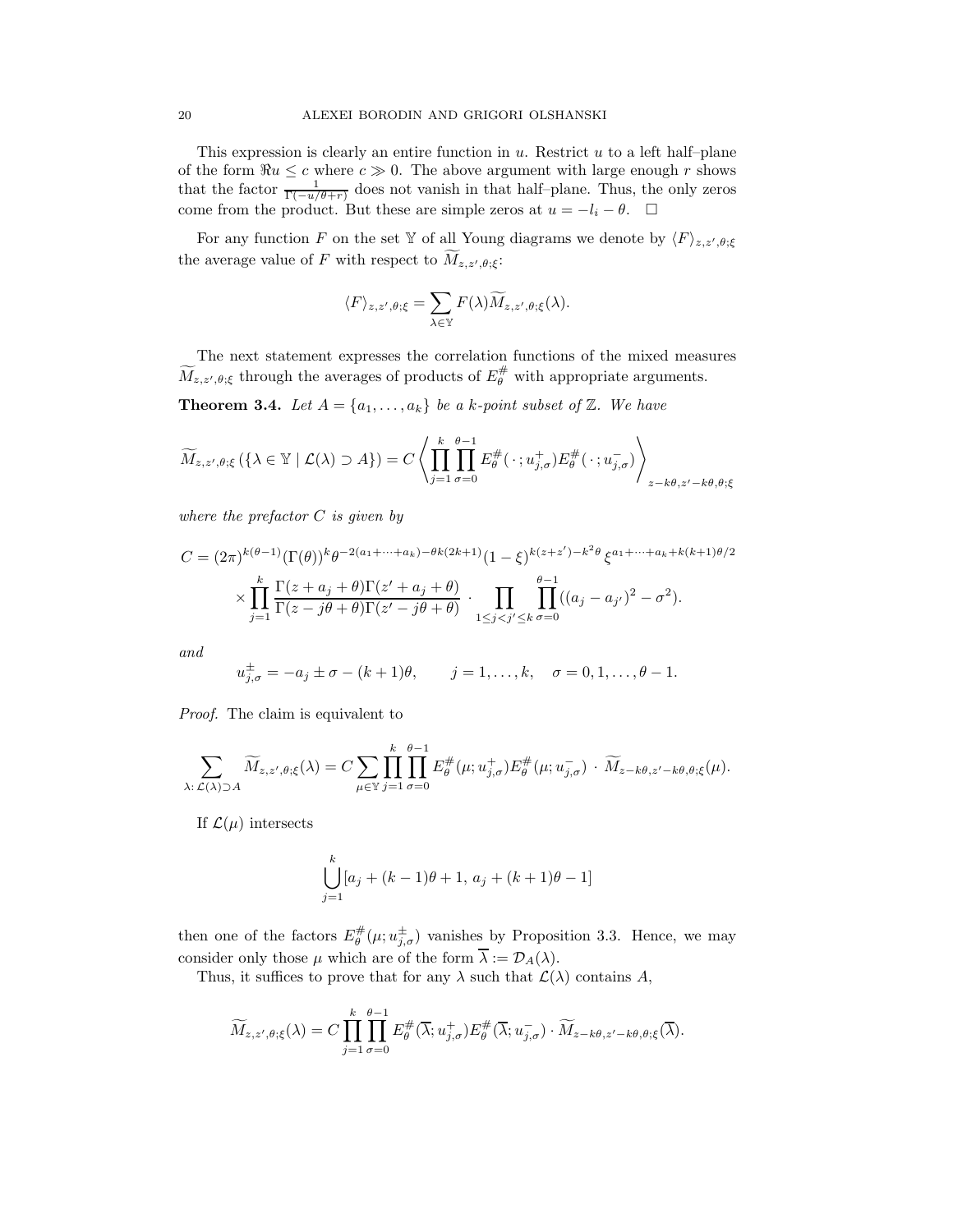This expression is clearly an entire function in $u$. Restrict $u$ to a left half–plane of the form $\Re u \le c$ where $c \gg 0$. The above argument with large enough $r$ shows that the factor $\frac{1}{\Gamma(-u/\theta+r)}$ does not vanish in that half–plane. Thus, the only zeros come from the product. But these are simple zeros at $u = -l_i - \theta$. $\square$

For any function $F$ on the set $\mathbb{Y}$ of all Young diagrams we denote by $\langle F\rangle_{z,z',\theta;\xi}$ the average value of $F$ with respect to $\widetilde{M}_{z,z',\theta;\xi}$:

$$\langle F\rangle_{z,z',\theta;\xi} = \sum_{\lambda\in\mathbb{Y}} F(\lambda)\widetilde{M}_{z,z',\theta;\xi}(\lambda).$$

The next statement expresses the correlation functions of the mixed measures $\widetilde{M}_{z,z',\theta;\xi}$ through the averages of products of $E^{\#}_\theta$ with appropriate arguments.

**Theorem 3.4.** *Let $A = \{a_1,\dots,a_k\}$ be a $k$-point subset of $\mathbb{Z}$. We have*

$$\widetilde{M}_{z,z',\theta;\xi}\left(\{\lambda\in\mathbb{Y}\mid \mathcal{L}(\lambda)\supset A\}\right) = C\left\langle \prod_{j=1}^{k}\prod_{\sigma=0}^{\theta-1} E^{\#}_\theta(\,\cdot\,;u^+_{j,\sigma})E^{\#}_\theta(\,\cdot\,;u^-_{j,\sigma})\right\rangle_{z-k\theta,z'-k\theta,\theta;\xi}$$

*where the prefactor $C$ is given by*

$$C = (2\pi)^{k(\theta-1)}(\Gamma(\theta))^k\theta^{-2(a_1+\dots+a_k)-\theta k(2k+1)}(1-\xi)^{k(z+z')-k^2\theta}\,\xi^{a_1+\dots+a_k+k(k+1)\theta/2}$$
$$\times\prod_{j=1}^{k}\frac{\Gamma(z+a_j+\theta)\Gamma(z'+a_j+\theta)}{\Gamma(z-j\theta+\theta)\Gamma(z'-j\theta+\theta)}\cdot\prod_{1\le j<j'\le k}\prod_{\sigma=0}^{\theta-1}((a_j-a_{j'})^2-\sigma^2).$$

*and*

$$u^{\pm}_{j,\sigma} = -a_j\pm\sigma-(k+1)\theta,\qquad j=1,\dots,k,\quad \sigma=0,1,\dots,\theta-1.$$

*Proof.* The claim is equivalent to

$$\sum_{\lambda:\,\mathcal{L}(\lambda)\supset A}\widetilde{M}_{z,z',\theta;\xi}(\lambda) = C\sum_{\mu\in\mathbb{Y}}\prod_{j=1}^{k}\prod_{\sigma=0}^{\theta-1}E^{\#}_\theta(\mu;u^+_{j,\sigma})E^{\#}_\theta(\mu;u^-_{j,\sigma})\,\cdot\,\widetilde{M}_{z-k\theta,z'-k\theta,\theta;\xi}(\mu).$$

If $\mathcal{L}(\mu)$ intersects

$$\bigcup_{j=1}^{k}[a_j+(k-1)\theta+1,\ a_j+(k+1)\theta-1]$$

then one of the factors $E^{\#}_\theta(\mu;u^{\pm}_{j,\sigma})$ vanishes by Proposition 3.3. Hence, we may consider only those $\mu$ which are of the form $\overline{\lambda} := \mathcal{D}_A(\lambda)$.

Thus, it suffices to prove that for any $\lambda$ such that $\mathcal{L}(\lambda)$ contains $A$,

$$\widetilde{M}_{z,z',\theta;\xi}(\lambda) = C\prod_{j=1}^{k}\prod_{\sigma=0}^{\theta-1}E^{\#}_\theta(\overline{\lambda};u^+_{j,\sigma})E^{\#}_\theta(\overline{\lambda};u^-_{j,\sigma})\cdot\widetilde{M}_{z-k\theta,z'-k\theta,\theta;\xi}(\overline{\lambda}).$$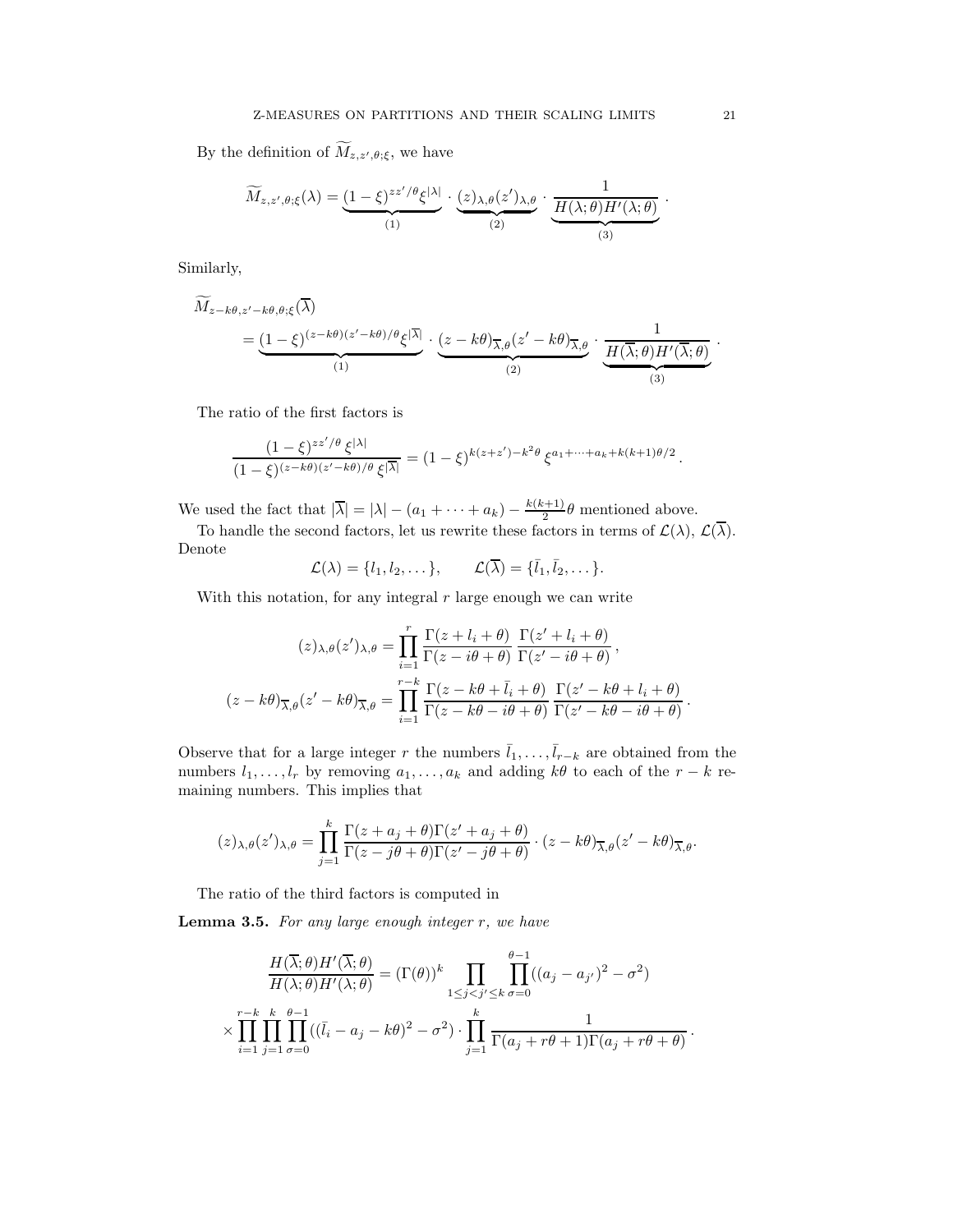By the definition of $\widetilde{M}_{z,z',\theta;\xi}$, we have

$$\widetilde{M}_{z,z',\theta;\xi}(\lambda) = \underbrace{(1-\xi)^{zz'/\theta}\xi^{|\lambda|}}_{(1)} \cdot \underbrace{(z)_{\lambda,\theta}(z')_{\lambda,\theta}}_{(2)} \cdot \underbrace{\frac{1}{H(\lambda;\theta)H'(\lambda;\theta)}}_{(3)}.$$

Similarly,

$$\begin{aligned}
&\widetilde{M}_{z-k\theta,z'-k\theta,\theta;\xi}(\overline{\lambda}) \\
&\quad = \underbrace{(1-\xi)^{(z-k\theta)(z'-k\theta)/\theta}\xi^{|\overline{\lambda}|}}_{(1)} \cdot \underbrace{(z-k\theta)_{\overline{\lambda},\theta}(z'-k\theta)_{\overline{\lambda},\theta}}_{(2)} \cdot \underbrace{\frac{1}{H(\overline{\lambda};\theta)H'(\overline{\lambda};\theta)}}_{(3)}.
\end{aligned}$$

The ratio of the first factors is

$$\frac{(1-\xi)^{zz'/\theta}\,\xi^{|\lambda|}}{(1-\xi)^{(z-k\theta)(z'-k\theta)/\theta}\,\xi^{|\overline{\lambda}|}} = (1-\xi)^{k(z+z')-k^2\theta}\,\xi^{a_1+\dots+a_k+k(k+1)\theta/2}.$$

We used the fact that $|\overline{\lambda}| = |\lambda| - (a_1+\dots+a_k) - \frac{k(k+1)}{2}\theta$ mentioned above.

To handle the second factors, let us rewrite these factors in terms of $\mathcal{L}(\lambda)$, $\mathcal{L}(\overline{\lambda})$. Denote

$$\mathcal{L}(\lambda) = \{l_1, l_2, \dots\}, \qquad \mathcal{L}(\overline{\lambda}) = \{\bar{l}_1, \bar{l}_2, \dots\}.$$

With this notation, for any integral $r$ large enough we can write

$$\begin{aligned}
(z)_{\lambda,\theta}(z')_{\lambda,\theta} &= \prod_{i=1}^{r} \frac{\Gamma(z+l_i+\theta)}{\Gamma(z-i\theta+\theta)}\,\frac{\Gamma(z'+l_i+\theta)}{\Gamma(z'-i\theta+\theta)}, \\
(z-k\theta)_{\overline{\lambda},\theta}(z'-k\theta)_{\overline{\lambda},\theta} &= \prod_{i=1}^{r-k} \frac{\Gamma(z-k\theta+\bar{l}_i+\theta)}{\Gamma(z-k\theta-i\theta+\theta)}\,\frac{\Gamma(z'-k\theta+l_i+\theta)}{\Gamma(z'-k\theta-i\theta+\theta)}.
\end{aligned}$$

Observe that for a large integer $r$ the numbers $\bar{l}_1,\dots,\bar{l}_{r-k}$ are obtained from the numbers $l_1,\dots,l_r$ by removing $a_1,\dots,a_k$ and adding $k\theta$ to each of the $r-k$ remaining numbers. This implies that

$$(z)_{\lambda,\theta}(z')_{\lambda,\theta} = \prod_{j=1}^{k} \frac{\Gamma(z+a_j+\theta)\Gamma(z'+a_j+\theta)}{\Gamma(z-j\theta+\theta)\Gamma(z'-j\theta+\theta)} \cdot (z-k\theta)_{\overline{\lambda},\theta}(z'-k\theta)_{\overline{\lambda},\theta}.$$

The ratio of the third factors is computed in

**Lemma 3.5.** *For any large enough integer $r$, we have*

$$\begin{aligned}
&\frac{H(\overline{\lambda};\theta)H'(\overline{\lambda};\theta)}{H(\lambda;\theta)H'(\lambda;\theta)} = (\Gamma(\theta))^k \prod_{1\le j<j'\le k}\prod_{\sigma=0}^{\theta-1}((a_j-a_{j'})^2-\sigma^2) \\
&\times \prod_{i=1}^{r-k}\prod_{j=1}^{k}\prod_{\sigma=0}^{\theta-1}((\bar{l}_i-a_j-k\theta)^2-\sigma^2) \cdot \prod_{j=1}^{k}\frac{1}{\Gamma(a_j+r\theta+1)\Gamma(a_j+r\theta+\theta)}.
\end{aligned}$$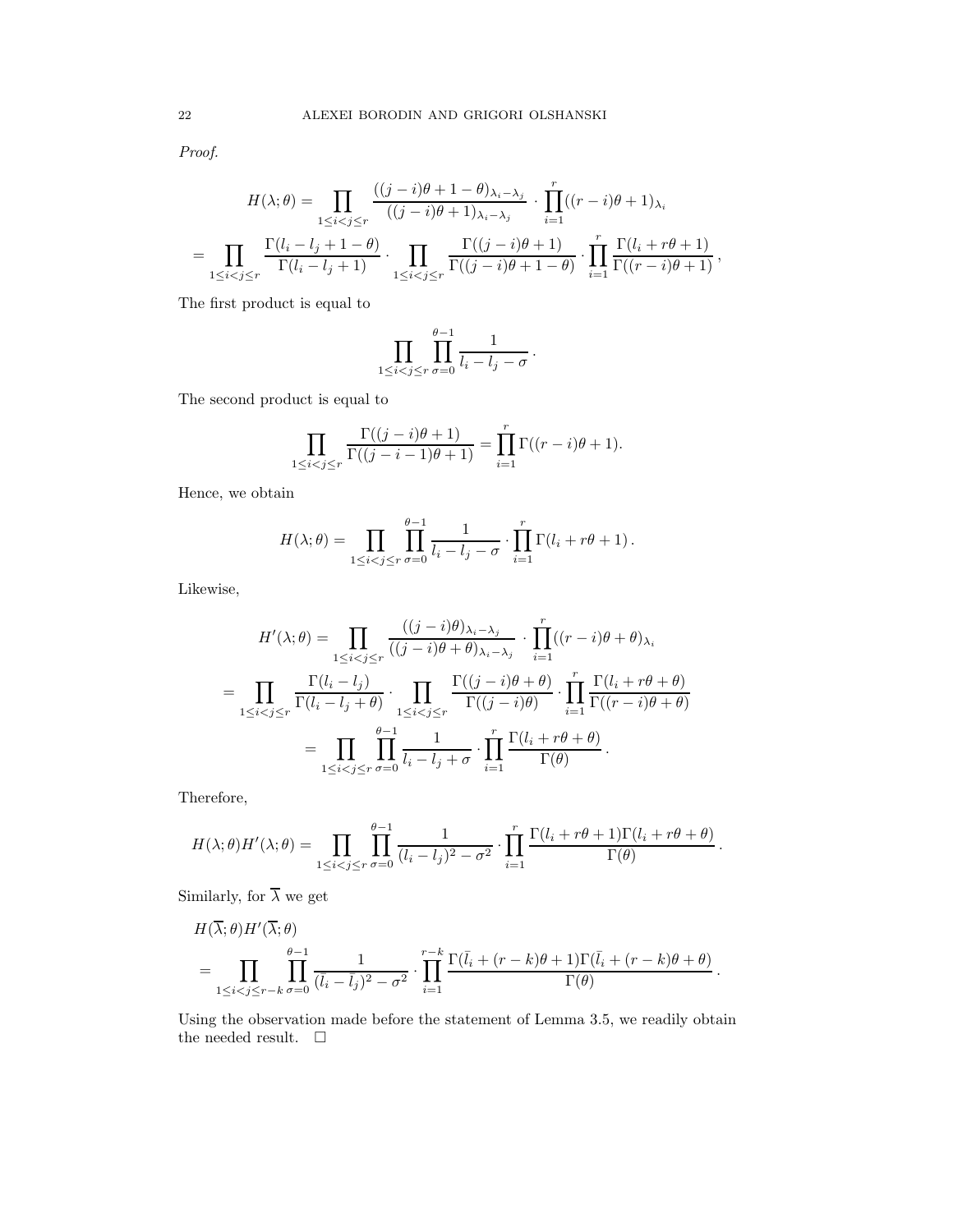*Proof.*

$$H(\lambda;\theta)=\prod_{1\le i<j\le r}\frac{((j-i)\theta+1-\theta)_{\lambda_i-\lambda_j}}{((j-i)\theta+1)_{\lambda_i-\lambda_j}}\cdot\prod_{i=1}^{r}((r-i)\theta+1)_{\lambda_i}$$

$$=\prod_{1\le i<j\le r}\frac{\Gamma(l_i-l_j+1-\theta)}{\Gamma(l_i-l_j+1)}\cdot\prod_{1\le i<j\le r}\frac{\Gamma((j-i)\theta+1)}{\Gamma((j-i)\theta+1-\theta)}\cdot\prod_{i=1}^{r}\frac{\Gamma(l_i+r\theta+1)}{\Gamma((r-i)\theta+1)},$$

The first product is equal to

$$\prod_{1\le i<j\le r}\prod_{\sigma=0}^{\theta-1}\frac{1}{l_i-l_j-\sigma}.$$

The second product is equal to

$$\prod_{1\le i<j\le r}\frac{\Gamma((j-i)\theta+1)}{\Gamma((j-i-1)\theta+1)}=\prod_{i=1}^{r}\Gamma((r-i)\theta+1).$$

Hence, we obtain

$$H(\lambda;\theta)=\prod_{1\le i<j\le r}\prod_{\sigma=0}^{\theta-1}\frac{1}{l_i-l_j-\sigma}\cdot\prod_{i=1}^{r}\Gamma(l_i+r\theta+1).$$

Likewise,

$$H'(\lambda;\theta)=\prod_{1\le i<j\le r}\frac{((j-i)\theta)_{\lambda_i-\lambda_j}}{((j-i)\theta+\theta)_{\lambda_i-\lambda_j}}\cdot\prod_{i=1}^{r}((r-i)\theta+\theta)_{\lambda_i}$$

$$=\prod_{1\le i<j\le r}\frac{\Gamma(l_i-l_j)}{\Gamma(l_i-l_j+\theta)}\cdot\prod_{1\le i<j\le r}\frac{\Gamma((j-i)\theta+\theta)}{\Gamma((j-i)\theta)}\cdot\prod_{i=1}^{r}\frac{\Gamma(l_i+r\theta+\theta)}{\Gamma((r-i)\theta+\theta)}$$

$$=\prod_{1\le i<j\le r}\prod_{\sigma=0}^{\theta-1}\frac{1}{l_i-l_j+\sigma}\cdot\prod_{i=1}^{r}\frac{\Gamma(l_i+r\theta+\theta)}{\Gamma(\theta)}.$$

Therefore,

$$H(\lambda;\theta)H'(\lambda;\theta)=\prod_{1\le i<j\le r}\prod_{\sigma=0}^{\theta-1}\frac{1}{(l_i-l_j)^2-\sigma^2}\cdot\prod_{i=1}^{r}\frac{\Gamma(l_i+r\theta+1)\Gamma(l_i+r\theta+\theta)}{\Gamma(\theta)}.$$

Similarly, for $\overline{\lambda}$ we get

$$H(\overline{\lambda};\theta)H'(\overline{\lambda};\theta)$$
$$=\prod_{1\le i<j\le r-k}\prod_{\sigma=0}^{\theta-1}\frac{1}{(\bar l_i-\bar l_j)^2-\sigma^2}\cdot\prod_{i=1}^{r-k}\frac{\Gamma(\bar l_i+(r-k)\theta+1)\Gamma(\bar l_i+(r-k)\theta+\theta)}{\Gamma(\theta)}.$$

Using the observation made before the statement of Lemma 3.5, we readily obtain the needed result. □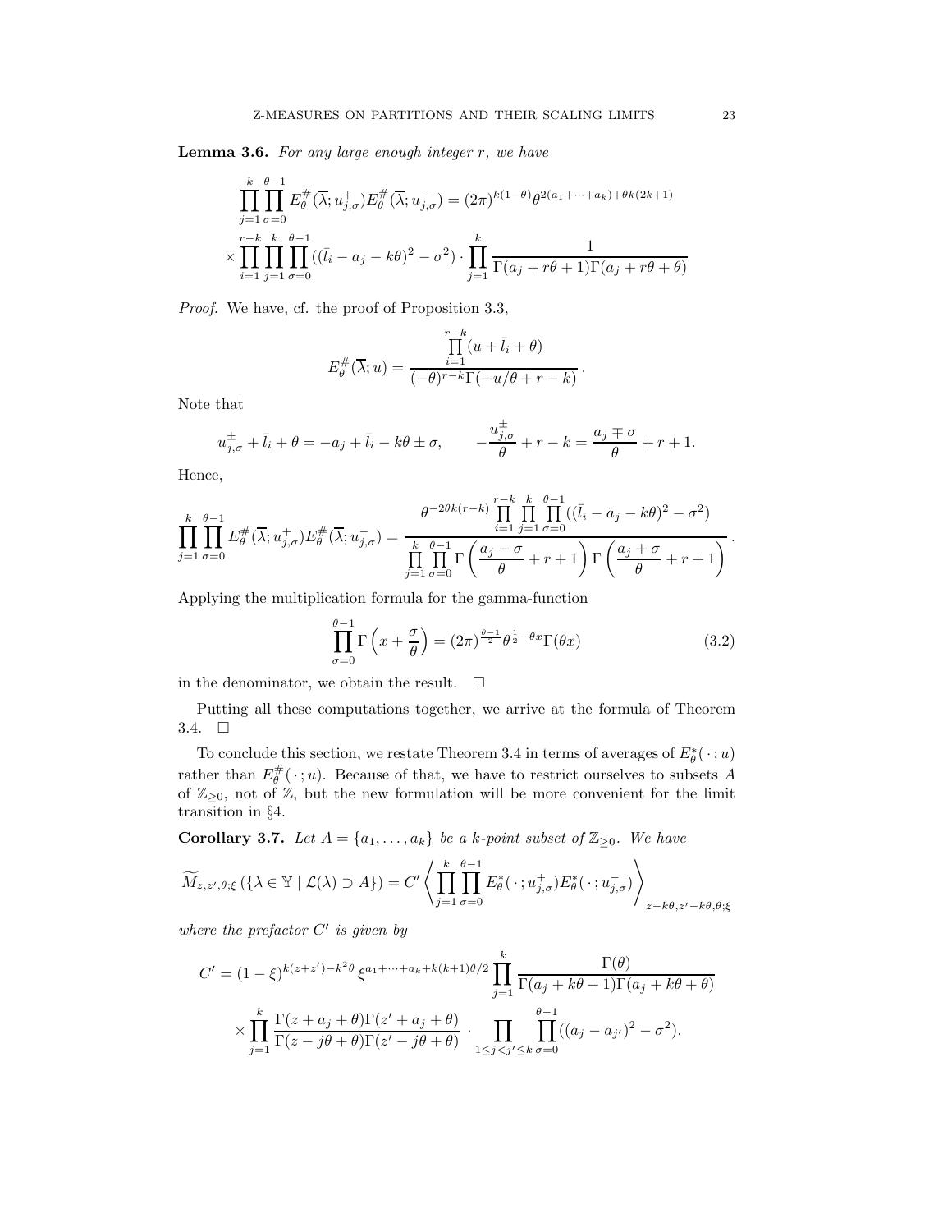**Lemma 3.6.** *For any large enough integer $r$, we have*

$$
\prod_{j=1}^{k}\prod_{\sigma=0}^{\theta-1} E_\theta^{\#}(\overline{\lambda}; u_{j,\sigma}^{+}) E_\theta^{\#}(\overline{\lambda}; u_{j,\sigma}^{-}) = (2\pi)^{k(1-\theta)}\theta^{2(a_1+\cdots+a_k)+\theta k(2k+1)}
$$

$$
\times \prod_{i=1}^{r-k}\prod_{j=1}^{k}\prod_{\sigma=0}^{\theta-1}((\bar{l}_i - a_j - k\theta)^2 - \sigma^2)\cdot \prod_{j=1}^{k}\frac{1}{\Gamma(a_j + r\theta + 1)\Gamma(a_j + r\theta + \theta)}
$$

*Proof.* We have, cf. the proof of Proposition 3.3,

$$
E_\theta^{\#}(\overline{\lambda}; u) = \frac{\prod_{i=1}^{r-k}(u + \bar{l}_i + \theta)}{(-\theta)^{r-k}\Gamma(-u/\theta + r - k)}.
$$

Note that

$$
u_{j,\sigma}^{\pm} + \bar{l}_i + \theta = -a_j + \bar{l}_i - k\theta \pm \sigma, \qquad -\frac{u_{j,\sigma}^{\pm}}{\theta} + r - k = \frac{a_j \mp \sigma}{\theta} + r + 1.
$$

Hence,

$$
\prod_{j=1}^{k}\prod_{\sigma=0}^{\theta-1} E_\theta^{\#}(\overline{\lambda}; u_{j,\sigma}^{+}) E_\theta^{\#}(\overline{\lambda}; u_{j,\sigma}^{-}) = \frac{\theta^{-2\theta k(r-k)}\prod_{i=1}^{r-k}\prod_{j=1}^{k}\prod_{\sigma=0}^{\theta-1}((\bar{l}_i - a_j - k\theta)^2 - \sigma^2)}{\prod_{j=1}^{k}\prod_{\sigma=0}^{\theta-1}\Gamma\left(\frac{a_j - \sigma}{\theta} + r + 1\right)\Gamma\left(\frac{a_j + \sigma}{\theta} + r + 1\right)}.
$$

Applying the multiplication formula for the gamma-function

$$
\prod_{\sigma=0}^{\theta-1}\Gamma\left(x + \frac{\sigma}{\theta}\right) = (2\pi)^{\frac{\theta-1}{2}}\theta^{\frac{1}{2}-\theta x}\Gamma(\theta x) \tag{3.2}
$$

in the denominator, we obtain the result. $\square$

Putting all these computations together, we arrive at the formula of Theorem 3.4. $\square$

To conclude this section, we restate Theorem 3.4 in terms of averages of $E_\theta^{*}(\,\cdot\,; u)$ rather than $E_\theta^{\#}(\,\cdot\,; u)$. Because of that, we have to restrict ourselves to subsets $A$ of $\mathbb{Z}_{\geq 0}$, not of $\mathbb{Z}$, but the new formulation will be more convenient for the limit transition in §4.

**Corollary 3.7.** *Let $A = \{a_1, \ldots, a_k\}$ be a $k$-point subset of $\mathbb{Z}_{\geq 0}$. We have*

$$
\widetilde{M}_{z,z',\theta;\xi}\left(\{\lambda \in \mathbb{Y} \mid \mathcal{L}(\lambda) \supset A\}\right) = C'\left\langle \prod_{j=1}^{k}\prod_{\sigma=0}^{\theta-1} E_\theta^{*}(\,\cdot\,; u_{j,\sigma}^{+}) E_\theta^{*}(\,\cdot\,; u_{j,\sigma}^{-})\right\rangle_{z-k\theta, z'-k\theta,\theta;\xi}
$$

*where the prefactor $C'$ is given by*

$$
C' = (1-\xi)^{k(z+z')-k^2\theta}\,\xi^{a_1+\cdots+a_k+k(k+1)\theta/2}\prod_{j=1}^{k}\frac{\Gamma(\theta)}{\Gamma(a_j + k\theta + 1)\Gamma(a_j + k\theta + \theta)}
$$

$$
\times \prod_{j=1}^{k}\frac{\Gamma(z + a_j + \theta)\Gamma(z' + a_j + \theta)}{\Gamma(z - j\theta + \theta)\Gamma(z' - j\theta + \theta)}\cdot \prod_{1\leq j<j'\leq k}\prod_{\sigma=0}^{\theta-1}((a_j - a_{j'})^2 - \sigma^2).
$$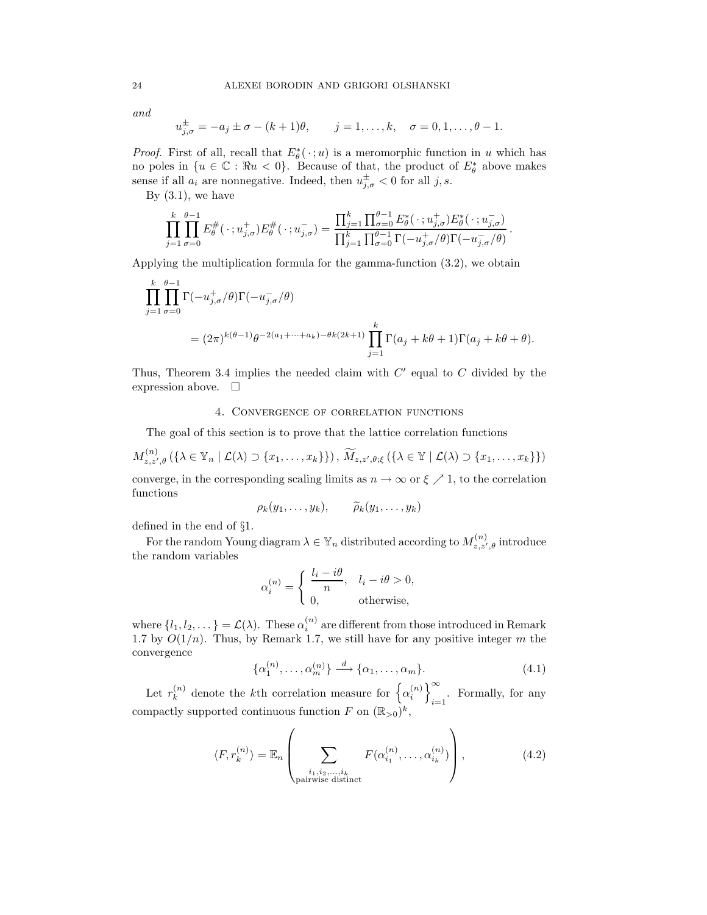*and*

$$u^{\pm}_{j,\sigma} = -a_j \pm \sigma - (k+1)\theta, \qquad j = 1, \dots, k, \quad \sigma = 0, 1, \dots, \theta - 1.$$

*Proof.* First of all, recall that $E^*_\theta(\,\cdot\,; u)$ is a meromorphic function in $u$ which has no poles in $\{u \in \mathbb{C} : \Re u < 0\}$. Because of that, the product of $E^*_\theta$ above makes sense if all $a_i$ are nonnegative. Indeed, then $u^{\pm}_{j,\sigma} < 0$ for all $j, s$.

By (3.1), we have

$$\prod_{j=1}^{k} \prod_{\sigma=0}^{\theta-1} E^{\#}_\theta(\,\cdot\,; u^+_{j,\sigma}) E^{\#}_\theta(\,\cdot\,; u^-_{j,\sigma}) = \frac{\prod_{j=1}^{k} \prod_{\sigma=0}^{\theta-1} E^*_\theta(\,\cdot\,; u^+_{j,\sigma}) E^*_\theta(\,\cdot\,; u^-_{j,\sigma})}{\prod_{j=1}^{k} \prod_{\sigma=0}^{\theta-1} \Gamma(-u^+_{j,\sigma}/\theta)\Gamma(-u^-_{j,\sigma}/\theta)}.$$

Applying the multiplication formula for the gamma-function (3.2), we obtain

$$\begin{aligned}
&\prod_{j=1}^{k} \prod_{\sigma=0}^{\theta-1} \Gamma(-u^+_{j,\sigma}/\theta)\Gamma(-u^-_{j,\sigma}/\theta) \\
&\qquad = (2\pi)^{k(\theta-1)} \theta^{-2(a_1 + \dots + a_k) - \theta k(2k+1)} \prod_{j=1}^{k} \Gamma(a_j + k\theta + 1)\Gamma(a_j + k\theta + \theta).
\end{aligned}$$

Thus, Theorem 3.4 implies the needed claim with $C'$ equal to $C$ divided by the expression above. $\square$

## 4. Convergence of correlation functions

The goal of this section is to prove that the lattice correlation functions

$$M^{(n)}_{z,z',\theta}\left(\{\lambda \in \mathbb{Y}_n \mid \mathcal{L}(\lambda) \supset \{x_1, \dots, x_k\}\}\right), \ \widetilde{M}_{z,z',\theta;\xi}\left(\{\lambda \in \mathbb{Y} \mid \mathcal{L}(\lambda) \supset \{x_1, \dots, x_k\}\}\right)$$

converge, in the corresponding scaling limits as $n \to \infty$ or $\xi \nearrow 1$, to the correlation functions

$$\rho_k(y_1, \dots, y_k), \qquad \widetilde{\rho}_k(y_1, \dots, y_k)$$

defined in the end of §1.

For the random Young diagram $\lambda \in \mathbb{Y}_n$ distributed according to $M^{(n)}_{z,z',\theta}$ introduce the random variables

$$\alpha^{(n)}_i = \begin{cases} \dfrac{l_i - i\theta}{n}, & l_i - i\theta > 0, \\ 0, & \text{otherwise,} \end{cases}$$

where $\{l_1, l_2, \dots\} = \mathcal{L}(\lambda)$. These $\alpha^{(n)}_i$ are different from those introduced in Remark 1.7 by $O(1/n)$. Thus, by Remark 1.7, we still have for any positive integer $m$ the convergence

$$\{\alpha^{(n)}_1, \dots, \alpha^{(n)}_m\} \xrightarrow{\ d\ } \{\alpha_1, \dots, \alpha_m\}. \tag{4.1}$$

Let $r^{(n)}_k$ denote the $k$th correlation measure for $\left\{\alpha^{(n)}_i\right\}_{i=1}^{\infty}$. Formally, for any compactly supported continuous function $F$ on $(\mathbb{R}_{>0})^k$,

$$\langle F, r^{(n)}_k \rangle = \mathbb{E}_n \left( \sum_{\substack{i_1, i_2, \dots, i_k \\ \text{pairwise distinct}}} F(\alpha^{(n)}_{i_1}, \dots, \alpha^{(n)}_{i_k}) \right), \tag{4.2}$$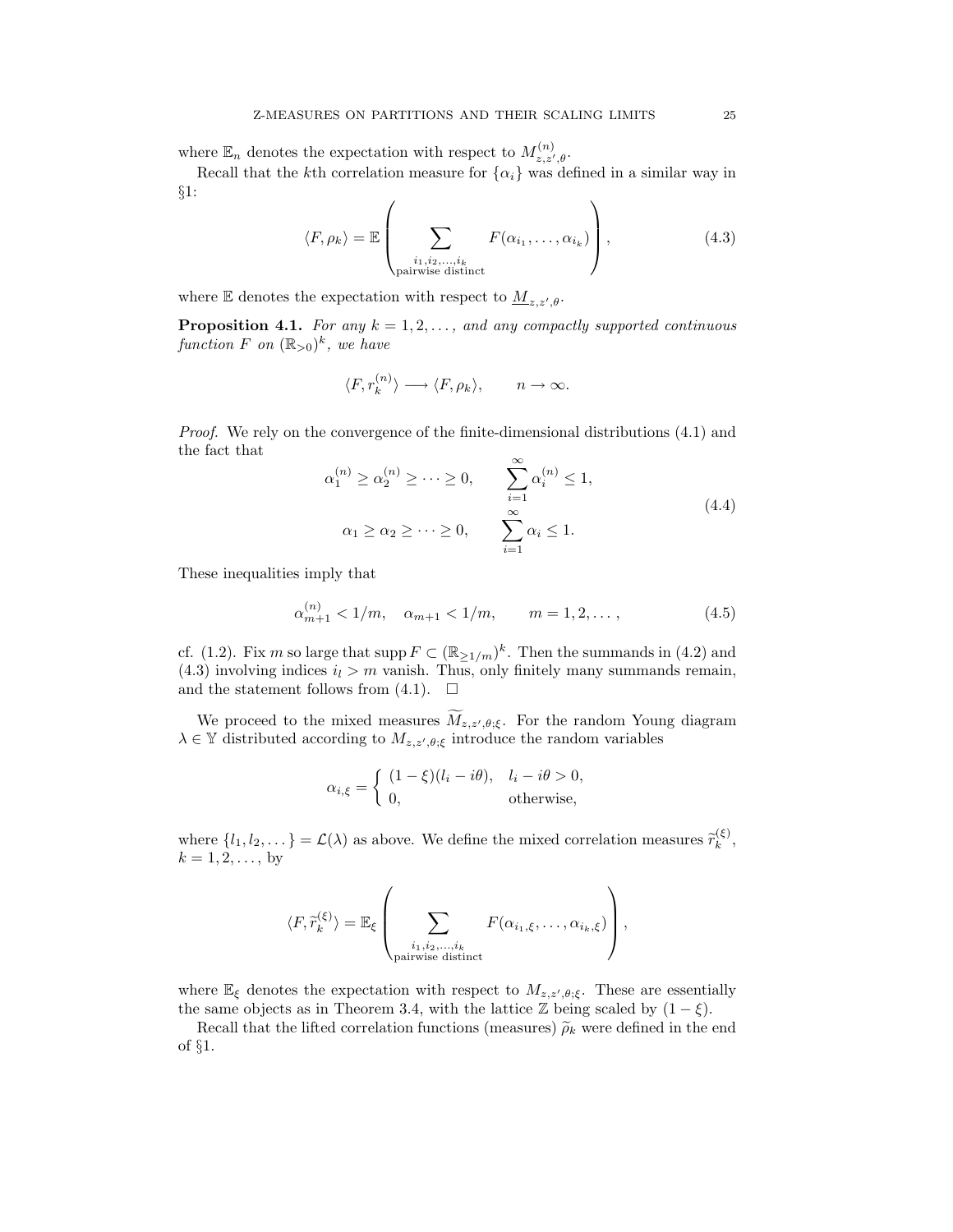where $\mathbb{E}_n$ denotes the expectation with respect to $M^{(n)}_{z,z',\theta}$.

Recall that the $k$th correlation measure for $\{\alpha_i\}$ was defined in a similar way in §1:

$$\langle F, \rho_k \rangle = \mathbb{E}\left( \sum_{\substack{i_1, i_2, \dots, i_k \\ \text{pairwise distinct}}} F(\alpha_{i_1}, \dots, \alpha_{i_k}) \right), \tag{4.3}$$

where $\mathbb{E}$ denotes the expectation with respect to $\underline{M}_{z,z',\theta}$.

**Proposition 4.1.** *For any $k = 1, 2, \dots,$ and any compactly supported continuous function $F$ on $(\mathbb{R}_{>0})^k$, we have*

$$\langle F, r^{(n)}_k \rangle \longrightarrow \langle F, \rho_k \rangle, \qquad n \to \infty.$$

*Proof.* We rely on the convergence of the finite-dimensional distributions (4.1) and the fact that

$$\begin{aligned} \alpha^{(n)}_1 \ge \alpha^{(n)}_2 \ge \dots \ge 0, \qquad & \sum_{i=1}^{\infty} \alpha^{(n)}_i \le 1, \\ \alpha_1 \ge \alpha_2 \ge \dots \ge 0, \qquad & \sum_{i=1}^{\infty} \alpha_i \le 1. \end{aligned} \tag{4.4}$$

These inequalities imply that

$$\alpha^{(n)}_{m+1} < 1/m, \quad \alpha_{m+1} < 1/m, \qquad m = 1, 2, \dots, \tag{4.5}$$

cf. (1.2). Fix $m$ so large that $\operatorname{supp} F \subset (\mathbb{R}_{\ge 1/m})^k$. Then the summands in (4.2) and (4.3) involving indices $i_l > m$ vanish. Thus, only finitely many summands remain, and the statement follows from (4.1). $\square$

We proceed to the mixed measures $\widetilde{M}_{z,z',\theta;\xi}$. For the random Young diagram $\lambda \in \mathbb{Y}$ distributed according to $M_{z,z',\theta;\xi}$ introduce the random variables

$$\alpha_{i,\xi} = \begin{cases} (1-\xi)(l_i - i\theta), & l_i - i\theta > 0, \\ 0, & \text{otherwise,} \end{cases}$$

where $\{l_1, l_2, \dots\} = \mathcal{L}(\lambda)$ as above. We define the mixed correlation measures $\widetilde{r}^{(\xi)}_k$, $k = 1, 2, \dots,$ by

$$\langle F, \widetilde{r}^{(\xi)}_k \rangle = \mathbb{E}_\xi \left( \sum_{\substack{i_1, i_2, \dots, i_k \\ \text{pairwise distinct}}} F(\alpha_{i_1,\xi}, \dots, \alpha_{i_k,\xi}) \right),$$

where $\mathbb{E}_\xi$ denotes the expectation with respect to $M_{z,z',\theta;\xi}$. These are essentially the same objects as in Theorem 3.4, with the lattice $\mathbb{Z}$ being scaled by $(1-\xi)$.

Recall that the lifted correlation functions (measures) $\widetilde{\rho}_k$ were defined in the end of §1.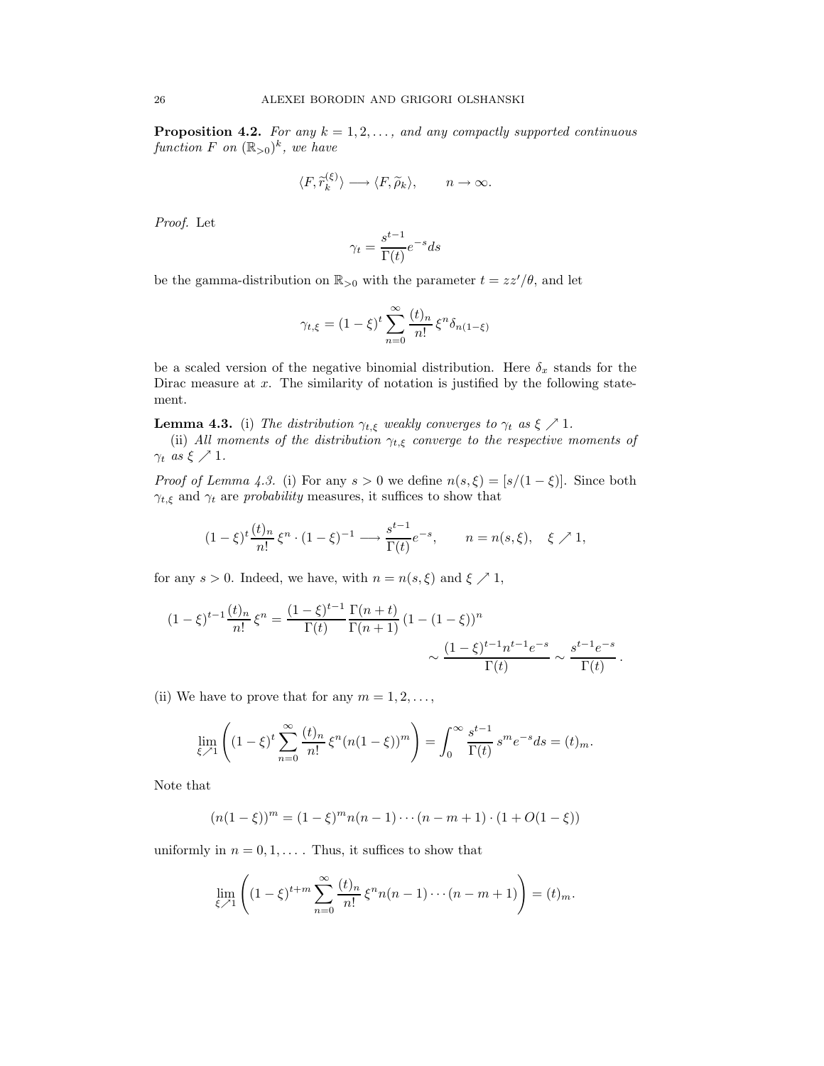**Proposition 4.2.** *For any $k = 1, 2, \dots,$ and any compactly supported continuous function $F$ on $(\mathbb{R}_{>0})^k$, we have*

$$\langle F, \widetilde{r}_k^{(\xi)} \rangle \longrightarrow \langle F, \widetilde{\rho}_k \rangle, \qquad n \to \infty.$$

*Proof.* Let

$$\gamma_t = \frac{s^{t-1}}{\Gamma(t)} e^{-s} ds$$

be the gamma-distribution on $\mathbb{R}_{>0}$ with the parameter $t = zz'/\theta$, and let

$$\gamma_{t,\xi} = (1-\xi)^t \sum_{n=0}^{\infty} \frac{(t)_n}{n!} \, \xi^n \delta_{n(1-\xi)}$$

be a scaled version of the negative binomial distribution. Here $\delta_x$ stands for the Dirac measure at $x$. The similarity of notation is justified by the following statement.

**Lemma 4.3.** (i) *The distribution $\gamma_{t,\xi}$ weakly converges to $\gamma_t$ as $\xi \nearrow 1$.*

(ii) *All moments of the distribution $\gamma_{t,\xi}$ converge to the respective moments of $\gamma_t$ as $\xi \nearrow 1$.*

*Proof of Lemma 4.3.* (i) For any $s > 0$ we define $n(s, \xi) = [s/(1-\xi)]$. Since both $\gamma_{t,\xi}$ and $\gamma_t$ are *probability* measures, it suffices to show that

$$(1-\xi)^t \frac{(t)_n}{n!} \, \xi^n \cdot (1-\xi)^{-1} \longrightarrow \frac{s^{t-1}}{\Gamma(t)} e^{-s}, \qquad n = n(s, \xi), \quad \xi \nearrow 1,$$

for any $s > 0$. Indeed, we have, with $n = n(s, \xi)$ and $\xi \nearrow 1$,

$$(1-\xi)^{t-1} \frac{(t)_n}{n!} \, \xi^n = \frac{(1-\xi)^{t-1}}{\Gamma(t)} \frac{\Gamma(n+t)}{\Gamma(n+1)} \, (1 - (1-\xi))^n \\ \sim \frac{(1-\xi)^{t-1} n^{t-1} e^{-s}}{\Gamma(t)} \sim \frac{s^{t-1} e^{-s}}{\Gamma(t)} \, .$$

(ii) We have to prove that for any $m = 1, 2, \dots,$

$$\lim_{\xi \nearrow 1} \left( (1-\xi)^t \sum_{n=0}^{\infty} \frac{(t)_n}{n!} \, \xi^n (n(1-\xi))^m \right) = \int_0^{\infty} \frac{s^{t-1}}{\Gamma(t)} \, s^m e^{-s} ds = (t)_m.$$

Note that

$$(n(1-\xi))^m = (1-\xi)^m n(n-1) \cdots (n-m+1) \cdot (1 + O(1-\xi))$$

uniformly in $n = 0, 1, \dots$. Thus, it suffices to show that

$$\lim_{\xi \nearrow 1} \left( (1-\xi)^{t+m} \sum_{n=0}^{\infty} \frac{(t)_n}{n!} \, \xi^n n(n-1) \cdots (n-m+1) \right) = (t)_m.$$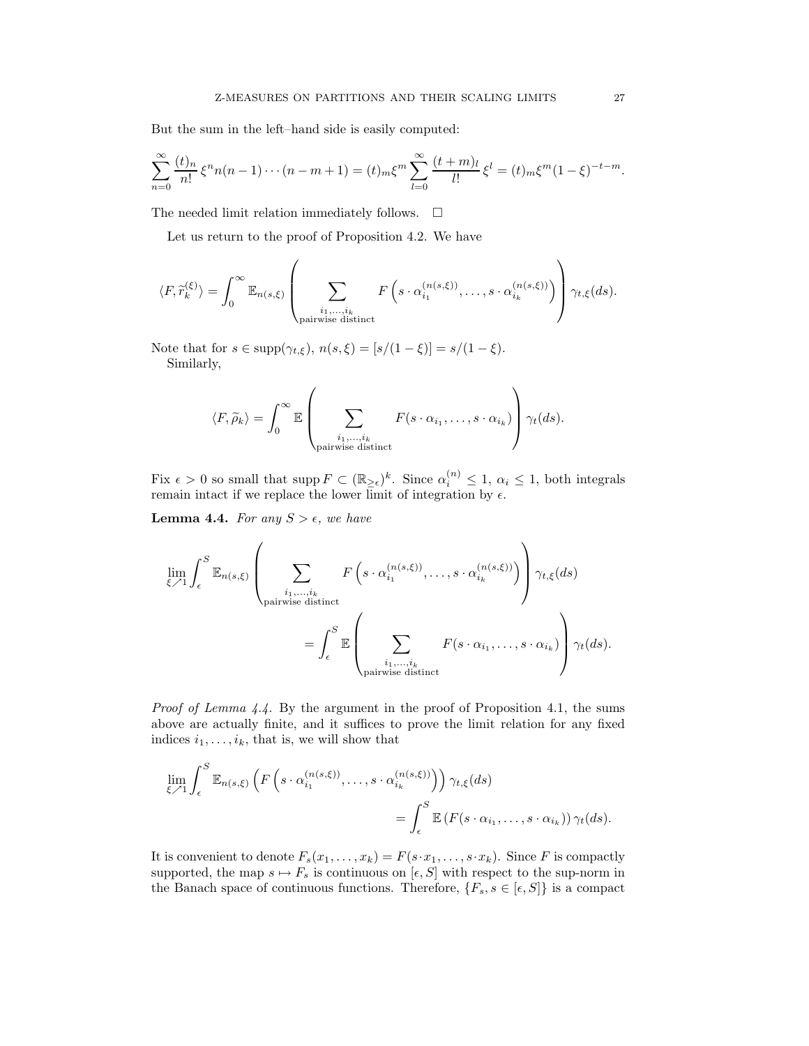But the sum in the left–hand side is easily computed:

$$\sum_{n=0}^{\infty} \frac{(t)_n}{n!} \xi^n n(n-1)\cdots(n-m+1) = (t)_m \xi^m \sum_{l=0}^{\infty} \frac{(t+m)_l}{l!} \xi^l = (t)_m \xi^m (1-\xi)^{-t-m}.$$

The needed limit relation immediately follows. $\square$

Let us return to the proof of Proposition 4.2. We have

$$\langle F, \widetilde{r}_k^{(\xi)} \rangle = \int_0^\infty \mathbb{E}_{n(s,\xi)} \left( \sum_{\substack{i_1,\dots,i_k \\ \text{pairwise distinct}}} F\left(s\cdot \alpha_{i_1}^{(n(s,\xi))}, \dots, s\cdot \alpha_{i_k}^{(n(s,\xi))}\right) \right) \gamma_{t,\xi}(ds).$$

Note that for $s \in \operatorname{supp}(\gamma_{t,\xi})$, $n(s,\xi) = [s/(1-\xi)] = s/(1-\xi)$.

Similarly,

$$\langle F, \widetilde{\rho}_k \rangle = \int_0^\infty \mathbb{E} \left( \sum_{\substack{i_1,\dots,i_k \\ \text{pairwise distinct}}} F(s\cdot \alpha_{i_1}, \dots, s\cdot \alpha_{i_k}) \right) \gamma_t(ds).$$

Fix $\epsilon > 0$ so small that $\operatorname{supp} F \subset (\mathbb{R}_{\geq \epsilon})^k$. Since $\alpha_i^{(n)} \leq 1$, $\alpha_i \leq 1$, both integrals remain intact if we replace the lower limit of integration by $\epsilon$.

**Lemma 4.4.** *For any $S > \epsilon$, we have*

$$\lim_{\xi \nearrow 1} \int_\epsilon^S \mathbb{E}_{n(s,\xi)} \left( \sum_{\substack{i_1,\dots,i_k \\ \text{pairwise distinct}}} F\left(s\cdot \alpha_{i_1}^{(n(s,\xi))}, \dots, s\cdot \alpha_{i_k}^{(n(s,\xi))}\right) \right) \gamma_{t,\xi}(ds) = \int_\epsilon^S \mathbb{E} \left( \sum_{\substack{i_1,\dots,i_k \\ \text{pairwise distinct}}} F(s\cdot \alpha_{i_1}, \dots, s\cdot \alpha_{i_k}) \right) \gamma_t(ds).$$

*Proof of Lemma 4.4.* By the argument in the proof of Proposition 4.1, the sums above are actually finite, and it suffices to prove the limit relation for any fixed indices $i_1, \dots, i_k$, that is, we will show that

$$\lim_{\xi \nearrow 1} \int_\epsilon^S \mathbb{E}_{n(s,\xi)} \left( F\left(s\cdot \alpha_{i_1}^{(n(s,\xi))}, \dots, s\cdot \alpha_{i_k}^{(n(s,\xi))}\right) \right) \gamma_{t,\xi}(ds) = \int_\epsilon^S \mathbb{E}\left(F(s\cdot \alpha_{i_1}, \dots, s\cdot \alpha_{i_k})\right) \gamma_t(ds).$$

It is convenient to denote $F_s(x_1, \dots, x_k) = F(s\cdot x_1, \dots, s\cdot x_k)$. Since $F$ is compactly supported, the map $s \mapsto F_s$ is continuous on $[\epsilon, S]$ with respect to the sup-norm in the Banach space of continuous functions. Therefore, $\{F_s, s \in [\epsilon, S]\}$ is a compact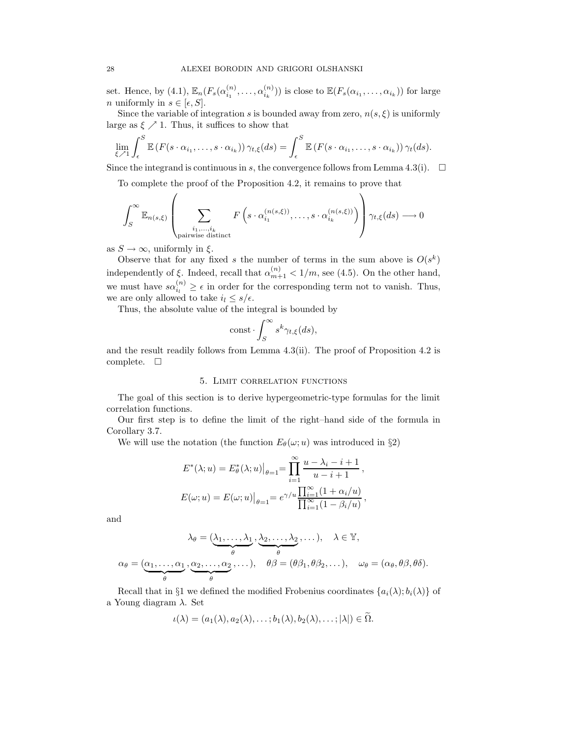set. Hence, by (4.1), $\mathbb{E}_n(F_s(\alpha_{i_1}^{(n)},\dots,\alpha_{i_k}^{(n)}))$ is close to $\mathbb{E}(F_s(\alpha_{i_1},\dots,\alpha_{i_k}))$ for large $n$ uniformly in $s\in[\epsilon,S]$.

Since the variable of integration $s$ is bounded away from zero, $n(s,\xi)$ is uniformly large as $\xi\nearrow 1$. Thus, it suffices to show that

$$\lim_{\xi\nearrow 1}\int_\epsilon^S \mathbb{E}\left(F(s\cdot\alpha_{i_1},\dots,s\cdot\alpha_{i_k})\right)\gamma_{t,\xi}(ds)=\int_\epsilon^S \mathbb{E}\left(F(s\cdot\alpha_{i_1},\dots,s\cdot\alpha_{i_k})\right)\gamma_t(ds).$$

Since the integrand is continuous in $s$, the convergence follows from Lemma 4.3(i). $\square$

To complete the proof of the Proposition 4.2, it remains to prove that

$$\int_S^\infty \mathbb{E}_{n(s,\xi)}\left(\sum_{\substack{i_1,\dots,i_k\\ \text{pairwise distinct}}} F\left(s\cdot\alpha_{i_1}^{(n(s,\xi))},\dots,s\cdot\alpha_{i_k}^{(n(s,\xi))}\right)\right)\gamma_{t,\xi}(ds)\longrightarrow 0$$

as $S\to\infty$, uniformly in $\xi$.

Observe that for any fixed $s$ the number of terms in the sum above is $O(s^k)$ independently of $\xi$. Indeed, recall that $\alpha_{m+1}^{(n)}<1/m$, see (4.5). On the other hand, we must have $s\alpha_{i_l}^{(n)}\ge\epsilon$ in order for the corresponding term not to vanish. Thus, we are only allowed to take $i_l\le s/\epsilon$.

Thus, the absolute value of the integral is bounded by

$$\text{const}\cdot\int_S^\infty s^k\gamma_{t,\xi}(ds),$$

and the result readily follows from Lemma 4.3(ii). The proof of Proposition 4.2 is complete. $\square$

## 5. Limit correlation functions

The goal of this section is to derive hypergeometric-type formulas for the limit correlation functions.

Our first step is to define the limit of the right–hand side of the formula in Corollary 3.7.

We will use the notation (the function $E_\theta(\omega;u)$ was introduced in §2)

$$E^*(\lambda;u)=E^*_\theta(\lambda;u)\big|_{\theta=1}=\prod_{i=1}^\infty\frac{u-\lambda_i-i+1}{u-i+1}\,,$$
$$E(\omega;u)=E(\omega;u)\big|_{\theta=1}=e^{\gamma/u}\frac{\prod_{i=1}^\infty(1+\alpha_i/u)}{\prod_{i=1}^\infty(1-\beta_i/u)}\,,$$

and

$$\lambda_\theta=(\underbrace{\lambda_1,\dots,\lambda_1}_{\theta},\underbrace{\lambda_2,\dots,\lambda_2}_{\theta},\dots),\quad \lambda\in\mathbb{Y},$$
$$\alpha_\theta=(\underbrace{\alpha_1,\dots,\alpha_1}_{\theta},\underbrace{\alpha_2,\dots,\alpha_2}_{\theta},\dots),\quad \theta\beta=(\theta\beta_1,\theta\beta_2,\dots),\quad \omega_\theta=(\alpha_\theta,\theta\beta,\theta\delta).$$

Recall that in §1 we defined the modified Frobenius coordinates $\{a_i(\lambda);b_i(\lambda)\}$ of a Young diagram $\lambda$. Set

$$\iota(\lambda)=(a_1(\lambda),a_2(\lambda),\dots;b_1(\lambda),b_2(\lambda),\dots;|\lambda|)\in\widetilde{\Omega}.$$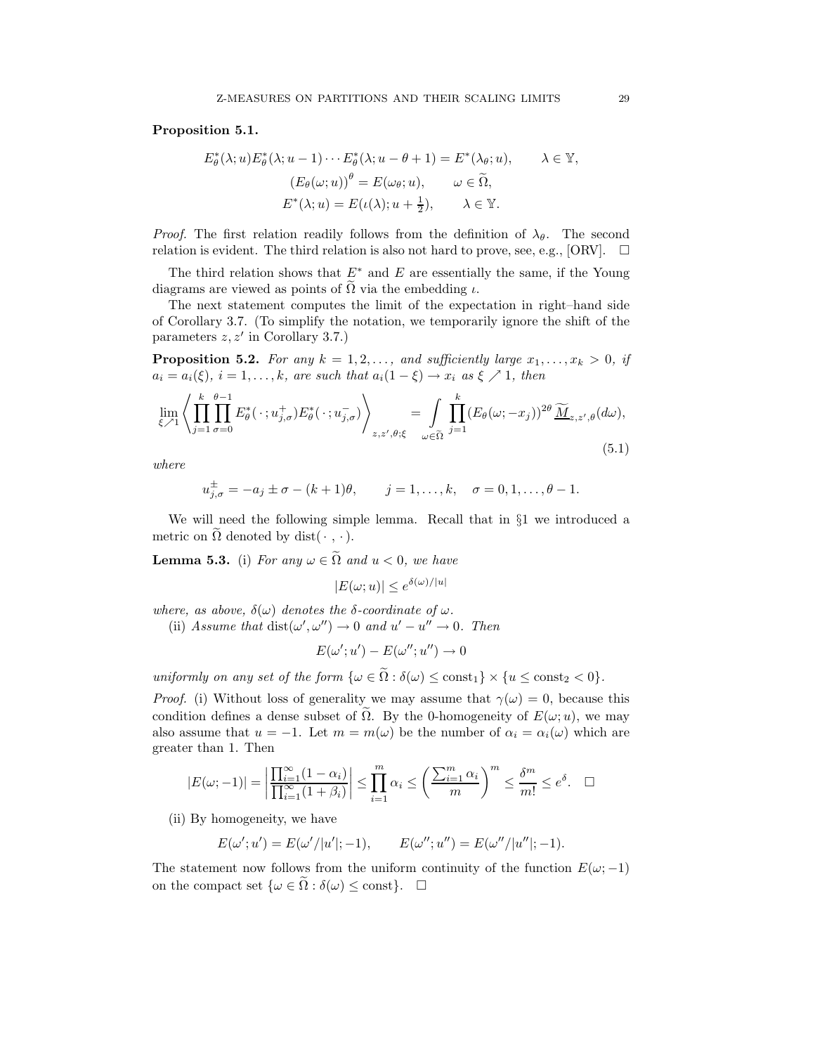**Proposition 5.1.**

$$E^*_\theta(\lambda;u)E^*_\theta(\lambda;u-1)\cdots E^*_\theta(\lambda;u-\theta+1)=E^*(\lambda_\theta;u),\qquad \lambda\in\mathbb{Y},$$
$$\left(E_\theta(\omega;u)\right)^\theta=E(\omega_\theta;u),\qquad \omega\in\widetilde\Omega,$$
$$E^*(\lambda;u)=E(\iota(\lambda);u+\tfrac12),\qquad \lambda\in\mathbb{Y}.$$

*Proof.* The first relation readily follows from the definition of $\lambda_\theta$. The second relation is evident. The third relation is also not hard to prove, see, e.g., [ORV]. $\square$

The third relation shows that $E^*$ and $E$ are essentially the same, if the Young diagrams are viewed as points of $\widetilde\Omega$ via the embedding $\iota$.

The next statement computes the limit of the expectation in right–hand side of Corollary 3.7. (To simplify the notation, we temporarily ignore the shift of the parameters $z,z'$ in Corollary 3.7.)

**Proposition 5.2.** *For any $k=1,2,\dots,$ and sufficiently large $x_1,\dots,x_k>0$, if $a_i=a_i(\xi)$, $i=1,\dots,k$, are such that $a_i(1-\xi)\to x_i$ as $\xi\nearrow 1$, then*

$$\lim_{\xi\nearrow1}\left\langle\prod_{j=1}^k\prod_{\sigma=0}^{\theta-1}E^*_\theta(\,\cdot\,;u^+_{j,\sigma})E^*_\theta(\,\cdot\,;u^-_{j,\sigma})\right\rangle_{z,z',\theta;\xi}=\int\limits_{\omega\in\widetilde\Omega}\prod_{j=1}^k\left(E_\theta(\omega;-x_j)\right)^{2\theta}\underline{\widetilde{M}}_{z,z',\theta}(d\omega),\tag{5.1}$$

*where*

$$u^\pm_{j,\sigma}=-a_j\pm\sigma-(k+1)\theta,\qquad j=1,\dots,k,\quad \sigma=0,1,\dots,\theta-1.$$

We will need the following simple lemma. Recall that in §1 we introduced a metric on $\widetilde\Omega$ denoted by $\operatorname{dist}(\,\cdot\,,\cdot)$.

**Lemma 5.3.** (i) *For any $\omega\in\widetilde\Omega$ and $u<0$, we have*

$$|E(\omega;u)|\le e^{\delta(\omega)/|u|}$$

*where, as above, $\delta(\omega)$ denotes the $\delta$-coordinate of $\omega$.*

(ii) *Assume that $\operatorname{dist}(\omega',\omega'')\to0$ and $u'-u''\to0$. Then*

$$E(\omega';u')-E(\omega'';u'')\to0$$

*uniformly on any set of the form $\{\omega\in\widetilde\Omega:\delta(\omega)\le\mathrm{const}_1\}\times\{u\le\mathrm{const}_2<0\}$.*

*Proof.* (i) Without loss of generality we may assume that $\gamma(\omega)=0$, because this condition defines a dense subset of $\widetilde\Omega$. By the 0-homogeneity of $E(\omega;u)$, we may also assume that $u=-1$. Let $m=m(\omega)$ be the number of $\alpha_i=\alpha_i(\omega)$ which are greater than 1. Then

$$|E(\omega;-1)|=\left|\frac{\prod_{i=1}^\infty(1-\alpha_i)}{\prod_{i=1}^\infty(1+\beta_i)}\right|\le\prod_{i=1}^m\alpha_i\le\left(\frac{\sum_{i=1}^m\alpha_i}{m}\right)^m\le\frac{\delta^m}{m!}\le e^\delta.\quad\square$$

(ii) By homogeneity, we have

$$E(\omega';u')=E(\omega'/|u'|;-1),\qquad E(\omega'';u'')=E(\omega''/|u''|;-1).$$

The statement now follows from the uniform continuity of the function $E(\omega;-1)$ on the compact set $\{\omega\in\widetilde\Omega:\delta(\omega)\le\mathrm{const}\}$. $\square$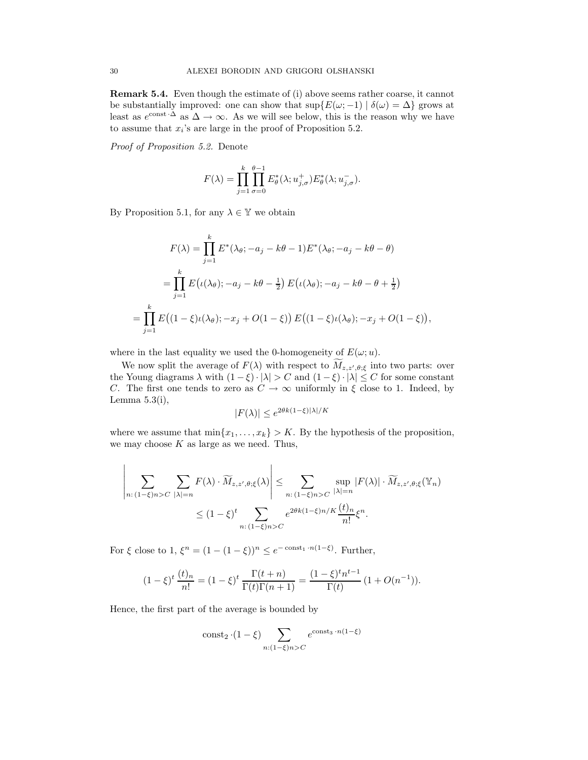**Remark 5.4.** Even though the estimate of (i) above seems rather coarse, it cannot be substantially improved: one can show that $\sup\{E(\omega;-1) \mid \delta(\omega)=\Delta\}$ grows at least as $e^{\mathrm{const}\cdot\Delta}$ as $\Delta\to\infty$. As we will see below, this is the reason why we have to assume that $x_i$'s are large in the proof of Proposition 5.2.

*Proof of Proposition 5.2.* Denote

$$F(\lambda)=\prod_{j=1}^{k}\prod_{\sigma=0}^{\theta-1}E^*_\theta(\lambda;u^+_{j,\sigma})E^*_\theta(\lambda;u^-_{j,\sigma}).$$

By Proposition 5.1, for any $\lambda\in\mathbb{Y}$ we obtain

$$\begin{aligned}
F(\lambda)&=\prod_{j=1}^{k}E^*(\lambda_\theta;-a_j-k\theta-1)E^*(\lambda_\theta;-a_j-k\theta-\theta)\\
&=\prod_{j=1}^{k}E\big(\iota(\lambda_\theta);-a_j-k\theta-\tfrac12\big)\,E\big(\iota(\lambda_\theta);-a_j-k\theta-\theta+\tfrac12\big)\\
&=\prod_{j=1}^{k}E\big((1-\xi)\iota(\lambda_\theta);-x_j+O(1-\xi)\big)\,E\big((1-\xi)\iota(\lambda_\theta);-x_j+O(1-\xi)\big),
\end{aligned}$$

where in the last equality we used the 0-homogeneity of $E(\omega;u)$.

We now split the average of $F(\lambda)$ with respect to $\widetilde{M}_{z,z',\theta;\xi}$ into two parts: over the Young diagrams $\lambda$ with $(1-\xi)\cdot|\lambda|>C$ and $(1-\xi)\cdot|\lambda|\le C$ for some constant $C$. The first one tends to zero as $C\to\infty$ uniformly in $\xi$ close to 1. Indeed, by Lemma 5.3(i),

$$|F(\lambda)|\le e^{2\theta k(1-\xi)|\lambda|/K}$$

where we assume that $\min\{x_1,\dots,x_k\}>K$. By the hypothesis of the proposition, we may choose $K$ as large as we need. Thus,

$$\begin{aligned}
\left|\sum_{n:\,(1-\xi)n>C}\ \sum_{|\lambda|=n}F(\lambda)\cdot\widetilde{M}_{z,z',\theta;\xi}(\lambda)\right|&\le\sum_{n:\,(1-\xi)n>C}\ \sup_{|\lambda|=n}|F(\lambda)|\cdot\widetilde{M}_{z,z',\theta;\xi}(\mathbb{Y}_n)\\
&\le(1-\xi)^t\sum_{n:\,(1-\xi)n>C}e^{2\theta k(1-\xi)n/K}\frac{(t)_n}{n!}\xi^n.
\end{aligned}$$

For $\xi$ close to 1, $\xi^n=(1-(1-\xi))^n\le e^{-\mathrm{const}_1\cdot n(1-\xi)}$. Further,

$$(1-\xi)^t\,\frac{(t)_n}{n!}=(1-\xi)^t\,\frac{\Gamma(t+n)}{\Gamma(t)\Gamma(n+1)}=\frac{(1-\xi)^t n^{t-1}}{\Gamma(t)}\,(1+O(n^{-1})).$$

Hence, the first part of the average is bounded by

$$\mathrm{const}_2\cdot(1-\xi)\sum_{n:(1-\xi)n>C}e^{\mathrm{const}_3\cdot n(1-\xi)}$$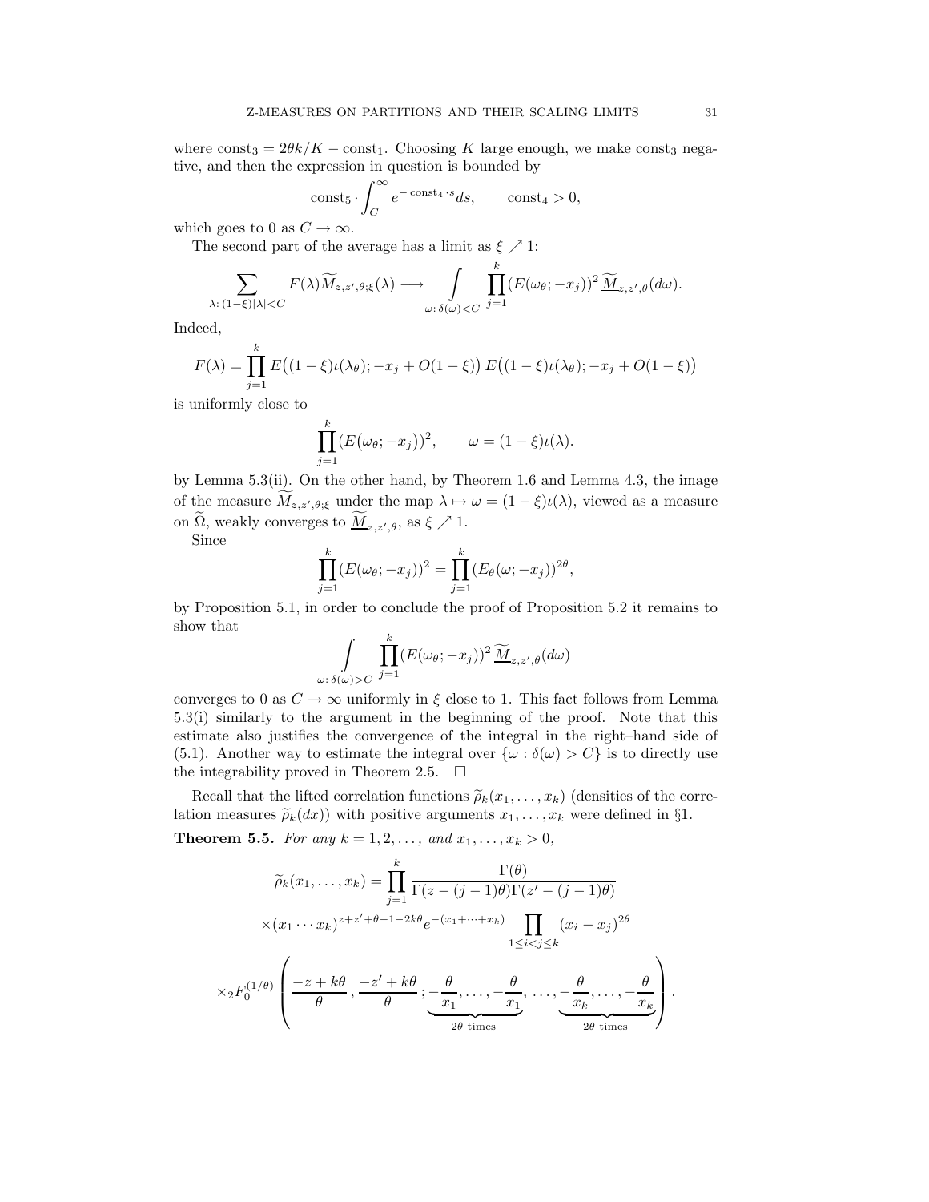where $\text{const}_3 = 2\theta k/K - \text{const}_1$. Choosing $K$ large enough, we make $\text{const}_3$ negative, and then the expression in question is bounded by

$$\text{const}_5 \cdot \int_C^\infty e^{-\text{const}_4 \cdot s} ds, \qquad \text{const}_4 > 0,$$

which goes to 0 as $C \to \infty$.

The second part of the average has a limit as $\xi \nearrow 1$:

$$\sum_{\lambda \colon (1-\xi)|\lambda| < C} F(\lambda) \widetilde{M}_{z,z',\theta;\xi}(\lambda) \longrightarrow \int_{\omega \colon \delta(\omega) < C} \prod_{j=1}^k (E(\omega_\theta; -x_j))^2 \, \underline{\widetilde{M}}_{z,z',\theta}(d\omega).$$

Indeed,

$$F(\lambda) = \prod_{j=1}^k E\big((1-\xi)\iota(\lambda_\theta); -x_j + O(1-\xi)\big) \, E\big((1-\xi)\iota(\lambda_\theta); -x_j + O(1-\xi)\big)$$

is uniformly close to

$$\prod_{j=1}^k (E\big(\omega_\theta; -x_j\big))^2, \qquad \omega = (1-\xi)\iota(\lambda).$$

by Lemma 5.3(ii). On the other hand, by Theorem 1.6 and Lemma 4.3, the image of the measure $\widetilde{M}_{z,z',\theta;\xi}$ under the map $\lambda \mapsto \omega = (1-\xi)\iota(\lambda)$, viewed as a measure on $\widetilde{\Omega}$, weakly converges to $\underline{\widetilde{M}}_{z,z',\theta}$, as $\xi \nearrow 1$.

Since

$$\prod_{j=1}^k (E(\omega_\theta; -x_j))^2 = \prod_{j=1}^k (E_\theta(\omega; -x_j))^{2\theta},$$

by Proposition 5.1, in order to conclude the proof of Proposition 5.2 it remains to show that

$$\int_{\omega \colon \delta(\omega) > C} \prod_{j=1}^k (E(\omega_\theta; -x_j))^2 \, \underline{\widetilde{M}}_{z,z',\theta}(d\omega)$$

converges to 0 as $C \to \infty$ uniformly in $\xi$ close to 1. This fact follows from Lemma 5.3(i) similarly to the argument in the beginning of the proof. Note that this estimate also justifies the convergence of the integral in the right–hand side of (5.1). Another way to estimate the integral over $\{\omega : \delta(\omega) > C\}$ is to directly use the integrability proved in Theorem 2.5. $\square$

Recall that the lifted correlation functions $\widetilde{\rho}_k(x_1, \dots, x_k)$ (densities of the correlation measures $\widetilde{\rho}_k(dx)$) with positive arguments $x_1, \dots, x_k$ were defined in §1.

**Theorem 5.5.** *For any $k = 1, 2, \dots,$ and $x_1, \dots, x_k > 0$,*

$$\widetilde{\rho}_k(x_1, \dots, x_k) = \prod_{j=1}^k \frac{\Gamma(\theta)}{\Gamma(z-(j-1)\theta)\Gamma(z'-(j-1)\theta)}$$
$$\times (x_1 \cdots x_k)^{z+z'+\theta-1-2k\theta} e^{-(x_1+\dots+x_k)} \prod_{1 \le i < j \le k} (x_i - x_j)^{2\theta}$$
$$\times {}_2F_0^{(1/\theta)}\left( \frac{-z+k\theta}{\theta}, \frac{-z'+k\theta}{\theta}; \underbrace{-\frac{\theta}{x_1}, \dots, -\frac{\theta}{x_1}}_{2\theta \text{ times}}, \dots, \underbrace{-\frac{\theta}{x_k}, \dots, -\frac{\theta}{x_k}}_{2\theta \text{ times}} \right).$$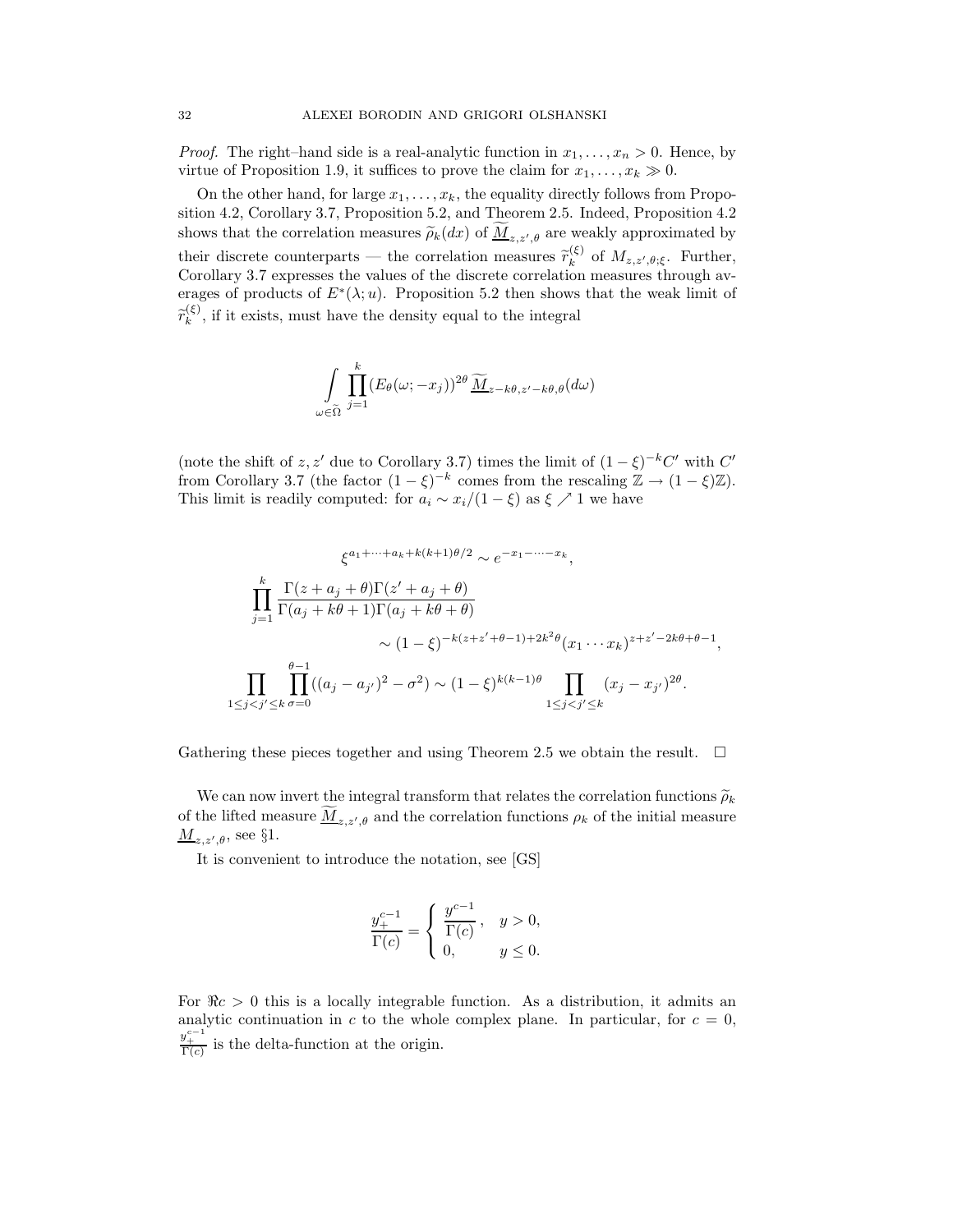*Proof.* The right–hand side is a real-analytic function in $x_1, \dots, x_n > 0$. Hence, by virtue of Proposition 1.9, it suffices to prove the claim for $x_1, \dots, x_k \gg 0$.

On the other hand, for large $x_1, \dots, x_k$, the equality directly follows from Proposition 4.2, Corollary 3.7, Proposition 5.2, and Theorem 2.5. Indeed, Proposition 4.2 shows that the correlation measures $\widetilde{\rho}_k(dx)$ of $\underline{\widetilde{M}}_{z,z',\theta}$ are weakly approximated by their discrete counterparts — the correlation measures $\widetilde{r}_k^{(\xi)}$ of $M_{z,z',\theta;\xi}$. Further, Corollary 3.7 expresses the values of the discrete correlation measures through averages of products of $E^*(\lambda; u)$. Proposition 5.2 then shows that the weak limit of $\widetilde{r}_k^{(\xi)}$, if it exists, must have the density equal to the integral

$$\int\limits_{\omega \in \widetilde{\Omega}} \prod_{j=1}^{k} (E_\theta(\omega; -x_j))^{2\theta} \, \underline{\widetilde{M}}_{z-k\theta, z'-k\theta, \theta}(d\omega)$$

(note the shift of $z, z'$ due to Corollary 3.7) times the limit of $(1-\xi)^{-k} C'$ with $C'$ from Corollary 3.7 (the factor $(1-\xi)^{-k}$ comes from the rescaling $\mathbb{Z} \to (1-\xi)\mathbb{Z}$). This limit is readily computed: for $a_i \sim x_i/(1-\xi)$ as $\xi \nearrow 1$ we have

$$\xi^{a_1 + \dots + a_k + k(k+1)\theta/2} \sim e^{-x_1 - \dots - x_k},$$

$$\prod_{j=1}^{k} \frac{\Gamma(z + a_j + \theta)\Gamma(z' + a_j + \theta)}{\Gamma(a_j + k\theta + 1)\Gamma(a_j + k\theta + \theta)} \sim (1-\xi)^{-k(z+z'+\theta-1)+2k^2\theta} (x_1 \cdots x_k)^{z+z'-2k\theta+\theta-1},$$

$$\prod_{1 \le j < j' \le k} \prod_{\sigma=0}^{\theta-1} ((a_j - a_{j'})^2 - \sigma^2) \sim (1-\xi)^{k(k-1)\theta} \prod_{1 \le j < j' \le k} (x_j - x_{j'})^{2\theta}.$$

Gathering these pieces together and using Theorem 2.5 we obtain the result. $\square$

We can now invert the integral transform that relates the correlation functions $\widetilde{\rho}_k$ of the lifted measure $\underline{\widetilde{M}}_{z,z',\theta}$ and the correlation functions $\rho_k$ of the initial measure $\underline{M}_{z,z',\theta}$, see §1.

It is convenient to introduce the notation, see [GS]

$$\frac{y_+^{c-1}}{\Gamma(c)} = \begin{cases} \dfrac{y^{c-1}}{\Gamma(c)}, & y > 0, \\ 0, & y \le 0. \end{cases}$$

For $\Re c > 0$ this is a locally integrable function. As a distribution, it admits an analytic continuation in $c$ to the whole complex plane. In particular, for $c = 0$, $\frac{y_+^{c-1}}{\Gamma(c)}$ is the delta-function at the origin.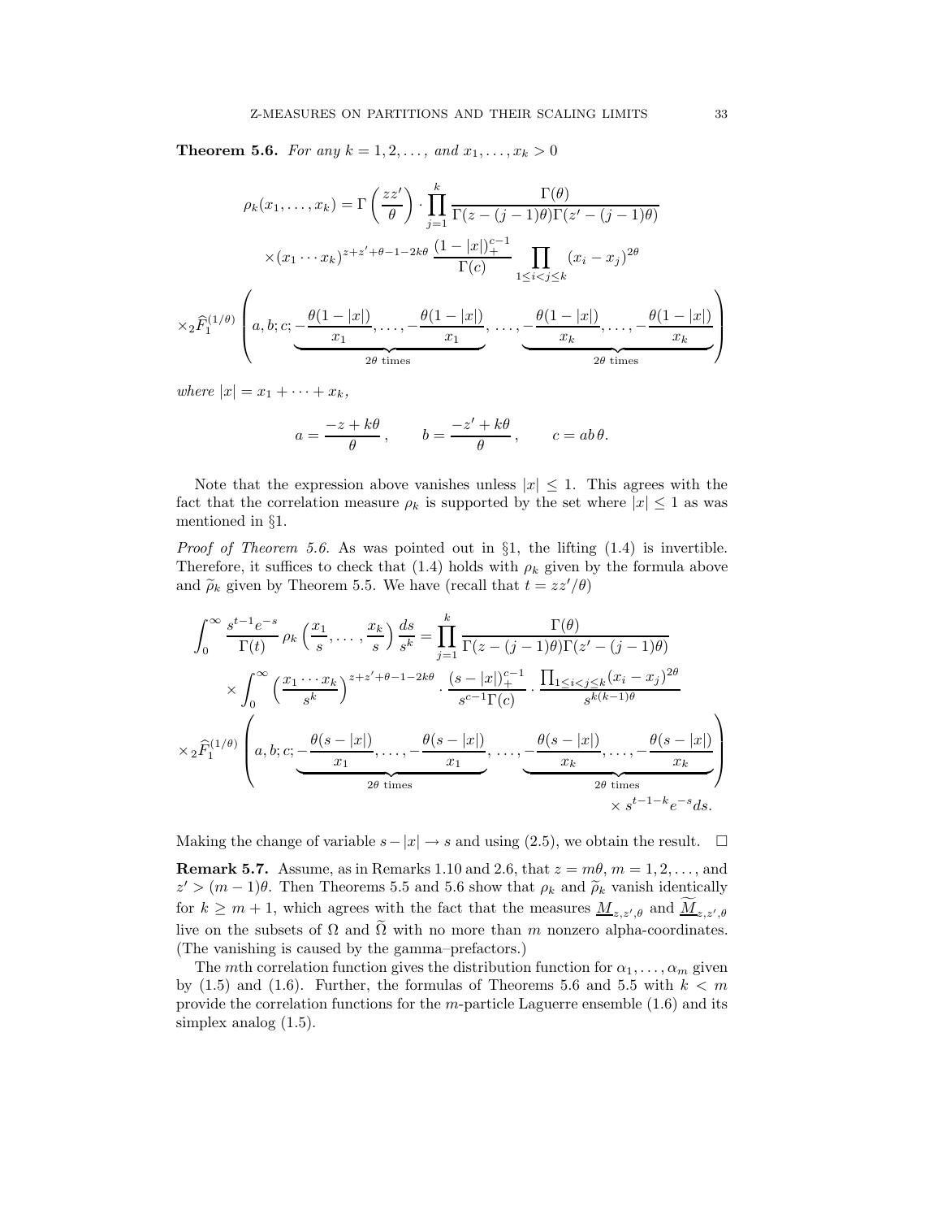**Theorem 5.6.** *For any $k = 1, 2, \ldots,$ and $x_1, \ldots, x_k > 0$*

$$
\rho_k(x_1, \ldots, x_k) = \Gamma\left(\frac{zz'}{\theta}\right) \cdot \prod_{j=1}^{k} \frac{\Gamma(\theta)}{\Gamma(z-(j-1)\theta)\Gamma(z'-(j-1)\theta)}
$$

$$
\times (x_1 \cdots x_k)^{z+z'+\theta-1-2k\theta} \, \frac{(1-|x|)_+^{c-1}}{\Gamma(c)} \prod_{1 \le i < j \le k} (x_i - x_j)^{2\theta}
$$

$$
\times {}_2\widehat{F}_1^{(1/\theta)}\left(a, b; c; \underbrace{-\frac{\theta(1-|x|)}{x_1}, \ldots, -\frac{\theta(1-|x|)}{x_1}}_{2\theta \text{ times}}, \ldots, \underbrace{-\frac{\theta(1-|x|)}{x_k}, \ldots, -\frac{\theta(1-|x|)}{x_k}}_{2\theta \text{ times}}\right)
$$

*where $|x| = x_1 + \cdots + x_k$,*

$$
a = \frac{-z + k\theta}{\theta}, \qquad b = \frac{-z' + k\theta}{\theta}, \qquad c = ab\,\theta.
$$

Note that the expression above vanishes unless $|x| \le 1$. This agrees with the fact that the correlation measure $\rho_k$ is supported by the set where $|x| \le 1$ as was mentioned in §1.

*Proof of Theorem 5.6.* As was pointed out in §1, the lifting (1.4) is invertible. Therefore, it suffices to check that (1.4) holds with $\rho_k$ given by the formula above and $\widetilde{\rho}_k$ given by Theorem 5.5. We have (recall that $t = zz'/\theta$)

$$
\int_0^\infty \frac{s^{t-1}e^{-s}}{\Gamma(t)} \, \rho_k\left(\frac{x_1}{s}, \ldots, \frac{x_k}{s}\right) \frac{ds}{s^k} = \prod_{j=1}^{k} \frac{\Gamma(\theta)}{\Gamma(z-(j-1)\theta)\Gamma(z'-(j-1)\theta)}
$$

$$
\times \int_0^\infty \left(\frac{x_1 \cdots x_k}{s^k}\right)^{z+z'+\theta-1-2k\theta} \cdot \frac{(s-|x|)_+^{c-1}}{s^{c-1}\Gamma(c)} \cdot \frac{\prod_{1\le i<j\le k}(x_i - x_j)^{2\theta}}{s^{k(k-1)\theta}}
$$

$$
\times {}_2\widehat{F}_1^{(1/\theta)}\left(a, b; c; \underbrace{-\frac{\theta(s-|x|)}{x_1}, \ldots, -\frac{\theta(s-|x|)}{x_1}}_{2\theta \text{ times}}, \ldots, \underbrace{-\frac{\theta(s-|x|)}{x_k}, \ldots, -\frac{\theta(s-|x|)}{x_k}}_{2\theta \text{ times}}\right) \times s^{t-1-k}e^{-s}ds.
$$

Making the change of variable $s - |x| \to s$ and using (2.5), we obtain the result. $\square$

**Remark 5.7.** Assume, as in Remarks 1.10 and 2.6, that $z = m\theta$, $m = 1, 2, \ldots,$ and $z' > (m-1)\theta$. Then Theorems 5.5 and 5.6 show that $\rho_k$ and $\widetilde{\rho}_k$ vanish identically for $k \ge m+1$, which agrees with the fact that the measures $\underline{M}_{z,z',\theta}$ and $\underline{\widetilde{M}}_{z,z',\theta}$ live on the subsets of $\Omega$ and $\widetilde{\Omega}$ with no more than $m$ nonzero alpha-coordinates. (The vanishing is caused by the gamma–prefactors.)

The $m$th correlation function gives the distribution function for $\alpha_1, \ldots, \alpha_m$ given by (1.5) and (1.6). Further, the formulas of Theorems 5.6 and 5.5 with $k < m$ provide the correlation functions for the $m$-particle Laguerre ensemble (1.6) and its simplex analog (1.5).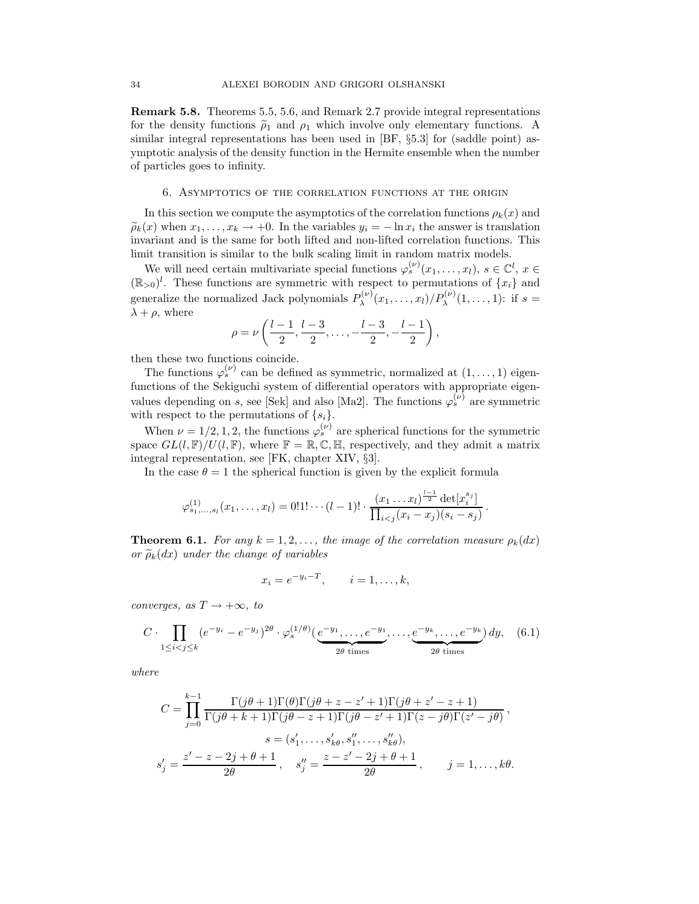**Remark 5.8.** Theorems 5.5, 5.6, and Remark 2.7 provide integral representations for the density functions $\widetilde{\rho}_1$ and $\rho_1$ which involve only elementary functions. A similar integral representations has been used in [BF, §5.3] for (saddle point) asymptotic analysis of the density function in the Hermite ensemble when the number of particles goes to infinity.

## 6. Asymptotics of the correlation functions at the origin

In this section we compute the asymptotics of the correlation functions $\rho_k(x)$ and $\widetilde{\rho}_k(x)$ when $x_1, \dots, x_k \to +0$. In the variables $y_i = -\ln x_i$ the answer is translation invariant and is the same for both lifted and non-lifted correlation functions. This limit transition is similar to the bulk scaling limit in random matrix models.

We will need certain multivariate special functions $\varphi_s^{(\nu)}(x_1, \dots, x_l)$, $s \in \mathbb{C}^l$, $x \in (\mathbb{R}_{>0})^l$. These functions are symmetric with respect to permutations of $\{x_i\}$ and generalize the normalized Jack polynomials $P_\lambda^{(\nu)}(x_1, \dots, x_l)/P_\lambda^{(\nu)}(1, \dots, 1)$: if $s = \lambda + \rho$, where

$$\rho = \nu\left(\frac{l-1}{2}, \frac{l-3}{2}, \dots, -\frac{l-3}{2}, -\frac{l-1}{2}\right),$$

then these two functions coincide.

The functions $\varphi_s^{(\nu)}$ can be defined as symmetric, normalized at $(1, \dots, 1)$ eigenfunctions of the Sekiguchi system of differential operators with appropriate eigenvalues depending on $s$, see [Sek] and also [Ma2]. The functions $\varphi_s^{(\nu)}$ are symmetric with respect to the permutations of $\{s_i\}$.

When $\nu = 1/2, 1, 2$, the functions $\varphi_s^{(\nu)}$ are spherical functions for the symmetric space $GL(l, \mathbb{F})/U(l, \mathbb{F})$, where $\mathbb{F} = \mathbb{R}, \mathbb{C}, \mathbb{H}$, respectively, and they admit a matrix integral representation, see [FK, chapter XIV, §3].

In the case $\theta = 1$ the spherical function is given by the explicit formula

$$\varphi^{(1)}_{s_1, \dots, s_l}(x_1, \dots, x_l) = 0!1! \cdots (l-1)! \cdot \frac{(x_1 \dots x_l)^{\frac{l-1}{2}} \det[x_i^{s_j}]}{\prod_{i<j}(x_i - x_j)(s_i - s_j)}.$$

**Theorem 6.1.** *For any $k = 1, 2, \dots,$ the image of the correlation measure $\rho_k(dx)$ or $\widetilde{\rho}_k(dx)$ under the change of variables*

$$x_i = e^{-y_i - T}, \qquad i = 1, \dots, k,$$

*converges, as $T \to +\infty$, to*

$$C \cdot \prod_{1 \le i < j \le k} (e^{-y_i} - e^{-y_j})^{2\theta} \cdot \varphi_s^{(1/\theta)}(\underbrace{e^{-y_1}, \dots, e^{-y_1}}_{2\theta \text{ times}}, \dots, \underbrace{e^{-y_k}, \dots, e^{-y_k}}_{2\theta \text{ times}})\, dy, \quad (6.1)$$

*where*

$$C = \prod_{j=0}^{k-1} \frac{\Gamma(j\theta+1)\Gamma(\theta)\Gamma(j\theta + z - z' + 1)\Gamma(j\theta + z' - z + 1)}{\Gamma(j\theta + k + 1)\Gamma(j\theta - z + 1)\Gamma(j\theta - z' + 1)\Gamma(z - j\theta)\Gamma(z' - j\theta)},$$

$$s = (s_1', \dots, s_{k\theta}', s_1'', \dots, s_{k\theta}''),$$

$$s_j' = \frac{z' - z - 2j + \theta + 1}{2\theta}, \quad s_j'' = \frac{z - z' - 2j + \theta + 1}{2\theta}, \qquad j = 1, \dots, k\theta.$$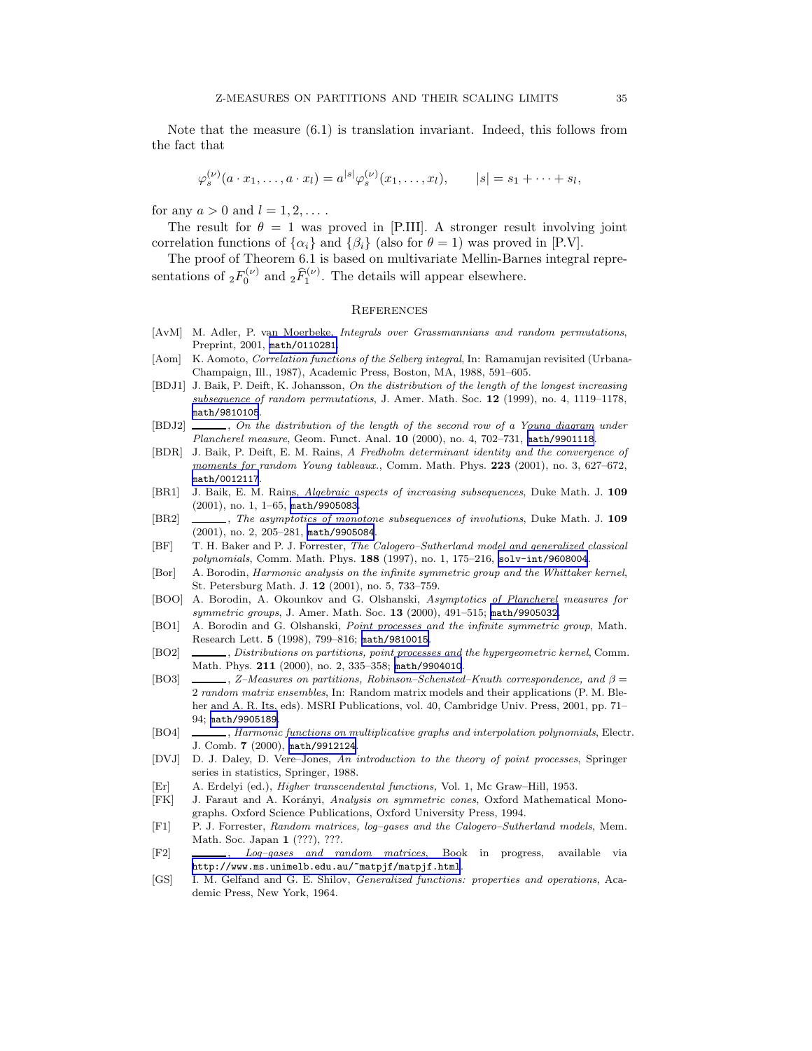Note that the measure (6.1) is translation invariant. Indeed, this follows from the fact that

$$\varphi_s^{(\nu)}(a \cdot x_1, \dots, a \cdot x_l) = a^{|s|} \varphi_s^{(\nu)}(x_1, \dots, x_l), \qquad |s| = s_1 + \dots + s_l,$$

for any $a > 0$ and $l = 1, 2, \dots$.

The result for $\theta = 1$ was proved in [P.III]. A stronger result involving joint correlation functions of $\{\alpha_i\}$ and $\{\beta_i\}$ (also for $\theta = 1$) was proved in [P.V].

The proof of Theorem 6.1 is based on multivariate Mellin-Barnes integral representations of ${}_2F_0^{(\nu)}$ and ${}_2\widehat{F}_1^{(\nu)}$. The details will appear elsewhere.

## References

[AvM] M. Adler, P. van Moerbeke, *Integrals over Grassmannians and random permutations*, Preprint, 2001, math/0110281.

[Aom] K. Aomoto, *Correlation functions of the Selberg integral*, In: Ramanujan revisited (Urbana-Champaign, Ill., 1987), Academic Press, Boston, MA, 1988, 591–605.

[BDJ1] J. Baik, P. Deift, K. Johansson, *On the distribution of the length of the longest increasing subsequence of random permutations*, J. Amer. Math. Soc. **12** (1999), no. 4, 1119–1178, math/9810105.

[BDJ2] ______, *On the distribution of the length of the second row of a Young diagram under Plancherel measure*, Geom. Funct. Anal. **10** (2000), no. 4, 702–731, math/9901118.

[BDR] J. Baik, P. Deift, E. M. Rains, *A Fredholm determinant identity and the convergence of moments for random Young tableaux.*, Comm. Math. Phys. **223** (2001), no. 3, 627–672, math/0012117.

[BR1] J. Baik, E. M. Rains, *Algebraic aspects of increasing subsequences*, Duke Math. J. **109** (2001), no. 1, 1–65, math/9905083.

[BR2] ______, *The asymptotics of monotone subsequences of involutions*, Duke Math. J. **109** (2001), no. 2, 205–281, math/9905084.

[BF] T. H. Baker and P. J. Forrester, *The Calogero–Sutherland model and generalized classical polynomials*, Comm. Math. Phys. **188** (1997), no. 1, 175–216, solv-int/9608004.

[Bor] A. Borodin, *Harmonic analysis on the infinite symmetric group and the Whittaker kernel*, St. Petersburg Math. J. **12** (2001), no. 5, 733–759.

[BOO] A. Borodin, A. Okounkov and G. Olshanski, *Asymptotics of Plancherel measures for symmetric groups*, J. Amer. Math. Soc. **13** (2000), 491–515; math/9905032.

[BO1] A. Borodin and G. Olshanski, *Point processes and the infinite symmetric group*, Math. Research Lett. **5** (1998), 799–816; math/9810015.

[BO2] ______, *Distributions on partitions, point processes and the hypergeometric kernel*, Comm. Math. Phys. **211** (2000), no. 2, 335–358; math/9904010.

[BO3] ______, *Z–Measures on partitions, Robinson–Schensted–Knuth correspondence, and $\beta = 2$ random matrix ensembles*, In: Random matrix models and their applications (P. M. Bleher and A. R. Its, eds). MSRI Publications, vol. 40, Cambridge Univ. Press, 2001, pp. 71–94; math/9905189.

[BO4] ______, *Harmonic functions on multiplicative graphs and interpolation polynomials*, Electr. J. Comb. **7** (2000), math/9912124.

[DVJ] D. J. Daley, D. Vere–Jones, *An introduction to the theory of point processes*, Springer series in statistics, Springer, 1988.

[Er] A. Erdelyi (ed.), *Higher transcendental functions,* Vol. 1, Mc Graw–Hill, 1953.

[FK] J. Faraut and A. Korányi, *Analysis on symmetric cones*, Oxford Mathematical Monographs. Oxford Science Publications, Oxford University Press, 1994.

[F1] P. J. Forrester, *Random matrices, log–gases and the Calogero–Sutherland models*, Mem. Math. Soc. Japan **1** (???), ???.

[F2] ______, *Log–gases and random matrices*, Book in progress, available via http://www.ms.unimelb.edu.au/~matpjf/matpjf.html.

[GS] I. M. Gelfand and G. E. Shilov, *Generalized functions: properties and operations*, Academic Press, New York, 1964.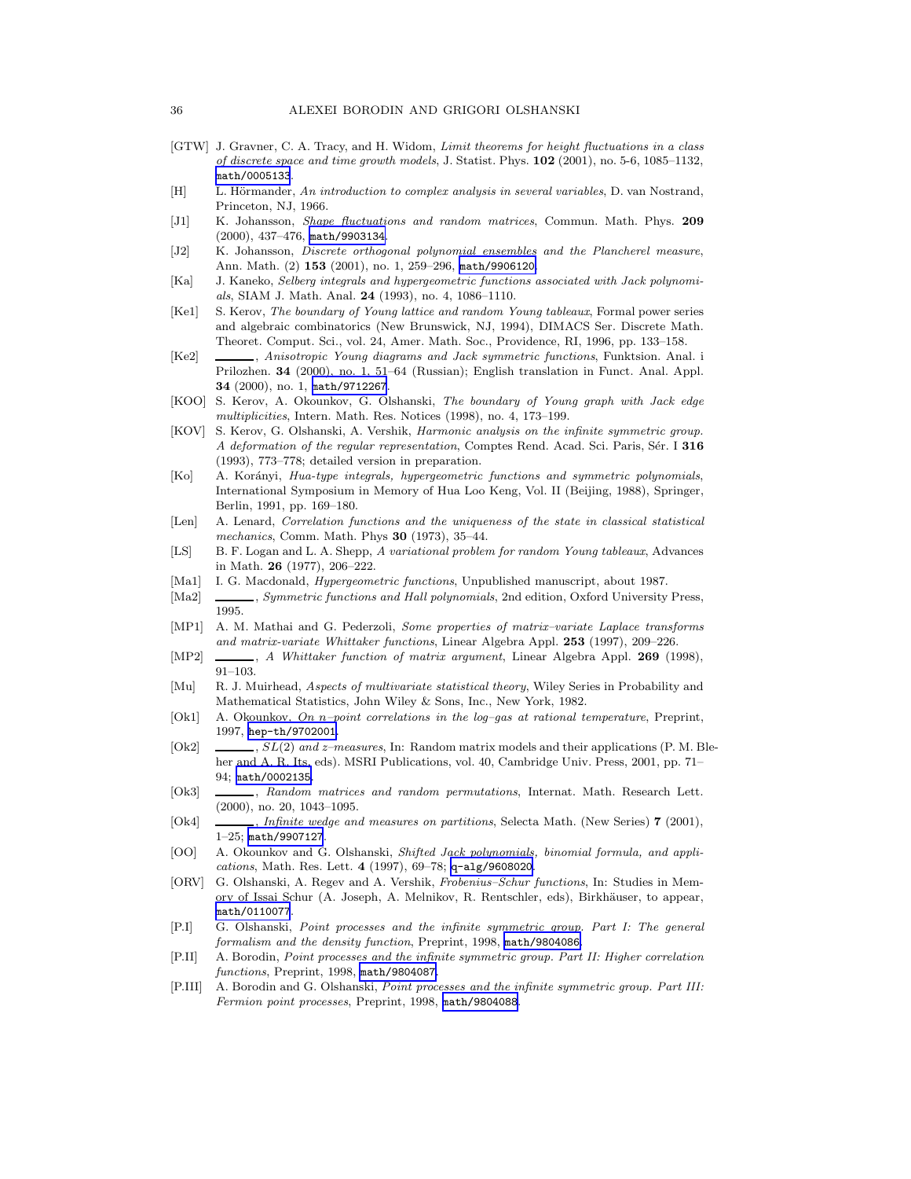[GTW] J. Gravner, C. A. Tracy, and H. Widom, *Limit theorems for height fluctuations in a class of discrete space and time growth models*, J. Statist. Phys. **102** (2001), no. 5-6, 1085–1132, math/0005133.

[H] L. Hörmander, *An introduction to complex analysis in several variables*, D. van Nostrand, Princeton, NJ, 1966.

[J1] K. Johansson, *Shape fluctuations and random matrices*, Commun. Math. Phys. **209** (2000), 437–476, math/9903134.

[J2] K. Johansson, *Discrete orthogonal polynomial ensembles and the Plancherel measure*, Ann. Math. (2) **153** (2001), no. 1, 259–296, math/9906120.

[Ka] J. Kaneko, *Selberg integrals and hypergeometric functions associated with Jack polynomials*, SIAM J. Math. Anal. **24** (1993), no. 4, 1086–1110.

[Ke1] S. Kerov, *The boundary of Young lattice and random Young tableaux*, Formal power series and algebraic combinatorics (New Brunswick, NJ, 1994), DIMACS Ser. Discrete Math. Theoret. Comput. Sci., vol. 24, Amer. Math. Soc., Providence, RI, 1996, pp. 133–158.

[Ke2] ———, *Anisotropic Young diagrams and Jack symmetric functions*, Funktsion. Anal. i Prilozhen. **34** (2000), no. 1, 51–64 (Russian); English translation in Funct. Anal. Appl. **34** (2000), no. 1, math/9712267.

[KOO] S. Kerov, A. Okounkov, G. Olshanski, *The boundary of Young graph with Jack edge multiplicities*, Intern. Math. Res. Notices (1998), no. 4, 173–199.

[KOV] S. Kerov, G. Olshanski, A. Vershik, *Harmonic analysis on the infinite symmetric group. A deformation of the regular representation*, Comptes Rend. Acad. Sci. Paris, Sér. I **316** (1993), 773–778; detailed version in preparation.

[Ko] A. Korányi, *Hua-type integrals, hypergeometric functions and symmetric polynomials*, International Symposium in Memory of Hua Loo Keng, Vol. II (Beijing, 1988), Springer, Berlin, 1991, pp. 169–180.

[Len] A. Lenard, *Correlation functions and the uniqueness of the state in classical statistical mechanics*, Comm. Math. Phys **30** (1973), 35–44.

[LS] B. F. Logan and L. A. Shepp, *A variational problem for random Young tableaux*, Advances in Math. **26** (1977), 206–222.

[Ma1] I. G. Macdonald, *Hypergeometric functions*, Unpublished manuscript, about 1987.

[Ma2] ———, *Symmetric functions and Hall polynomials*, 2nd edition, Oxford University Press, 1995.

[MP1] A. M. Mathai and G. Pederzoli, *Some properties of matrix–variate Laplace transforms and matrix-variate Whittaker functions*, Linear Algebra Appl. **253** (1997), 209–226.

[MP2] ———, *A Whittaker function of matrix argument*, Linear Algebra Appl. **269** (1998), 91–103.

[Mu] R. J. Muirhead, *Aspects of multivariate statistical theory*, Wiley Series in Probability and Mathematical Statistics, John Wiley & Sons, Inc., New York, 1982.

[Ok1] A. Okounkov, *On $n$–point correlations in the log–gas at rational temperature*, Preprint, 1997, hep-th/9702001.

[Ok2] ———, *$SL(2)$ and $z$–measures*, In: Random matrix models and their applications (P. M. Bleher and A. R. Its, eds). MSRI Publications, vol. 40, Cambridge Univ. Press, 2001, pp. 71–94; math/0002135.

[Ok3] ———, *Random matrices and random permutations*, Internat. Math. Research Lett. (2000), no. 20, 1043–1095.

[Ok4] ———, *Infinite wedge and measures on partitions*, Selecta Math. (New Series) **7** (2001), 1–25; math/9907127.

[OO] A. Okounkov and G. Olshanski, *Shifted Jack polynomials, binomial formula, and applications*, Math. Res. Lett. **4** (1997), 69–78; q-alg/9608020.

[ORV] G. Olshanski, A. Regev and A. Vershik, *Frobenius–Schur functions*, In: Studies in Memory of Issai Schur (A. Joseph, A. Melnikov, R. Rentschler, eds), Birkhäuser, to appear, math/0110077.

[P.I] G. Olshanski, *Point processes and the infinite symmetric group. Part I: The general formalism and the density function*, Preprint, 1998, math/9804086.

[P.II] A. Borodin, *Point processes and the infinite symmetric group. Part II: Higher correlation functions*, Preprint, 1998, math/9804087.

[P.III] A. Borodin and G. Olshanski, *Point processes and the infinite symmetric group. Part III: Fermion point processes*, Preprint, 1998, math/9804088.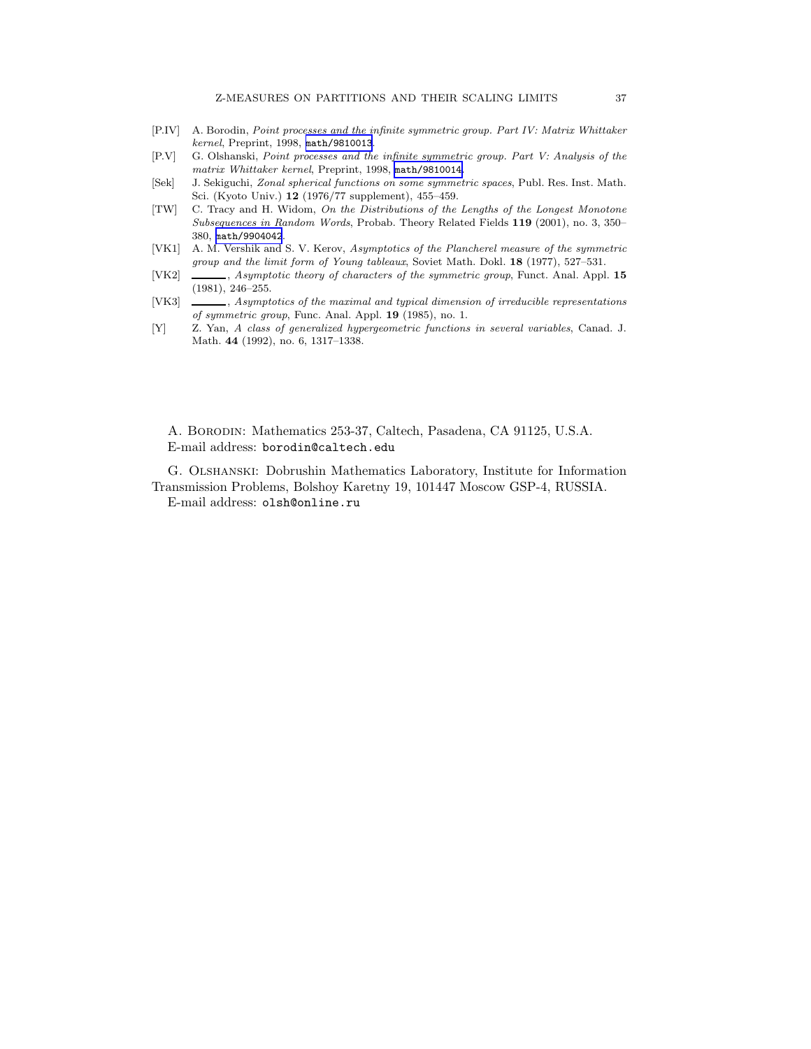- [P.IV] A. Borodin, *Point processes and the infinite symmetric group. Part IV: Matrix Whittaker kernel*, Preprint, 1998, math/9810013.
- [P.V] G. Olshanski, *Point processes and the infinite symmetric group. Part V: Analysis of the matrix Whittaker kernel*, Preprint, 1998, math/9810014.
- [Sek] J. Sekiguchi, *Zonal spherical functions on some symmetric spaces*, Publ. Res. Inst. Math. Sci. (Kyoto Univ.) **12** (1976/77 supplement), 455–459.
- [TW] C. Tracy and H. Widom, *On the Distributions of the Lengths of the Longest Monotone Subsequences in Random Words*, Probab. Theory Related Fields **119** (2001), no. 3, 350–380, math/9904042.
- [VK1] A. M. Vershik and S. V. Kerov, *Asymptotics of the Plancherel measure of the symmetric group and the limit form of Young tableaux*, Soviet Math. Dokl. **18** (1977), 527–531.
- [VK2] ———, *Asymptotic theory of characters of the symmetric group*, Funct. Anal. Appl. **15** (1981), 246–255.
- [VK3] ———, *Asymptotics of the maximal and typical dimension of irreducible representations of symmetric group*, Func. Anal. Appl. **19** (1985), no. 1.
- [Y] Z. Yan, *A class of generalized hypergeometric functions in several variables*, Canad. J. Math. **44** (1992), no. 6, 1317–1338.

A. Borodin: Mathematics 253-37, Caltech, Pasadena, CA 91125, U.S.A.
E-mail address: borodin@caltech.edu

G. Olshanski: Dobrushin Mathematics Laboratory, Institute for Information Transmission Problems, Bolshoy Karetny 19, 101447 Moscow GSP-4, RUSSIA.
E-mail address: olsh@online.ru